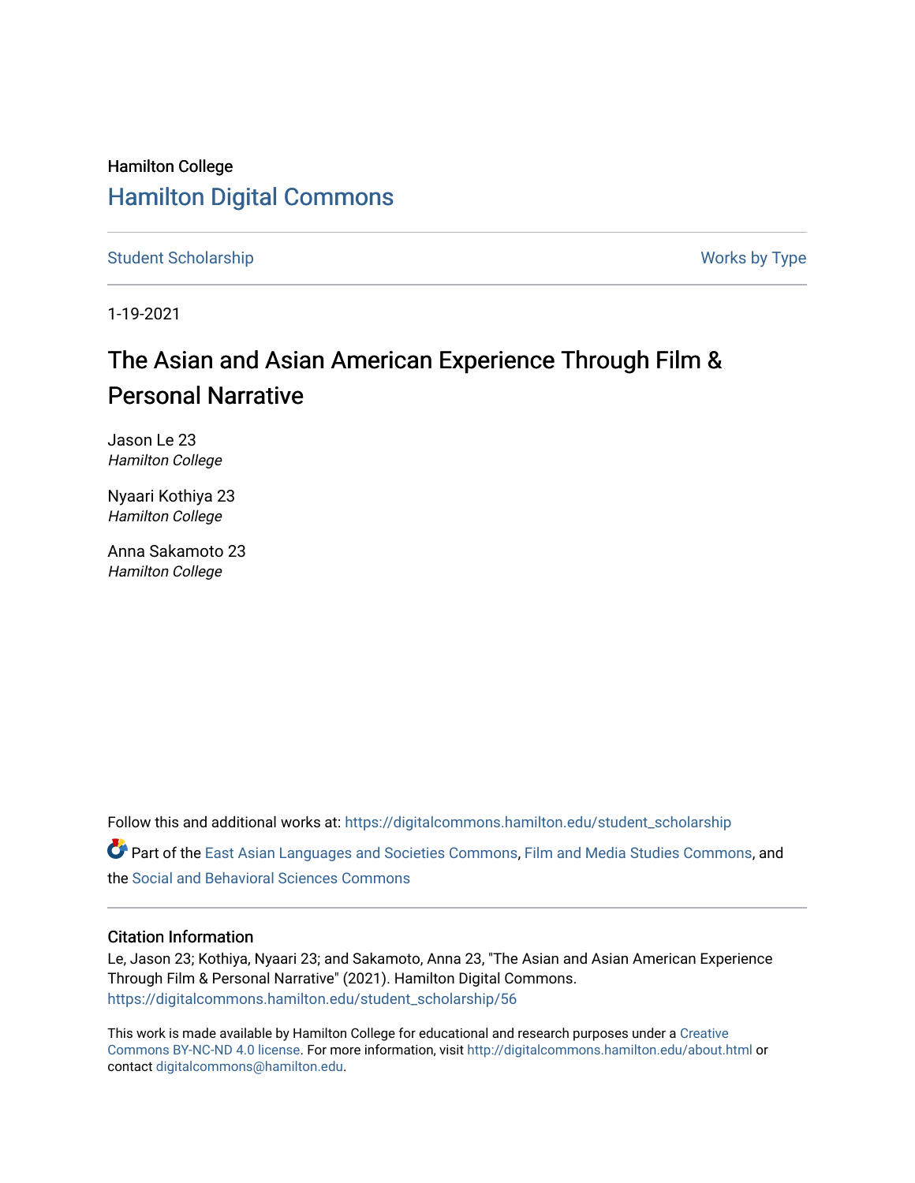Hamilton College

# Hamilton Digital Commons

Student Scholarship | Works by Type

1-19-2021

## The Asian and Asian American Experience Through Film & Personal Narrative

Jason Le 23
*Hamilton College*

Nyaari Kothiya 23
*Hamilton College*

Anna Sakamoto 23
*Hamilton College*

Follow this and additional works at: https://digitalcommons.hamilton.edu/student_scholarship

Part of the East Asian Languages and Societies Commons, Film and Media Studies Commons, and the Social and Behavioral Sciences Commons

### Citation Information

Le, Jason 23; Kothiya, Nyaari 23; and Sakamoto, Anna 23, "The Asian and Asian American Experience Through Film & Personal Narrative" (2021). Hamilton Digital Commons.
https://digitalcommons.hamilton.edu/student_scholarship/56

This work is made available by Hamilton College for educational and research purposes under a Creative Commons BY-NC-ND 4.0 license. For more information, visit http://digitalcommons.hamilton.edu/about.html or contact digitalcommons@hamilton.edu.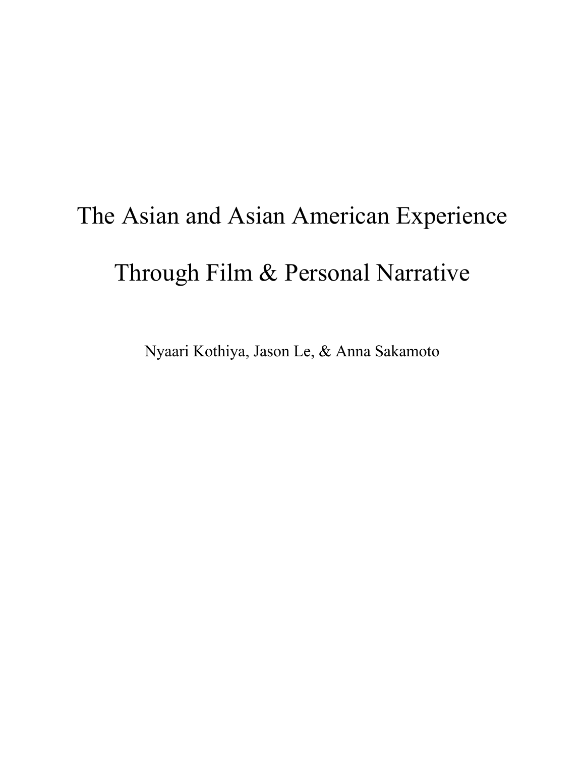# The Asian and Asian American Experience Through Film & Personal Narrative

Nyaari Kothiya, Jason Le, & Anna Sakamoto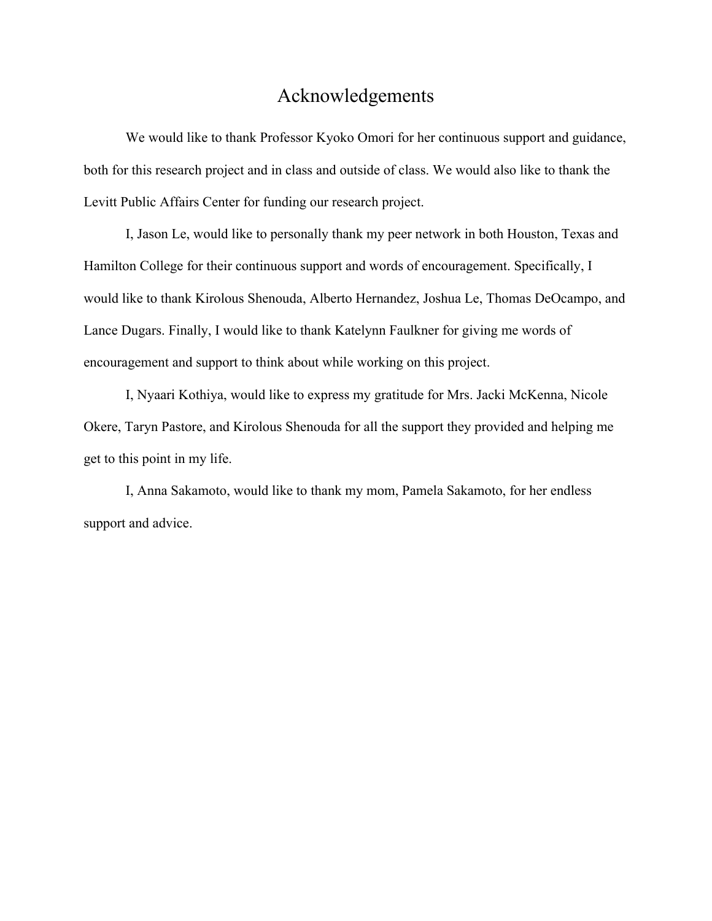# Acknowledgements

We would like to thank Professor Kyoko Omori for her continuous support and guidance, both for this research project and in class and outside of class. We would also like to thank the Levitt Public Affairs Center for funding our research project.

I, Jason Le, would like to personally thank my peer network in both Houston, Texas and Hamilton College for their continuous support and words of encouragement. Specifically, I would like to thank Kirolous Shenouda, Alberto Hernandez, Joshua Le, Thomas DeOcampo, and Lance Dugars. Finally, I would like to thank Katelynn Faulkner for giving me words of encouragement and support to think about while working on this project.

I, Nyaari Kothiya, would like to express my gratitude for Mrs. Jacki McKenna, Nicole Okere, Taryn Pastore, and Kirolous Shenouda for all the support they provided and helping me get to this point in my life.

I, Anna Sakamoto, would like to thank my mom, Pamela Sakamoto, for her endless support and advice.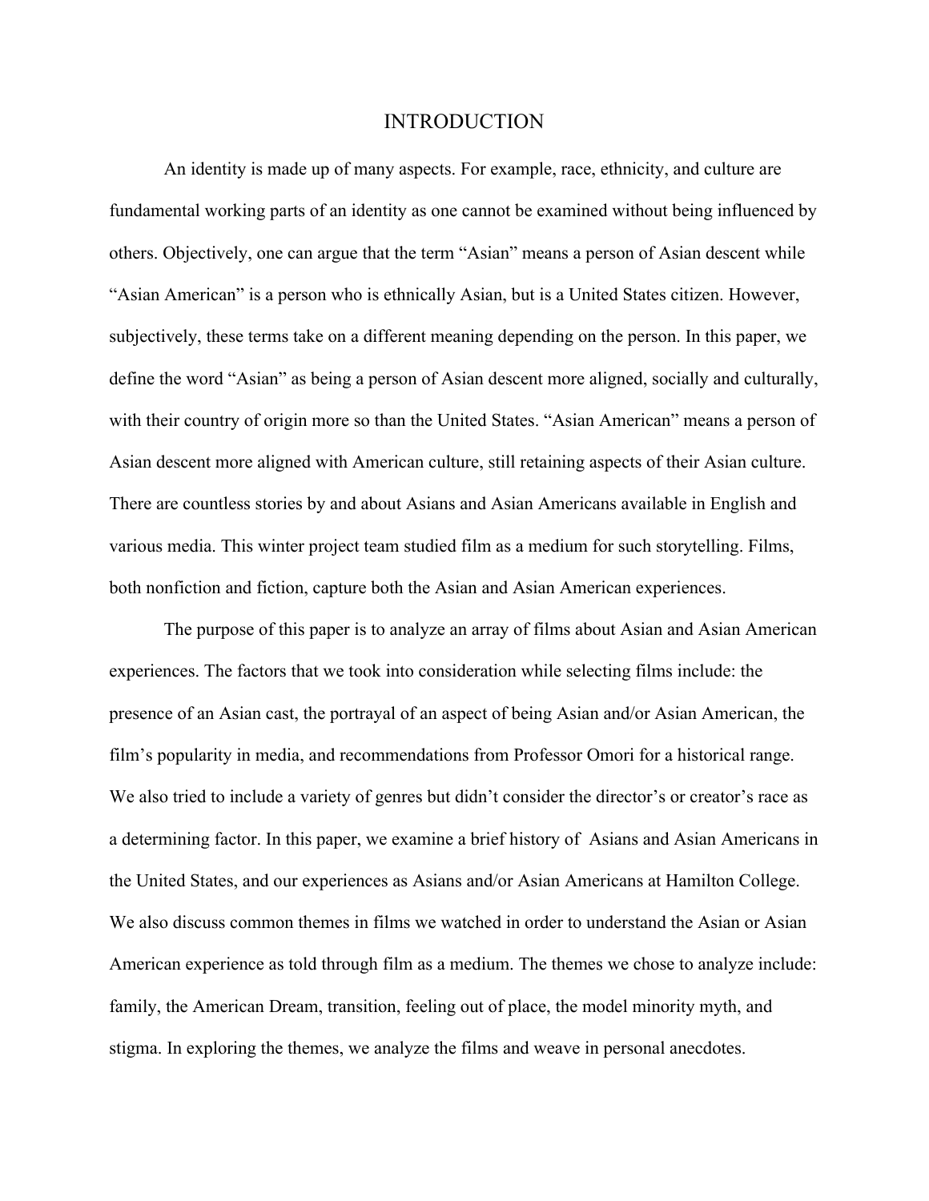# INTRODUCTION

An identity is made up of many aspects. For example, race, ethnicity, and culture are fundamental working parts of an identity as one cannot be examined without being influenced by others. Objectively, one can argue that the term "Asian" means a person of Asian descent while "Asian American" is a person who is ethnically Asian, but is a United States citizen. However, subjectively, these terms take on a different meaning depending on the person. In this paper, we define the word "Asian" as being a person of Asian descent more aligned, socially and culturally, with their country of origin more so than the United States. "Asian American" means a person of Asian descent more aligned with American culture, still retaining aspects of their Asian culture. There are countless stories by and about Asians and Asian Americans available in English and various media. This winter project team studied film as a medium for such storytelling. Films, both nonfiction and fiction, capture both the Asian and Asian American experiences.

The purpose of this paper is to analyze an array of films about Asian and Asian American experiences. The factors that we took into consideration while selecting films include: the presence of an Asian cast, the portrayal of an aspect of being Asian and/or Asian American, the film's popularity in media, and recommendations from Professor Omori for a historical range. We also tried to include a variety of genres but didn't consider the director's or creator's race as a determining factor. In this paper, we examine a brief history of Asians and Asian Americans in the United States, and our experiences as Asians and/or Asian Americans at Hamilton College. We also discuss common themes in films we watched in order to understand the Asian or Asian American experience as told through film as a medium. The themes we chose to analyze include: family, the American Dream, transition, feeling out of place, the model minority myth, and stigma. In exploring the themes, we analyze the films and weave in personal anecdotes.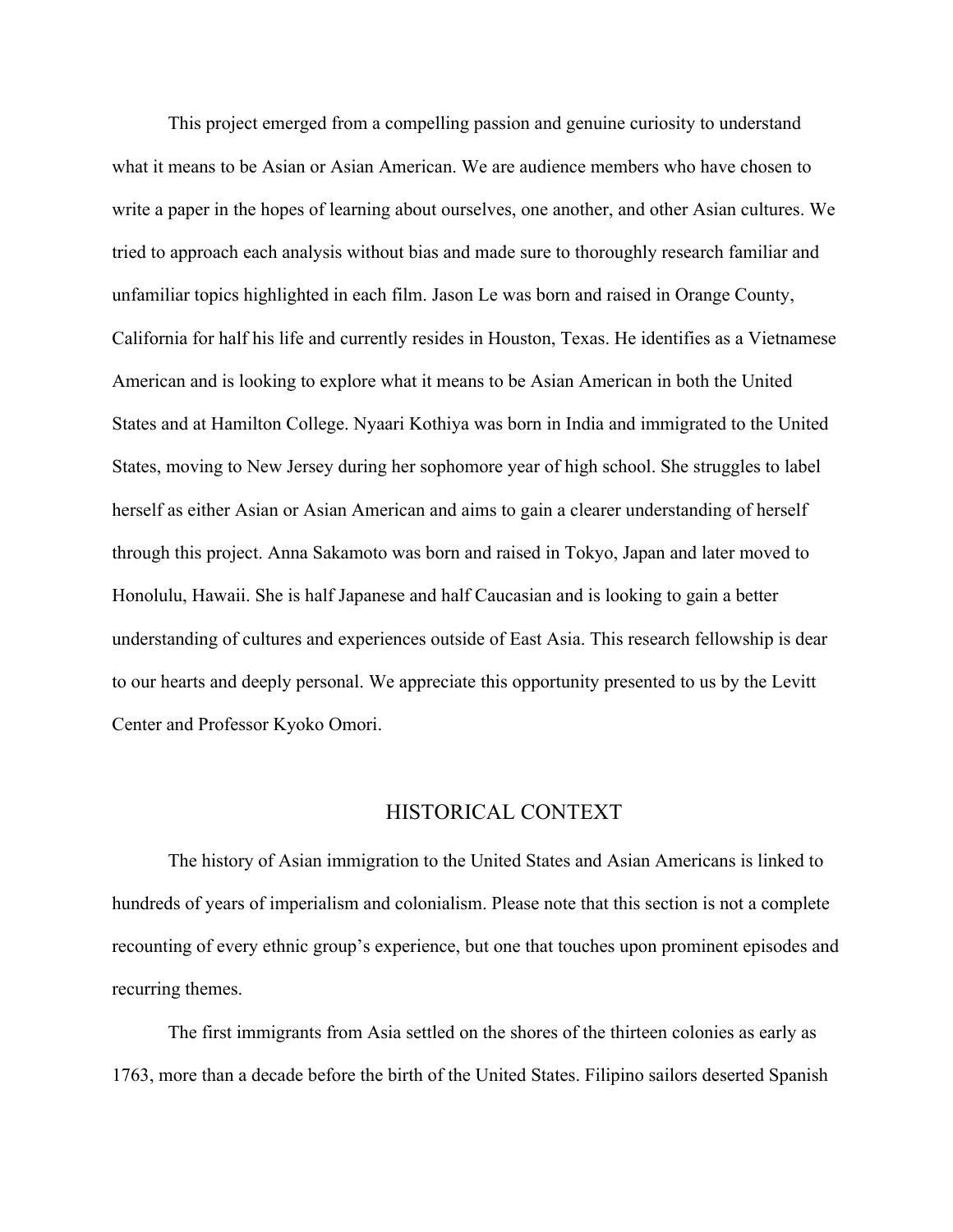This project emerged from a compelling passion and genuine curiosity to understand what it means to be Asian or Asian American. We are audience members who have chosen to write a paper in the hopes of learning about ourselves, one another, and other Asian cultures. We tried to approach each analysis without bias and made sure to thoroughly research familiar and unfamiliar topics highlighted in each film. Jason Le was born and raised in Orange County, California for half his life and currently resides in Houston, Texas. He identifies as a Vietnamese American and is looking to explore what it means to be Asian American in both the United States and at Hamilton College. Nyaari Kothiya was born in India and immigrated to the United States, moving to New Jersey during her sophomore year of high school. She struggles to label herself as either Asian or Asian American and aims to gain a clearer understanding of herself through this project. Anna Sakamoto was born and raised in Tokyo, Japan and later moved to Honolulu, Hawaii. She is half Japanese and half Caucasian and is looking to gain a better understanding of cultures and experiences outside of East Asia. This research fellowship is dear to our hearts and deeply personal. We appreciate this opportunity presented to us by the Levitt Center and Professor Kyoko Omori.

## HISTORICAL CONTEXT

The history of Asian immigration to the United States and Asian Americans is linked to hundreds of years of imperialism and colonialism. Please note that this section is not a complete recounting of every ethnic group's experience, but one that touches upon prominent episodes and recurring themes.

The first immigrants from Asia settled on the shores of the thirteen colonies as early as 1763, more than a decade before the birth of the United States. Filipino sailors deserted Spanish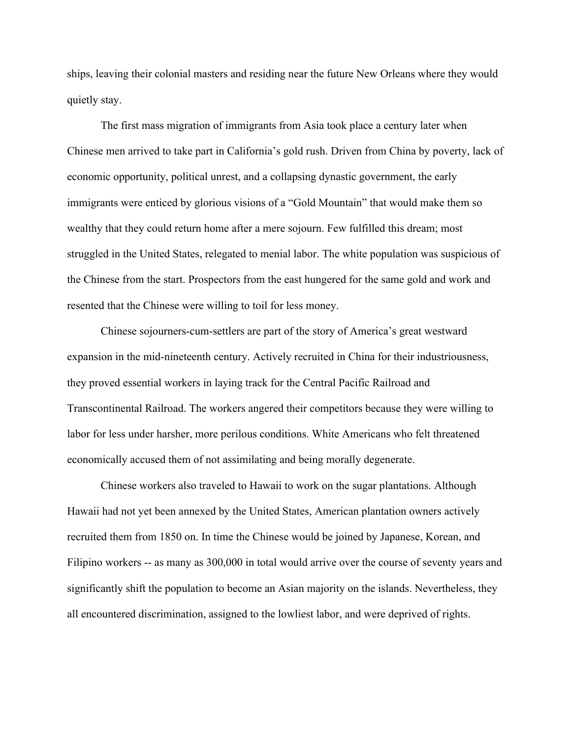ships, leaving their colonial masters and residing near the future New Orleans where they would quietly stay.

The first mass migration of immigrants from Asia took place a century later when Chinese men arrived to take part in California's gold rush. Driven from China by poverty, lack of economic opportunity, political unrest, and a collapsing dynastic government, the early immigrants were enticed by glorious visions of a "Gold Mountain" that would make them so wealthy that they could return home after a mere sojourn. Few fulfilled this dream; most struggled in the United States, relegated to menial labor. The white population was suspicious of the Chinese from the start. Prospectors from the east hungered for the same gold and work and resented that the Chinese were willing to toil for less money.

Chinese sojourners-cum-settlers are part of the story of America's great westward expansion in the mid-nineteenth century. Actively recruited in China for their industriousness, they proved essential workers in laying track for the Central Pacific Railroad and Transcontinental Railroad. The workers angered their competitors because they were willing to labor for less under harsher, more perilous conditions. White Americans who felt threatened economically accused them of not assimilating and being morally degenerate.

Chinese workers also traveled to Hawaii to work on the sugar plantations. Although Hawaii had not yet been annexed by the United States, American plantation owners actively recruited them from 1850 on. In time the Chinese would be joined by Japanese, Korean, and Filipino workers -- as many as 300,000 in total would arrive over the course of seventy years and significantly shift the population to become an Asian majority on the islands. Nevertheless, they all encountered discrimination, assigned to the lowliest labor, and were deprived of rights.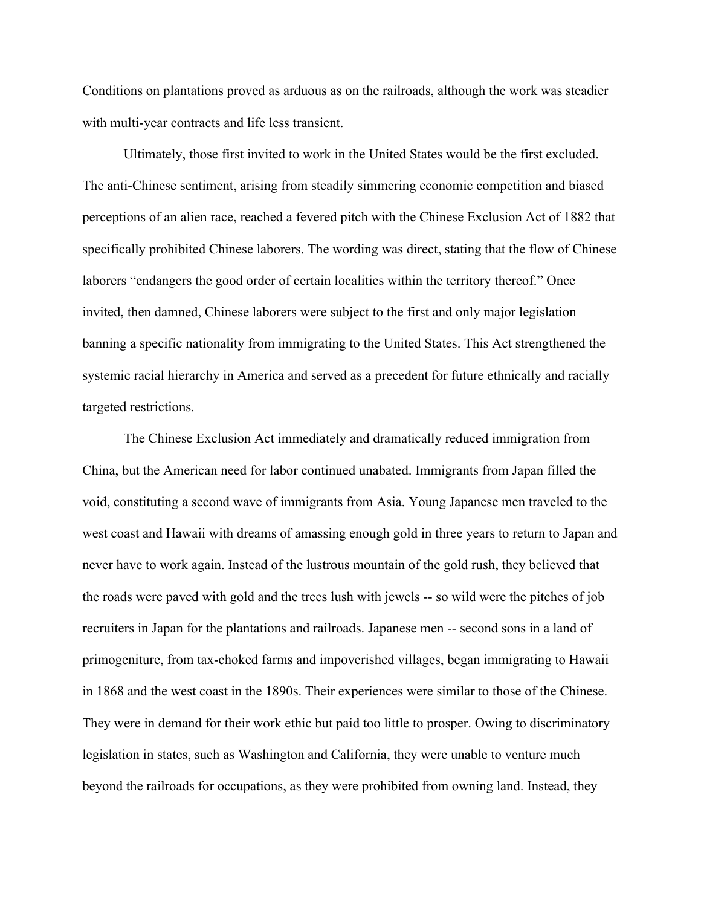Conditions on plantations proved as arduous as on the railroads, although the work was steadier with multi-year contracts and life less transient.

Ultimately, those first invited to work in the United States would be the first excluded. The anti-Chinese sentiment, arising from steadily simmering economic competition and biased perceptions of an alien race, reached a fevered pitch with the Chinese Exclusion Act of 1882 that specifically prohibited Chinese laborers. The wording was direct, stating that the flow of Chinese laborers "endangers the good order of certain localities within the territory thereof." Once invited, then damned, Chinese laborers were subject to the first and only major legislation banning a specific nationality from immigrating to the United States. This Act strengthened the systemic racial hierarchy in America and served as a precedent for future ethnically and racially targeted restrictions.

The Chinese Exclusion Act immediately and dramatically reduced immigration from China, but the American need for labor continued unabated. Immigrants from Japan filled the void, constituting a second wave of immigrants from Asia. Young Japanese men traveled to the west coast and Hawaii with dreams of amassing enough gold in three years to return to Japan and never have to work again. Instead of the lustrous mountain of the gold rush, they believed that the roads were paved with gold and the trees lush with jewels -- so wild were the pitches of job recruiters in Japan for the plantations and railroads. Japanese men -- second sons in a land of primogeniture, from tax-choked farms and impoverished villages, began immigrating to Hawaii in 1868 and the west coast in the 1890s. Their experiences were similar to those of the Chinese. They were in demand for their work ethic but paid too little to prosper. Owing to discriminatory legislation in states, such as Washington and California, they were unable to venture much beyond the railroads for occupations, as they were prohibited from owning land. Instead, they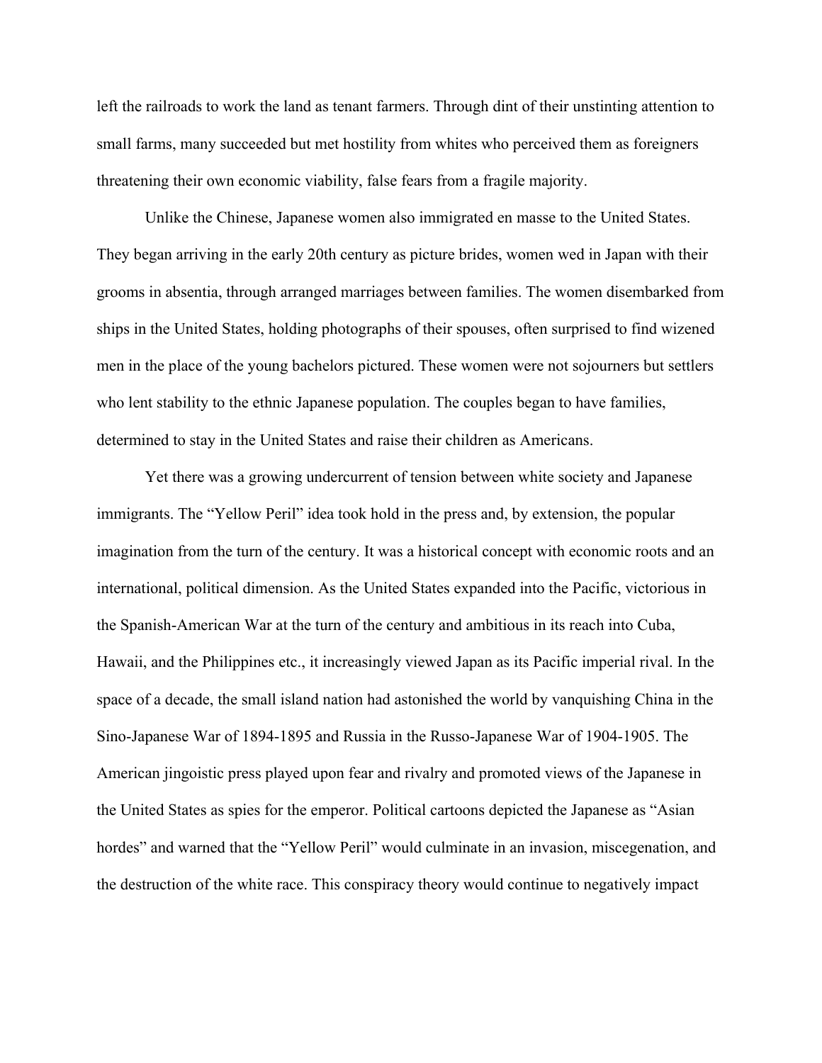left the railroads to work the land as tenant farmers. Through dint of their unstinting attention to small farms, many succeeded but met hostility from whites who perceived them as foreigners threatening their own economic viability, false fears from a fragile majority.

Unlike the Chinese, Japanese women also immigrated en masse to the United States. They began arriving in the early 20th century as picture brides, women wed in Japan with their grooms in absentia, through arranged marriages between families. The women disembarked from ships in the United States, holding photographs of their spouses, often surprised to find wizened men in the place of the young bachelors pictured. These women were not sojourners but settlers who lent stability to the ethnic Japanese population. The couples began to have families, determined to stay in the United States and raise their children as Americans.

Yet there was a growing undercurrent of tension between white society and Japanese immigrants. The "Yellow Peril" idea took hold in the press and, by extension, the popular imagination from the turn of the century. It was a historical concept with economic roots and an international, political dimension. As the United States expanded into the Pacific, victorious in the Spanish-American War at the turn of the century and ambitious in its reach into Cuba, Hawaii, and the Philippines etc., it increasingly viewed Japan as its Pacific imperial rival. In the space of a decade, the small island nation had astonished the world by vanquishing China in the Sino-Japanese War of 1894-1895 and Russia in the Russo-Japanese War of 1904-1905. The American jingoistic press played upon fear and rivalry and promoted views of the Japanese in the United States as spies for the emperor. Political cartoons depicted the Japanese as "Asian hordes" and warned that the "Yellow Peril" would culminate in an invasion, miscegenation, and the destruction of the white race. This conspiracy theory would continue to negatively impact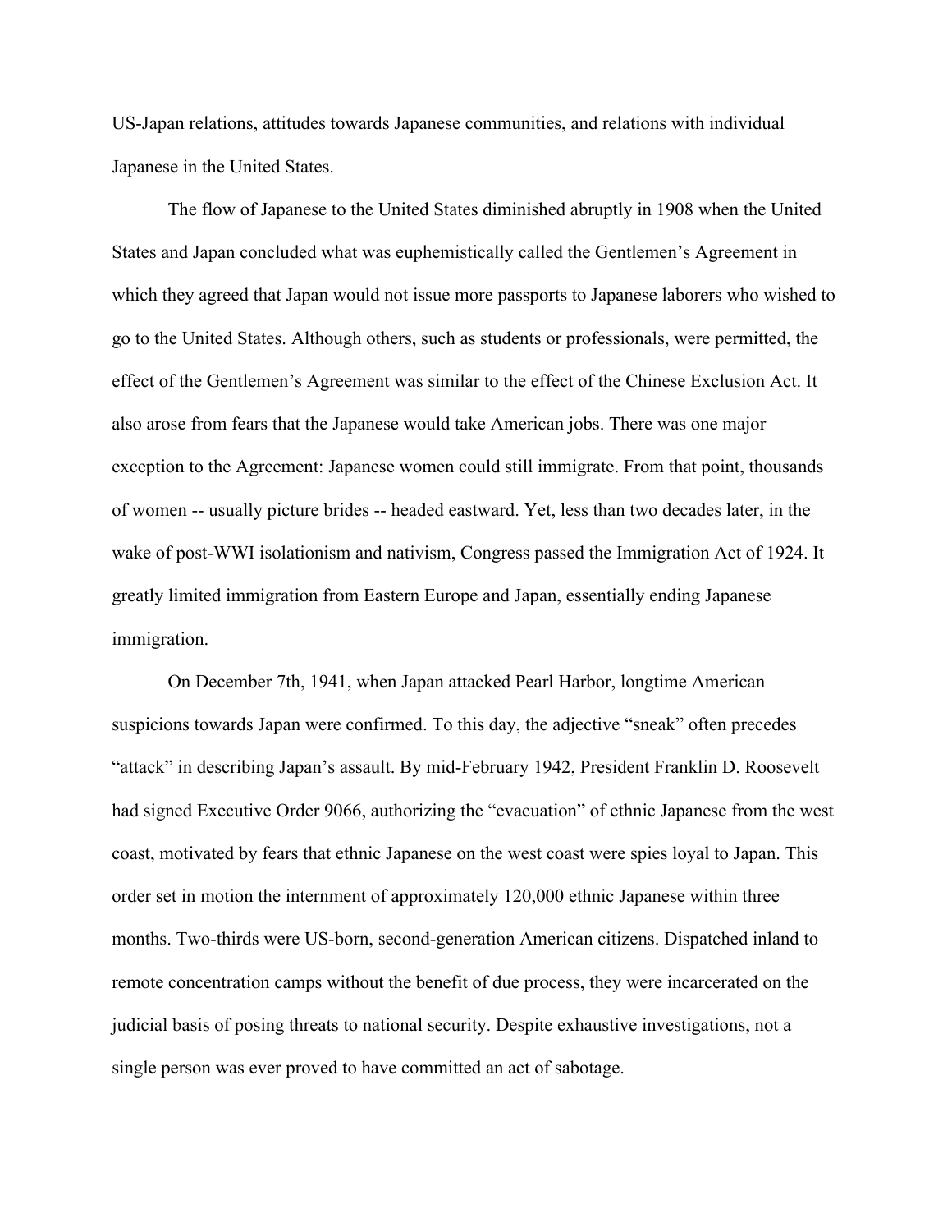US-Japan relations, attitudes towards Japanese communities, and relations with individual Japanese in the United States.

The flow of Japanese to the United States diminished abruptly in 1908 when the United States and Japan concluded what was euphemistically called the Gentlemen's Agreement in which they agreed that Japan would not issue more passports to Japanese laborers who wished to go to the United States. Although others, such as students or professionals, were permitted, the effect of the Gentlemen's Agreement was similar to the effect of the Chinese Exclusion Act. It also arose from fears that the Japanese would take American jobs. There was one major exception to the Agreement: Japanese women could still immigrate. From that point, thousands of women -- usually picture brides -- headed eastward. Yet, less than two decades later, in the wake of post-WWI isolationism and nativism, Congress passed the Immigration Act of 1924. It greatly limited immigration from Eastern Europe and Japan, essentially ending Japanese immigration.

On December 7th, 1941, when Japan attacked Pearl Harbor, longtime American suspicions towards Japan were confirmed. To this day, the adjective "sneak" often precedes "attack" in describing Japan's assault. By mid-February 1942, President Franklin D. Roosevelt had signed Executive Order 9066, authorizing the "evacuation" of ethnic Japanese from the west coast, motivated by fears that ethnic Japanese on the west coast were spies loyal to Japan. This order set in motion the internment of approximately 120,000 ethnic Japanese within three months. Two-thirds were US-born, second-generation American citizens. Dispatched inland to remote concentration camps without the benefit of due process, they were incarcerated on the judicial basis of posing threats to national security. Despite exhaustive investigations, not a single person was ever proved to have committed an act of sabotage.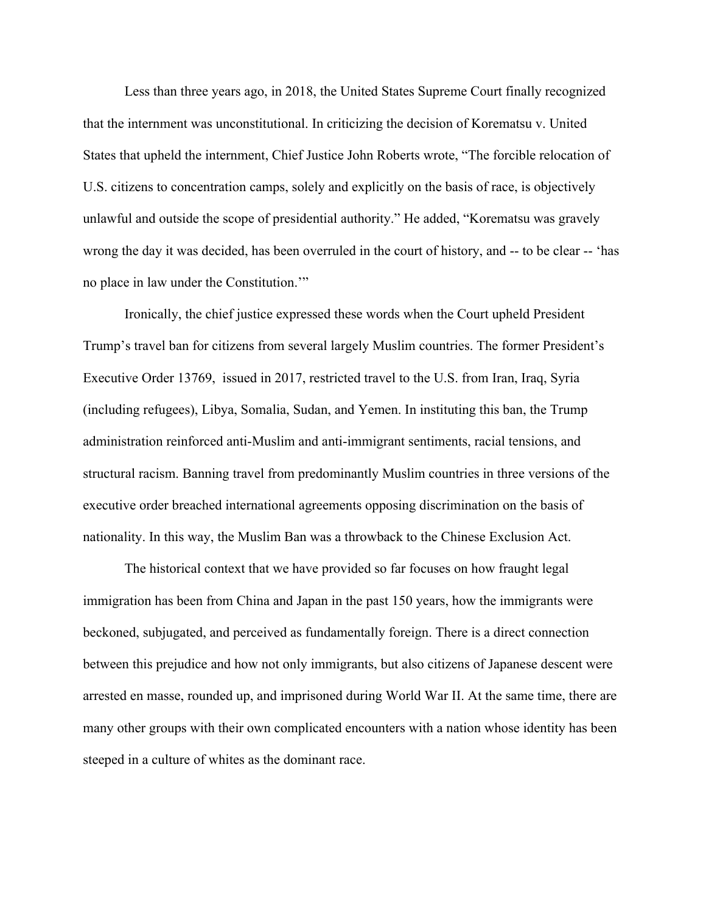Less than three years ago, in 2018, the United States Supreme Court finally recognized that the internment was unconstitutional. In criticizing the decision of Korematsu v. United States that upheld the internment, Chief Justice John Roberts wrote, "The forcible relocation of U.S. citizens to concentration camps, solely and explicitly on the basis of race, is objectively unlawful and outside the scope of presidential authority." He added, "Korematsu was gravely wrong the day it was decided, has been overruled in the court of history, and -- to be clear -- 'has no place in law under the Constitution.'"

Ironically, the chief justice expressed these words when the Court upheld President Trump's travel ban for citizens from several largely Muslim countries. The former President's Executive Order 13769, issued in 2017, restricted travel to the U.S. from Iran, Iraq, Syria (including refugees), Libya, Somalia, Sudan, and Yemen. In instituting this ban, the Trump administration reinforced anti-Muslim and anti-immigrant sentiments, racial tensions, and structural racism. Banning travel from predominantly Muslim countries in three versions of the executive order breached international agreements opposing discrimination on the basis of nationality. In this way, the Muslim Ban was a throwback to the Chinese Exclusion Act.

The historical context that we have provided so far focuses on how fraught legal immigration has been from China and Japan in the past 150 years, how the immigrants were beckoned, subjugated, and perceived as fundamentally foreign. There is a direct connection between this prejudice and how not only immigrants, but also citizens of Japanese descent were arrested en masse, rounded up, and imprisoned during World War II. At the same time, there are many other groups with their own complicated encounters with a nation whose identity has been steeped in a culture of whites as the dominant race.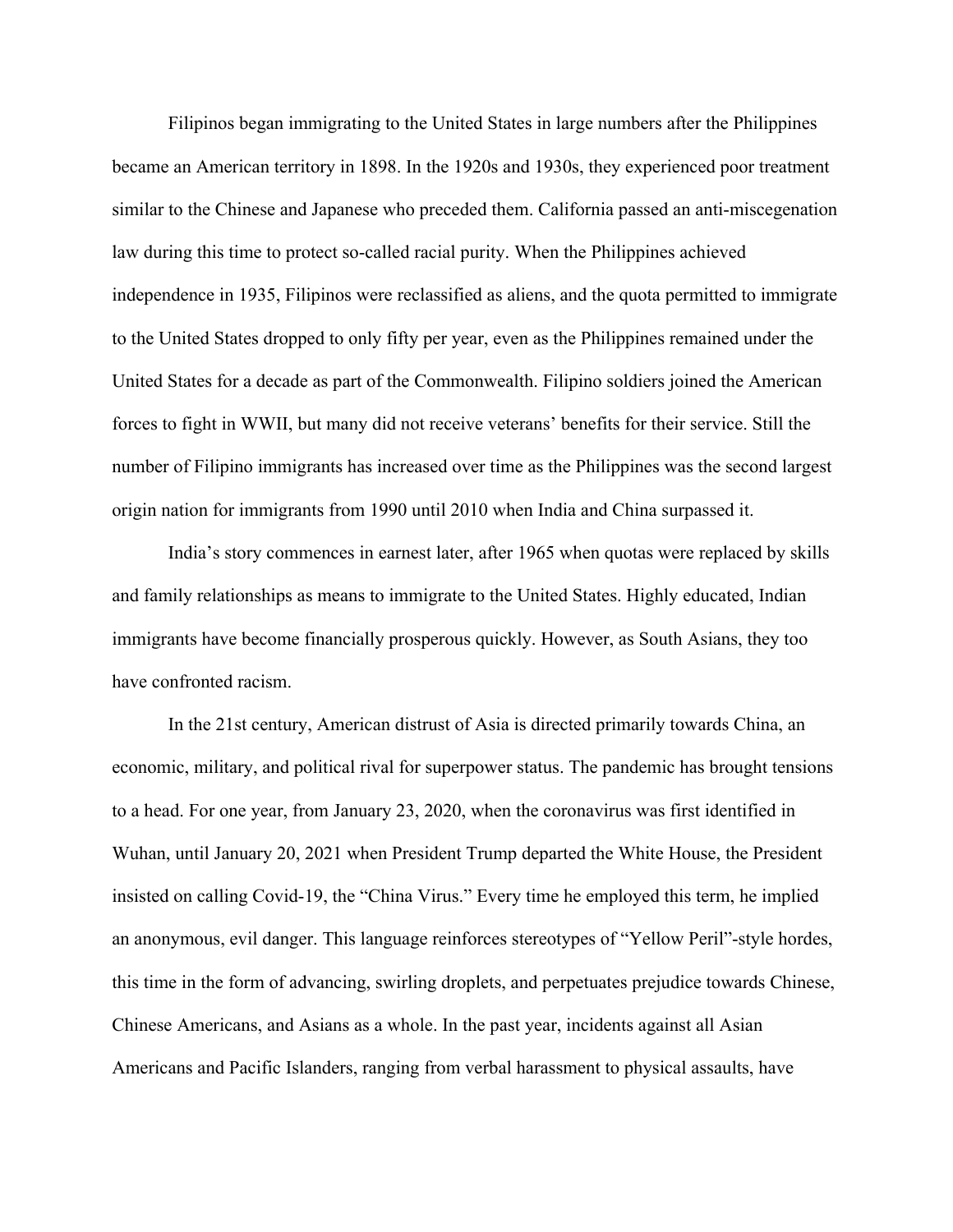Filipinos began immigrating to the United States in large numbers after the Philippines became an American territory in 1898. In the 1920s and 1930s, they experienced poor treatment similar to the Chinese and Japanese who preceded them. California passed an anti-miscegenation law during this time to protect so-called racial purity. When the Philippines achieved independence in 1935, Filipinos were reclassified as aliens, and the quota permitted to immigrate to the United States dropped to only fifty per year, even as the Philippines remained under the United States for a decade as part of the Commonwealth. Filipino soldiers joined the American forces to fight in WWII, but many did not receive veterans' benefits for their service. Still the number of Filipino immigrants has increased over time as the Philippines was the second largest origin nation for immigrants from 1990 until 2010 when India and China surpassed it.

India's story commences in earnest later, after 1965 when quotas were replaced by skills and family relationships as means to immigrate to the United States. Highly educated, Indian immigrants have become financially prosperous quickly. However, as South Asians, they too have confronted racism.

In the 21st century, American distrust of Asia is directed primarily towards China, an economic, military, and political rival for superpower status. The pandemic has brought tensions to a head. For one year, from January 23, 2020, when the coronavirus was first identified in Wuhan, until January 20, 2021 when President Trump departed the White House, the President insisted on calling Covid-19, the "China Virus." Every time he employed this term, he implied an anonymous, evil danger. This language reinforces stereotypes of "Yellow Peril"-style hordes, this time in the form of advancing, swirling droplets, and perpetuates prejudice towards Chinese, Chinese Americans, and Asians as a whole. In the past year, incidents against all Asian Americans and Pacific Islanders, ranging from verbal harassment to physical assaults, have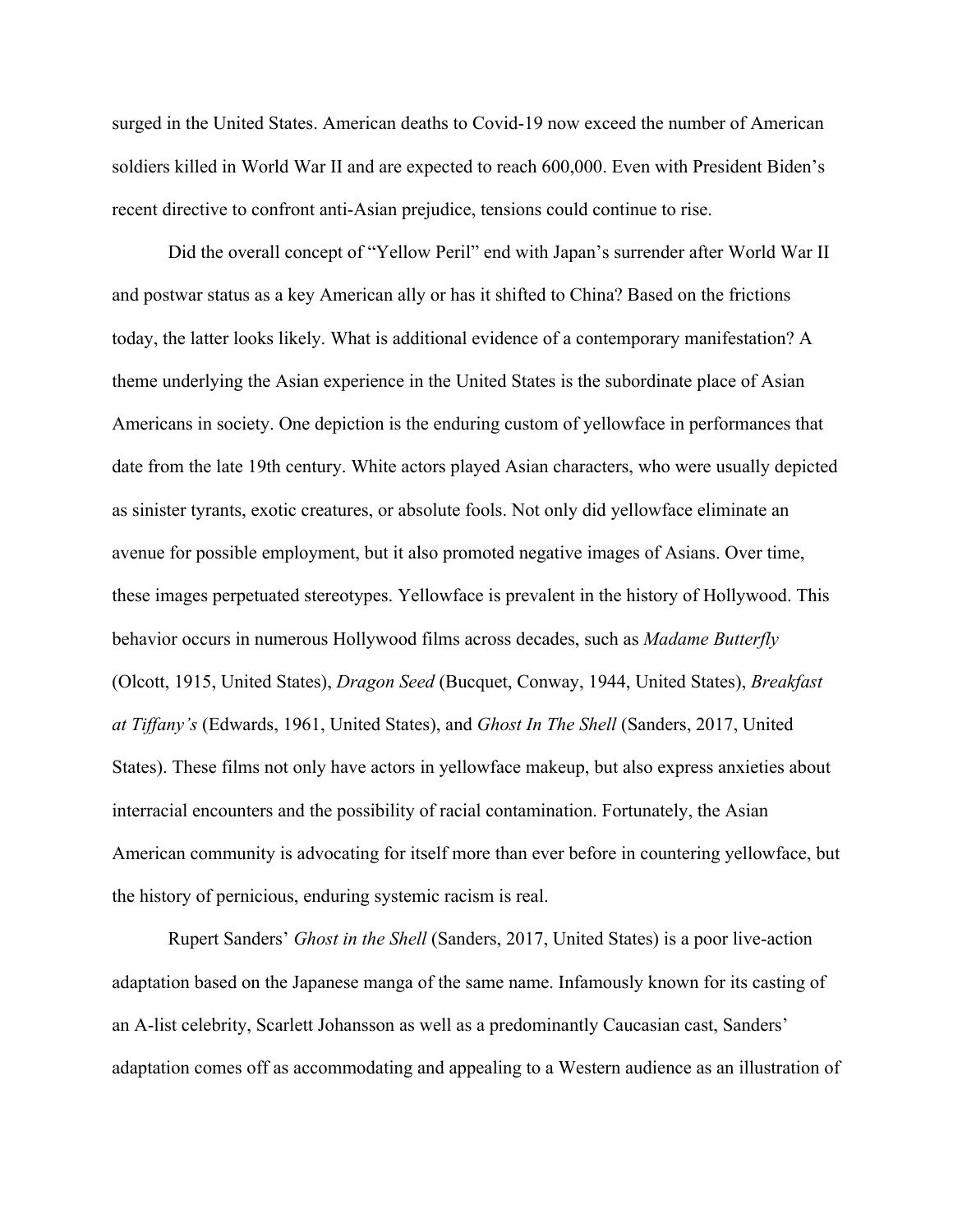surged in the United States. American deaths to Covid-19 now exceed the number of American soldiers killed in World War II and are expected to reach 600,000. Even with President Biden's recent directive to confront anti-Asian prejudice, tensions could continue to rise.

Did the overall concept of "Yellow Peril" end with Japan's surrender after World War II and postwar status as a key American ally or has it shifted to China? Based on the frictions today, the latter looks likely. What is additional evidence of a contemporary manifestation? A theme underlying the Asian experience in the United States is the subordinate place of Asian Americans in society. One depiction is the enduring custom of yellowface in performances that date from the late 19th century. White actors played Asian characters, who were usually depicted as sinister tyrants, exotic creatures, or absolute fools. Not only did yellowface eliminate an avenue for possible employment, but it also promoted negative images of Asians. Over time, these images perpetuated stereotypes. Yellowface is prevalent in the history of Hollywood. This behavior occurs in numerous Hollywood films across decades, such as *Madame Butterfly* (Olcott, 1915, United States), *Dragon Seed* (Bucquet, Conway, 1944, United States), *Breakfast at Tiffany's* (Edwards, 1961, United States), and *Ghost In The Shell* (Sanders, 2017, United States). These films not only have actors in yellowface makeup, but also express anxieties about interracial encounters and the possibility of racial contamination. Fortunately, the Asian American community is advocating for itself more than ever before in countering yellowface, but the history of pernicious, enduring systemic racism is real.

Rupert Sanders' *Ghost in the Shell* (Sanders, 2017, United States) is a poor live-action adaptation based on the Japanese manga of the same name. Infamously known for its casting of an A-list celebrity, Scarlett Johansson as well as a predominantly Caucasian cast, Sanders' adaptation comes off as accommodating and appealing to a Western audience as an illustration of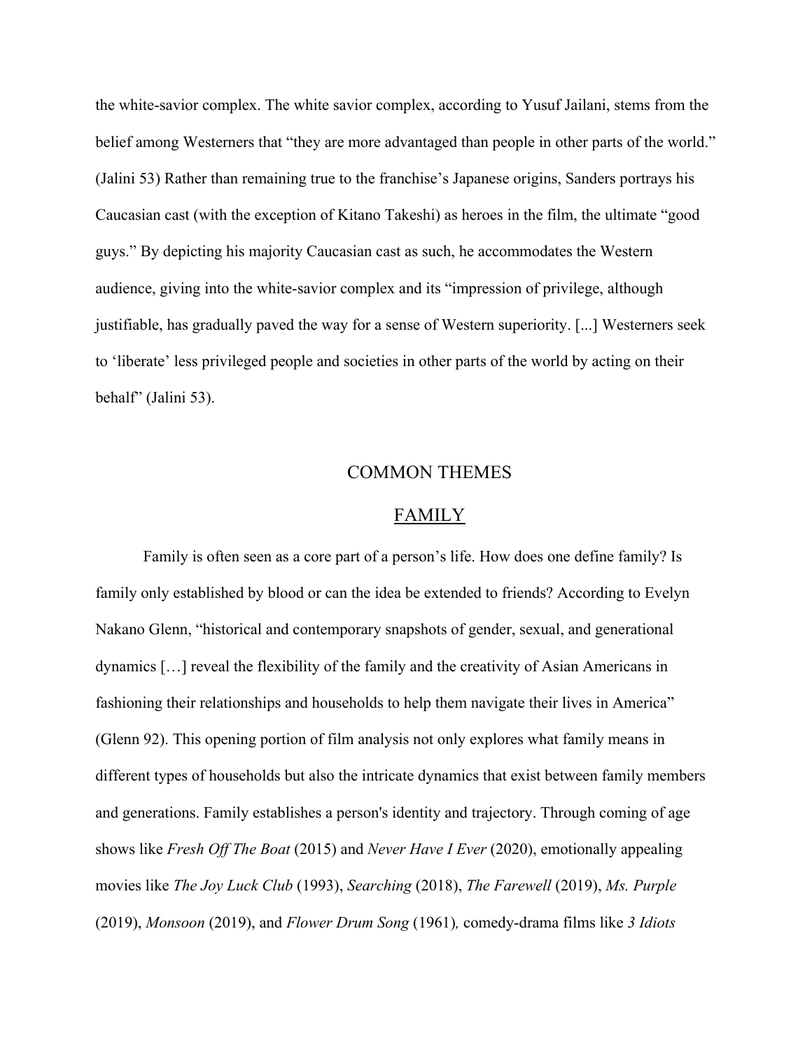the white-savior complex. The white savior complex, according to Yusuf Jailani, stems from the belief among Westerners that "they are more advantaged than people in other parts of the world." (Jalini 53) Rather than remaining true to the franchise's Japanese origins, Sanders portrays his Caucasian cast (with the exception of Kitano Takeshi) as heroes in the film, the ultimate "good guys." By depicting his majority Caucasian cast as such, he accommodates the Western audience, giving into the white-savior complex and its "impression of privilege, although justifiable, has gradually paved the way for a sense of Western superiority. [...] Westerners seek to 'liberate' less privileged people and societies in other parts of the world by acting on their behalf" (Jalini 53).

## COMMON THEMES

### FAMILY

Family is often seen as a core part of a person's life. How does one define family? Is family only established by blood or can the idea be extended to friends? According to Evelyn Nakano Glenn, "historical and contemporary snapshots of gender, sexual, and generational dynamics […] reveal the flexibility of the family and the creativity of Asian Americans in fashioning their relationships and households to help them navigate their lives in America" (Glenn 92). This opening portion of film analysis not only explores what family means in different types of households but also the intricate dynamics that exist between family members and generations. Family establishes a person's identity and trajectory. Through coming of age shows like *Fresh Off The Boat* (2015) and *Never Have I Ever* (2020), emotionally appealing movies like *The Joy Luck Club* (1993), *Searching* (2018), *The Farewell* (2019), *Ms. Purple* (2019), *Monsoon* (2019), and *Flower Drum Song* (1961), comedy-drama films like *3 Idiots*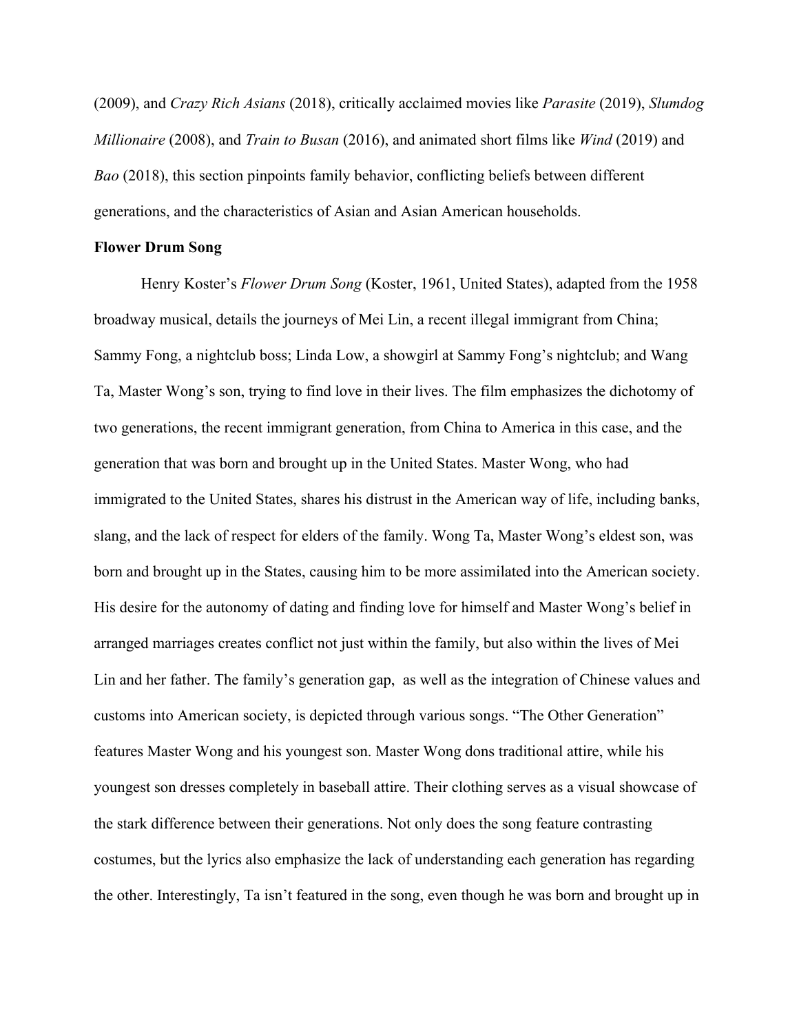(2009), and *Crazy Rich Asians* (2018), critically acclaimed movies like *Parasite* (2019), *Slumdog Millionaire* (2008), and *Train to Busan* (2016), and animated short films like *Wind* (2019) and *Bao* (2018), this section pinpoints family behavior, conflicting beliefs between different generations, and the characteristics of Asian and Asian American households.

**Flower Drum Song**

Henry Koster's *Flower Drum Song* (Koster, 1961, United States), adapted from the 1958 broadway musical, details the journeys of Mei Lin, a recent illegal immigrant from China; Sammy Fong, a nightclub boss; Linda Low, a showgirl at Sammy Fong's nightclub; and Wang Ta, Master Wong's son, trying to find love in their lives. The film emphasizes the dichotomy of two generations, the recent immigrant generation, from China to America in this case, and the generation that was born and brought up in the United States. Master Wong, who had immigrated to the United States, shares his distrust in the American way of life, including banks, slang, and the lack of respect for elders of the family. Wong Ta, Master Wong's eldest son, was born and brought up in the States, causing him to be more assimilated into the American society. His desire for the autonomy of dating and finding love for himself and Master Wong's belief in arranged marriages creates conflict not just within the family, but also within the lives of Mei Lin and her father. The family's generation gap, as well as the integration of Chinese values and customs into American society, is depicted through various songs. "The Other Generation" features Master Wong and his youngest son. Master Wong dons traditional attire, while his youngest son dresses completely in baseball attire. Their clothing serves as a visual showcase of the stark difference between their generations. Not only does the song feature contrasting costumes, but the lyrics also emphasize the lack of understanding each generation has regarding the other. Interestingly, Ta isn't featured in the song, even though he was born and brought up in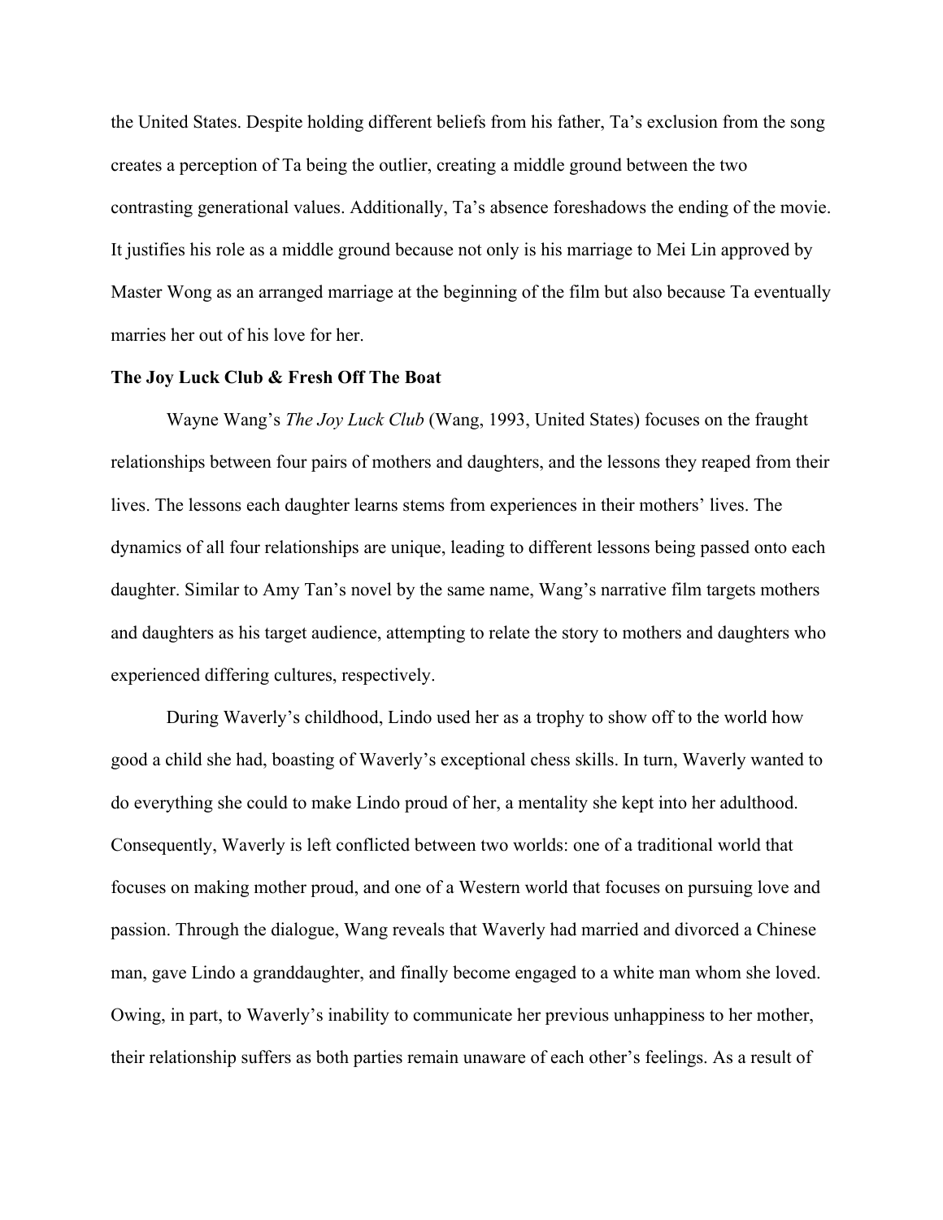the United States. Despite holding different beliefs from his father, Ta's exclusion from the song creates a perception of Ta being the outlier, creating a middle ground between the two contrasting generational values. Additionally, Ta's absence foreshadows the ending of the movie. It justifies his role as a middle ground because not only is his marriage to Mei Lin approved by Master Wong as an arranged marriage at the beginning of the film but also because Ta eventually marries her out of his love for her.

**The Joy Luck Club & Fresh Off The Boat**

Wayne Wang's *The Joy Luck Club* (Wang, 1993, United States) focuses on the fraught relationships between four pairs of mothers and daughters, and the lessons they reaped from their lives. The lessons each daughter learns stems from experiences in their mothers' lives. The dynamics of all four relationships are unique, leading to different lessons being passed onto each daughter. Similar to Amy Tan's novel by the same name, Wang's narrative film targets mothers and daughters as his target audience, attempting to relate the story to mothers and daughters who experienced differing cultures, respectively.

During Waverly's childhood, Lindo used her as a trophy to show off to the world how good a child she had, boasting of Waverly's exceptional chess skills. In turn, Waverly wanted to do everything she could to make Lindo proud of her, a mentality she kept into her adulthood. Consequently, Waverly is left conflicted between two worlds: one of a traditional world that focuses on making mother proud, and one of a Western world that focuses on pursuing love and passion. Through the dialogue, Wang reveals that Waverly had married and divorced a Chinese man, gave Lindo a granddaughter, and finally become engaged to a white man whom she loved. Owing, in part, to Waverly's inability to communicate her previous unhappiness to her mother, their relationship suffers as both parties remain unaware of each other's feelings. As a result of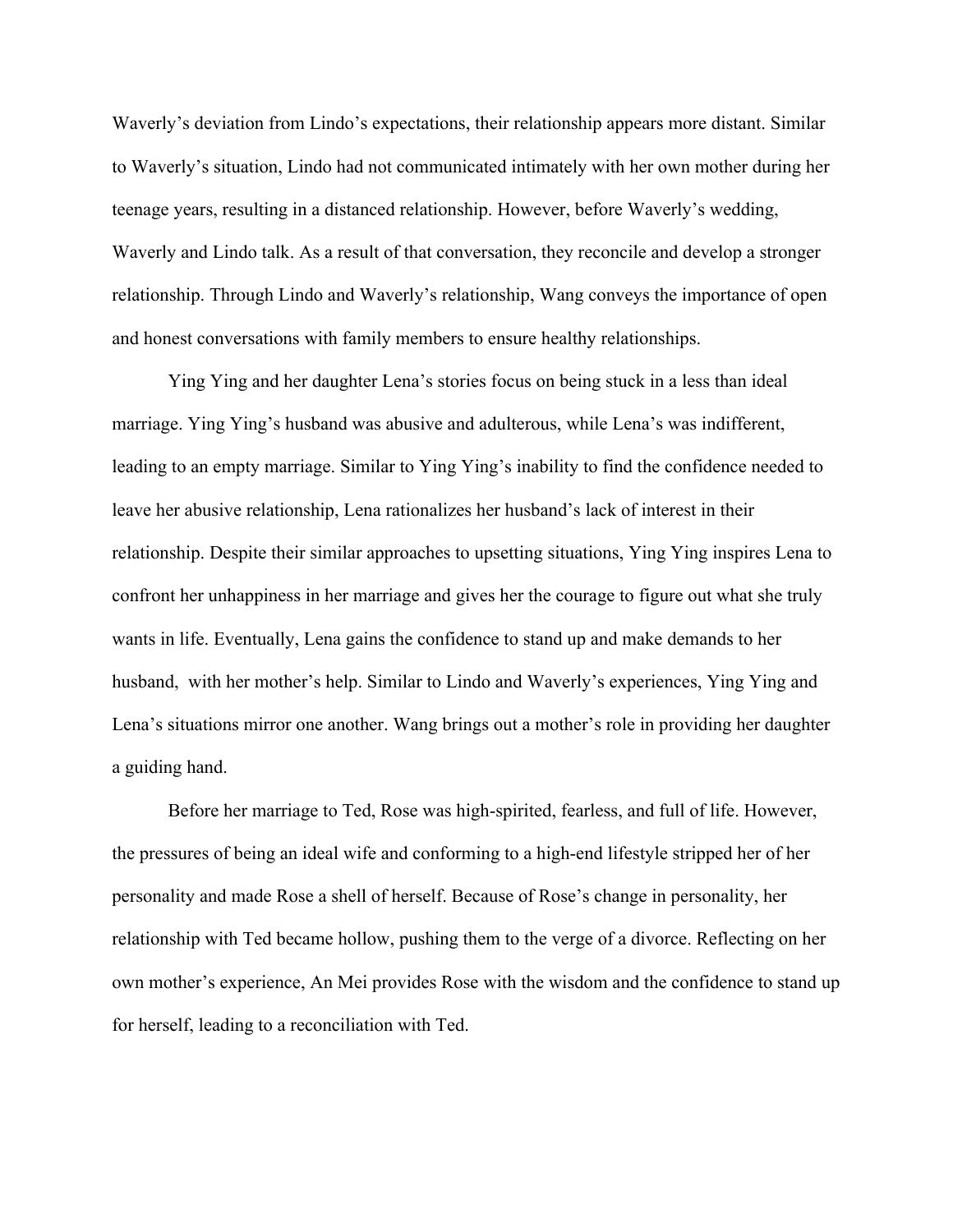Waverly's deviation from Lindo's expectations, their relationship appears more distant. Similar to Waverly's situation, Lindo had not communicated intimately with her own mother during her teenage years, resulting in a distanced relationship. However, before Waverly's wedding, Waverly and Lindo talk. As a result of that conversation, they reconcile and develop a stronger relationship. Through Lindo and Waverly's relationship, Wang conveys the importance of open and honest conversations with family members to ensure healthy relationships.

Ying Ying and her daughter Lena's stories focus on being stuck in a less than ideal marriage. Ying Ying's husband was abusive and adulterous, while Lena's was indifferent, leading to an empty marriage. Similar to Ying Ying's inability to find the confidence needed to leave her abusive relationship, Lena rationalizes her husband's lack of interest in their relationship. Despite their similar approaches to upsetting situations, Ying Ying inspires Lena to confront her unhappiness in her marriage and gives her the courage to figure out what she truly wants in life. Eventually, Lena gains the confidence to stand up and make demands to her husband,  with her mother's help. Similar to Lindo and Waverly's experiences, Ying Ying and Lena's situations mirror one another. Wang brings out a mother's role in providing her daughter a guiding hand.

Before her marriage to Ted, Rose was high-spirited, fearless, and full of life. However, the pressures of being an ideal wife and conforming to a high-end lifestyle stripped her of her personality and made Rose a shell of herself. Because of Rose's change in personality, her relationship with Ted became hollow, pushing them to the verge of a divorce. Reflecting on her own mother's experience, An Mei provides Rose with the wisdom and the confidence to stand up for herself, leading to a reconciliation with Ted.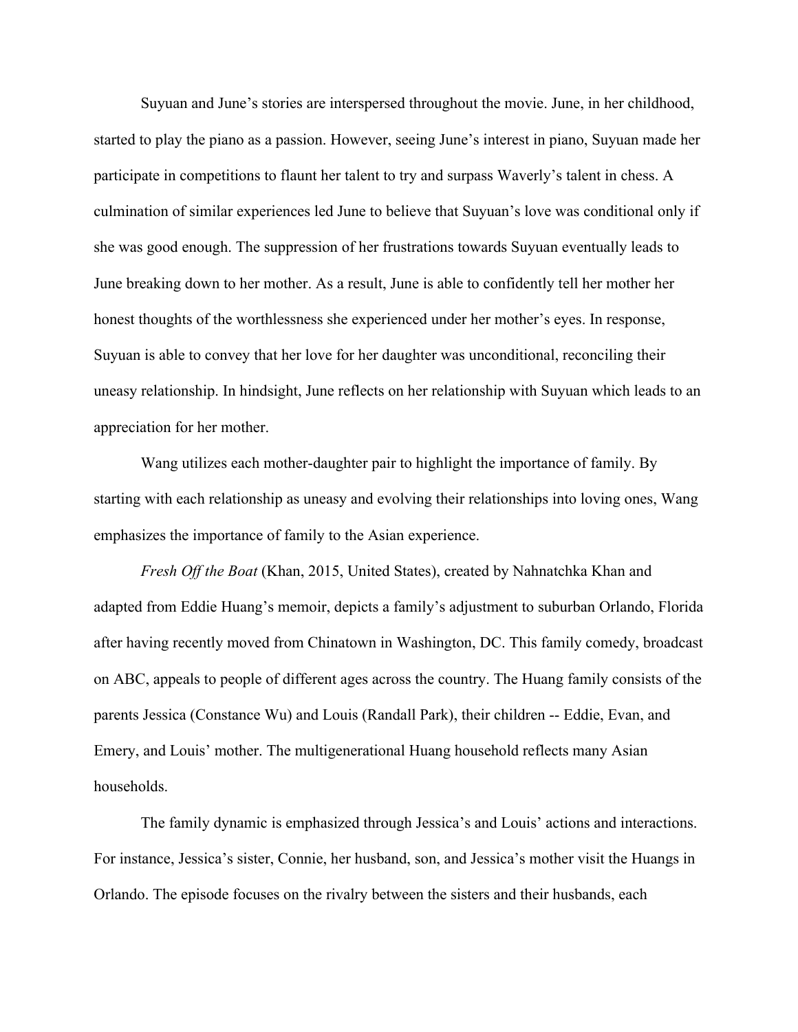Suyuan and June's stories are interspersed throughout the movie. June, in her childhood, started to play the piano as a passion. However, seeing June's interest in piano, Suyuan made her participate in competitions to flaunt her talent to try and surpass Waverly's talent in chess. A culmination of similar experiences led June to believe that Suyuan's love was conditional only if she was good enough. The suppression of her frustrations towards Suyuan eventually leads to June breaking down to her mother. As a result, June is able to confidently tell her mother her honest thoughts of the worthlessness she experienced under her mother's eyes. In response, Suyuan is able to convey that her love for her daughter was unconditional, reconciling their uneasy relationship. In hindsight, June reflects on her relationship with Suyuan which leads to an appreciation for her mother.

Wang utilizes each mother-daughter pair to highlight the importance of family. By starting with each relationship as uneasy and evolving their relationships into loving ones, Wang emphasizes the importance of family to the Asian experience.

*Fresh Off the Boat* (Khan, 2015, United States), created by Nahnatchka Khan and adapted from Eddie Huang's memoir, depicts a family's adjustment to suburban Orlando, Florida after having recently moved from Chinatown in Washington, DC. This family comedy, broadcast on ABC, appeals to people of different ages across the country. The Huang family consists of the parents Jessica (Constance Wu) and Louis (Randall Park), their children -- Eddie, Evan, and Emery, and Louis' mother. The multigenerational Huang household reflects many Asian households.

The family dynamic is emphasized through Jessica's and Louis' actions and interactions. For instance, Jessica's sister, Connie, her husband, son, and Jessica's mother visit the Huangs in Orlando. The episode focuses on the rivalry between the sisters and their husbands, each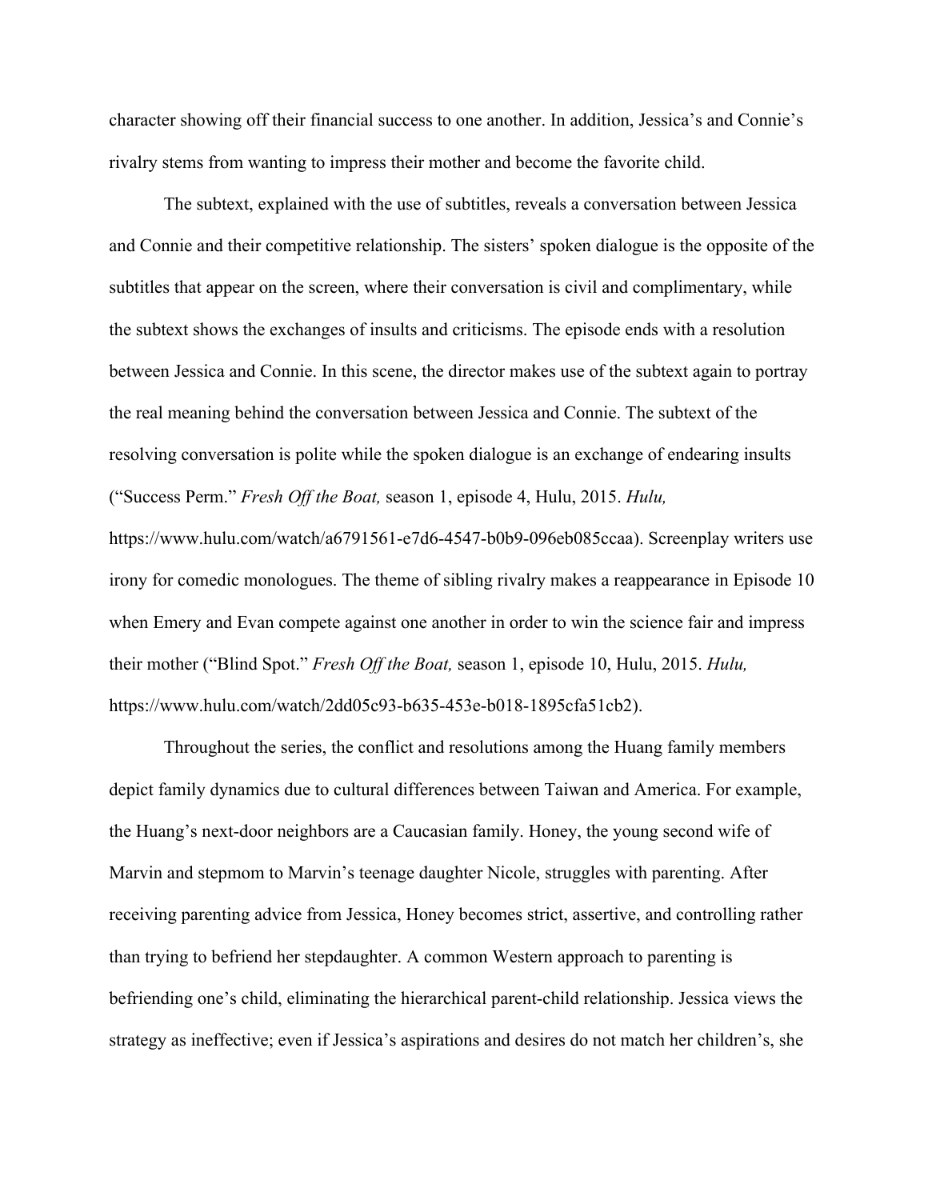character showing off their financial success to one another. In addition, Jessica's and Connie's rivalry stems from wanting to impress their mother and become the favorite child.

The subtext, explained with the use of subtitles, reveals a conversation between Jessica and Connie and their competitive relationship. The sisters' spoken dialogue is the opposite of the subtitles that appear on the screen, where their conversation is civil and complimentary, while the subtext shows the exchanges of insults and criticisms. The episode ends with a resolution between Jessica and Connie. In this scene, the director makes use of the subtext again to portray the real meaning behind the conversation between Jessica and Connie. The subtext of the resolving conversation is polite while the spoken dialogue is an exchange of endearing insults ("Success Perm." *Fresh Off the Boat,* season 1, episode 4, Hulu, 2015. *Hulu,* https://www.hulu.com/watch/a6791561-e7d6-4547-b0b9-096eb085ccaa). Screenplay writers use irony for comedic monologues. The theme of sibling rivalry makes a reappearance in Episode 10 when Emery and Evan compete against one another in order to win the science fair and impress their mother ("Blind Spot." *Fresh Off the Boat,* season 1, episode 10, Hulu, 2015. *Hulu,* https://www.hulu.com/watch/2dd05c93-b635-453e-b018-1895cfa51cb2).

Throughout the series, the conflict and resolutions among the Huang family members depict family dynamics due to cultural differences between Taiwan and America. For example, the Huang's next-door neighbors are a Caucasian family. Honey, the young second wife of Marvin and stepmom to Marvin's teenage daughter Nicole, struggles with parenting. After receiving parenting advice from Jessica, Honey becomes strict, assertive, and controlling rather than trying to befriend her stepdaughter. A common Western approach to parenting is befriending one's child, eliminating the hierarchical parent-child relationship. Jessica views the strategy as ineffective; even if Jessica's aspirations and desires do not match her children's, she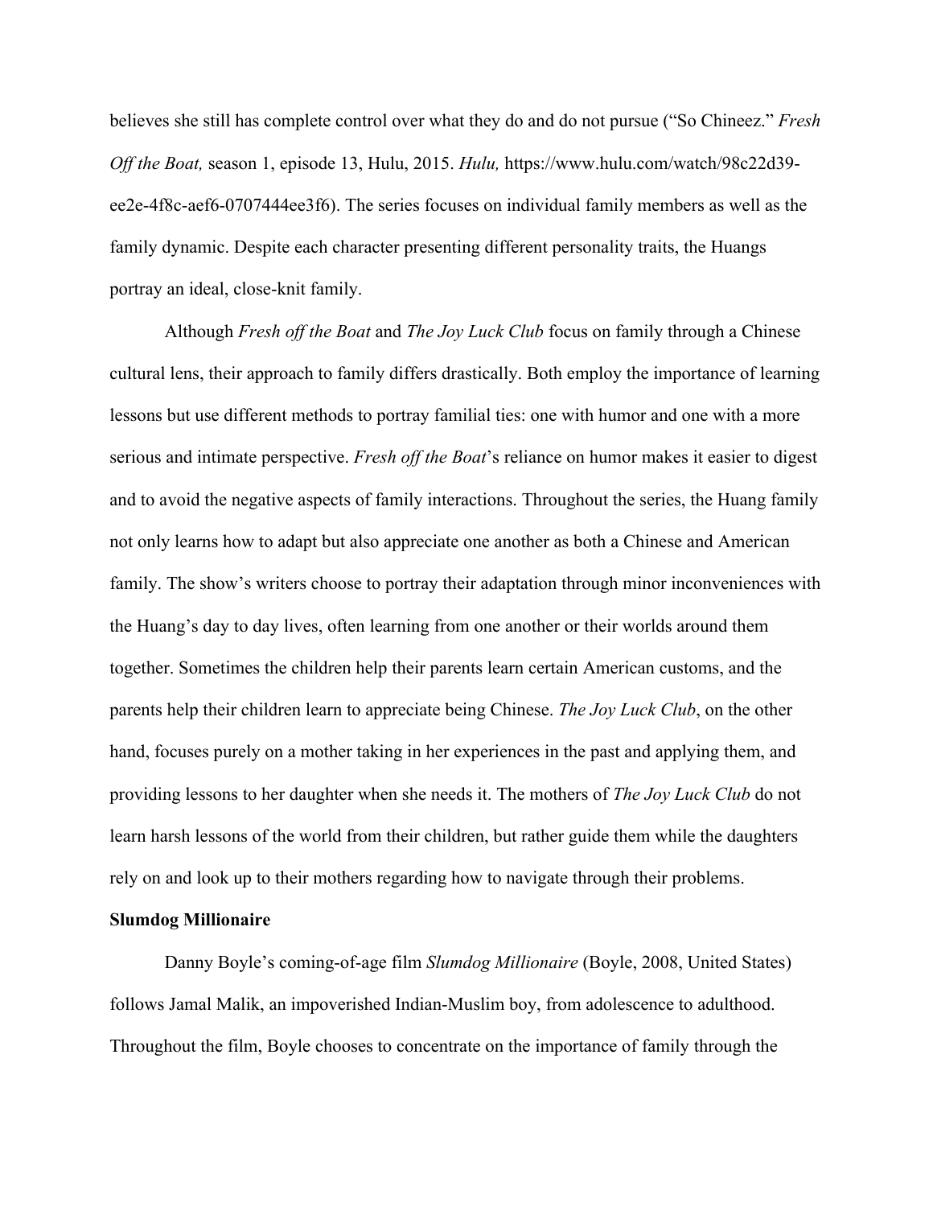believes she still has complete control over what they do and do not pursue ("So Chineez." *Fresh Off the Boat,* season 1, episode 13, Hulu, 2015. *Hulu,* https://www.hulu.com/watch/98c22d39-ee2e-4f8c-aef6-0707444ee3f6). The series focuses on individual family members as well as the family dynamic. Despite each character presenting different personality traits, the Huangs portray an ideal, close-knit family.

Although *Fresh off the Boat* and *The Joy Luck Club* focus on family through a Chinese cultural lens, their approach to family differs drastically. Both employ the importance of learning lessons but use different methods to portray familial ties: one with humor and one with a more serious and intimate perspective. *Fresh off the Boat*'s reliance on humor makes it easier to digest and to avoid the negative aspects of family interactions. Throughout the series, the Huang family not only learns how to adapt but also appreciate one another as both a Chinese and American family. The show's writers choose to portray their adaptation through minor inconveniences with the Huang's day to day lives, often learning from one another or their worlds around them together. Sometimes the children help their parents learn certain American customs, and the parents help their children learn to appreciate being Chinese. *The Joy Luck Club*, on the other hand, focuses purely on a mother taking in her experiences in the past and applying them, and providing lessons to her daughter when she needs it. The mothers of *The Joy Luck Club* do not learn harsh lessons of the world from their children, but rather guide them while the daughters rely on and look up to their mothers regarding how to navigate through their problems.

**Slumdog Millionaire**

Danny Boyle's coming-of-age film *Slumdog Millionaire* (Boyle, 2008, United States) follows Jamal Malik, an impoverished Indian-Muslim boy, from adolescence to adulthood. Throughout the film, Boyle chooses to concentrate on the importance of family through the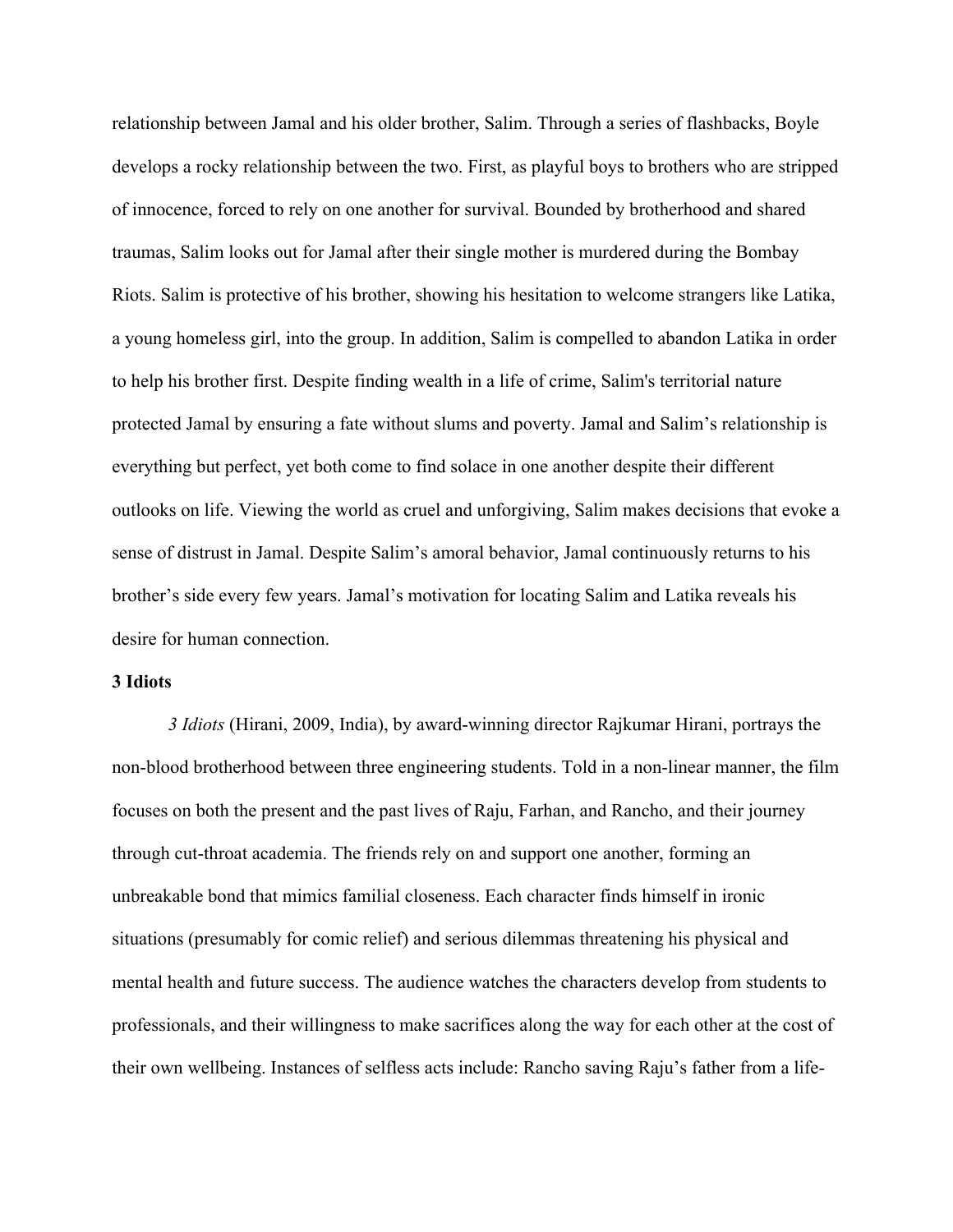relationship between Jamal and his older brother, Salim. Through a series of flashbacks, Boyle develops a rocky relationship between the two. First, as playful boys to brothers who are stripped of innocence, forced to rely on one another for survival. Bounded by brotherhood and shared traumas, Salim looks out for Jamal after their single mother is murdered during the Bombay Riots. Salim is protective of his brother, showing his hesitation to welcome strangers like Latika, a young homeless girl, into the group. In addition, Salim is compelled to abandon Latika in order to help his brother first. Despite finding wealth in a life of crime, Salim's territorial nature protected Jamal by ensuring a fate without slums and poverty. Jamal and Salim's relationship is everything but perfect, yet both come to find solace in one another despite their different outlooks on life. Viewing the world as cruel and unforgiving, Salim makes decisions that evoke a sense of distrust in Jamal. Despite Salim's amoral behavior, Jamal continuously returns to his brother's side every few years. Jamal's motivation for locating Salim and Latika reveals his desire for human connection.

**3 Idiots**

*3 Idiots* (Hirani, 2009, India), by award-winning director Rajkumar Hirani, portrays the non-blood brotherhood between three engineering students. Told in a non-linear manner, the film focuses on both the present and the past lives of Raju, Farhan, and Rancho, and their journey through cut-throat academia. The friends rely on and support one another, forming an unbreakable bond that mimics familial closeness. Each character finds himself in ironic situations (presumably for comic relief) and serious dilemmas threatening his physical and mental health and future success. The audience watches the characters develop from students to professionals, and their willingness to make sacrifices along the way for each other at the cost of their own wellbeing. Instances of selfless acts include: Rancho saving Raju's father from a life-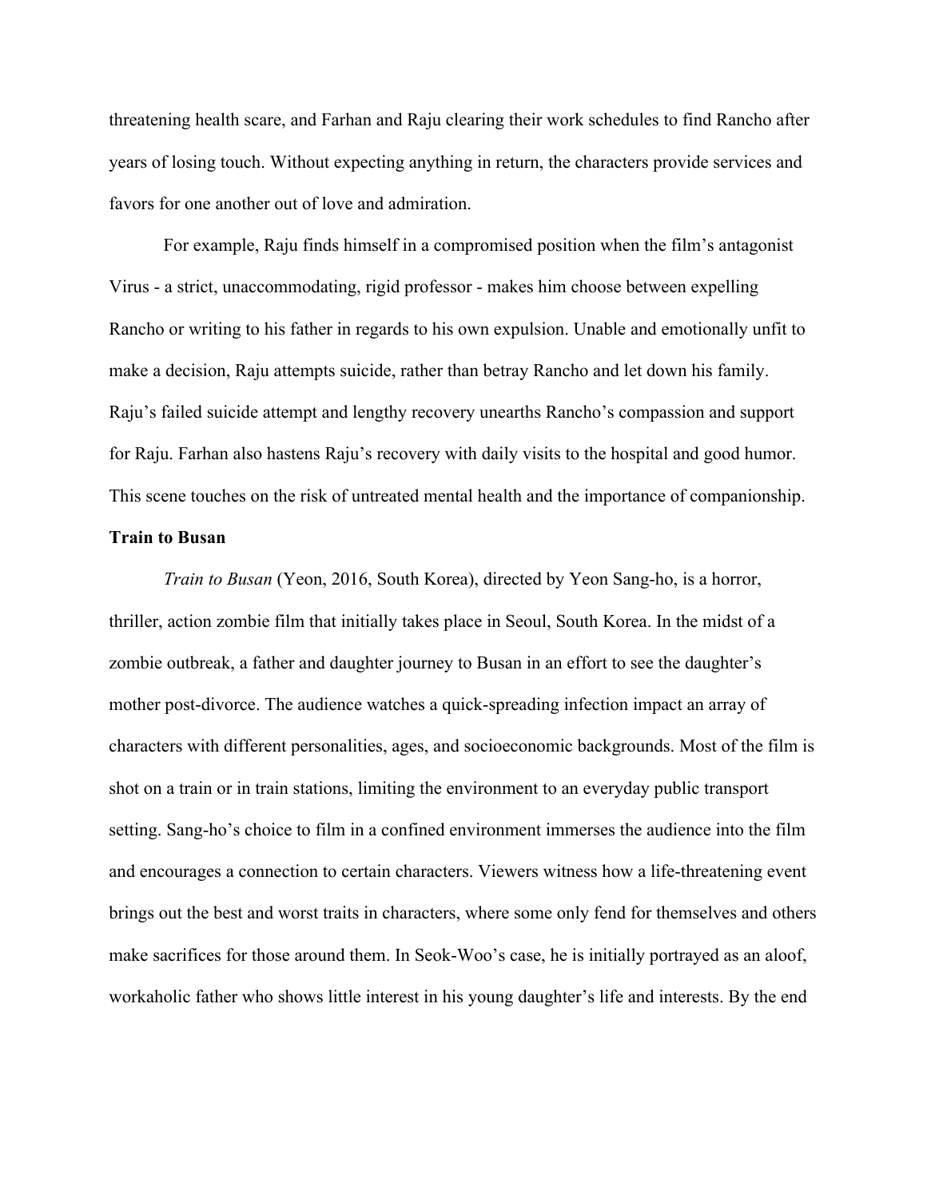threatening health scare, and Farhan and Raju clearing their work schedules to find Rancho after years of losing touch. Without expecting anything in return, the characters provide services and favors for one another out of love and admiration.

For example, Raju finds himself in a compromised position when the film's antagonist Virus - a strict, unaccommodating, rigid professor - makes him choose between expelling Rancho or writing to his father in regards to his own expulsion. Unable and emotionally unfit to make a decision, Raju attempts suicide, rather than betray Rancho and let down his family. Raju's failed suicide attempt and lengthy recovery unearths Rancho's compassion and support for Raju. Farhan also hastens Raju's recovery with daily visits to the hospital and good humor. This scene touches on the risk of untreated mental health and the importance of companionship.

**Train to Busan**

*Train to Busan* (Yeon, 2016, South Korea), directed by Yeon Sang-ho, is a horror, thriller, action zombie film that initially takes place in Seoul, South Korea. In the midst of a zombie outbreak, a father and daughter journey to Busan in an effort to see the daughter's mother post-divorce. The audience watches a quick-spreading infection impact an array of characters with different personalities, ages, and socioeconomic backgrounds. Most of the film is shot on a train or in train stations, limiting the environment to an everyday public transport setting. Sang-ho's choice to film in a confined environment immerses the audience into the film and encourages a connection to certain characters. Viewers witness how a life-threatening event brings out the best and worst traits in characters, where some only fend for themselves and others make sacrifices for those around them. In Seok-Woo's case, he is initially portrayed as an aloof, workaholic father who shows little interest in his young daughter's life and interests. By the end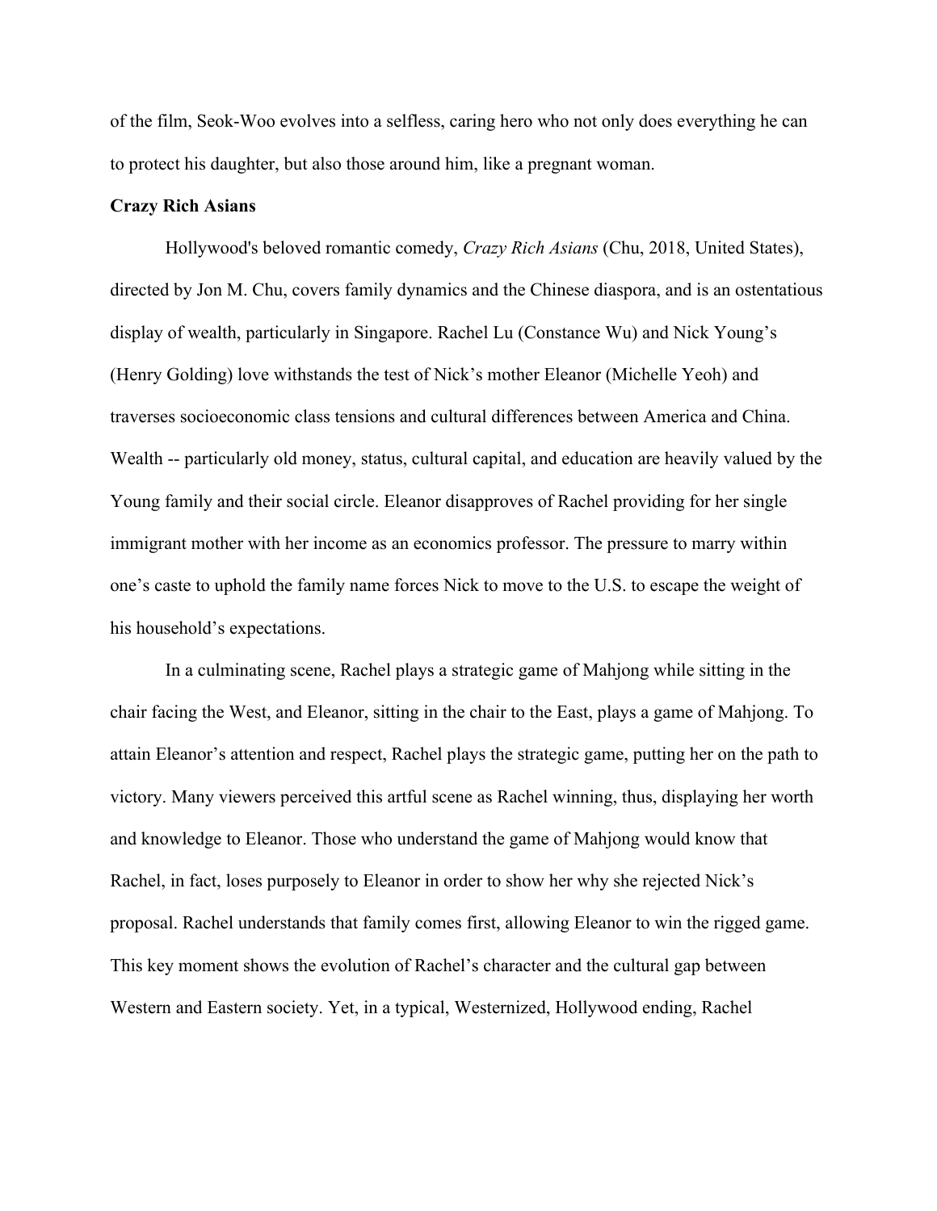of the film, Seok-Woo evolves into a selfless, caring hero who not only does everything he can to protect his daughter, but also those around him, like a pregnant woman.

**Crazy Rich Asians**

Hollywood's beloved romantic comedy, *Crazy Rich Asians* (Chu, 2018, United States), directed by Jon M. Chu, covers family dynamics and the Chinese diaspora, and is an ostentatious display of wealth, particularly in Singapore. Rachel Lu (Constance Wu) and Nick Young's (Henry Golding) love withstands the test of Nick's mother Eleanor (Michelle Yeoh) and traverses socioeconomic class tensions and cultural differences between America and China. Wealth -- particularly old money, status, cultural capital, and education are heavily valued by the Young family and their social circle. Eleanor disapproves of Rachel providing for her single immigrant mother with her income as an economics professor. The pressure to marry within one's caste to uphold the family name forces Nick to move to the U.S. to escape the weight of his household's expectations.

In a culminating scene, Rachel plays a strategic game of Mahjong while sitting in the chair facing the West, and Eleanor, sitting in the chair to the East, plays a game of Mahjong. To attain Eleanor's attention and respect, Rachel plays the strategic game, putting her on the path to victory. Many viewers perceived this artful scene as Rachel winning, thus, displaying her worth and knowledge to Eleanor. Those who understand the game of Mahjong would know that Rachel, in fact, loses purposely to Eleanor in order to show her why she rejected Nick's proposal. Rachel understands that family comes first, allowing Eleanor to win the rigged game. This key moment shows the evolution of Rachel's character and the cultural gap between Western and Eastern society. Yet, in a typical, Westernized, Hollywood ending, Rachel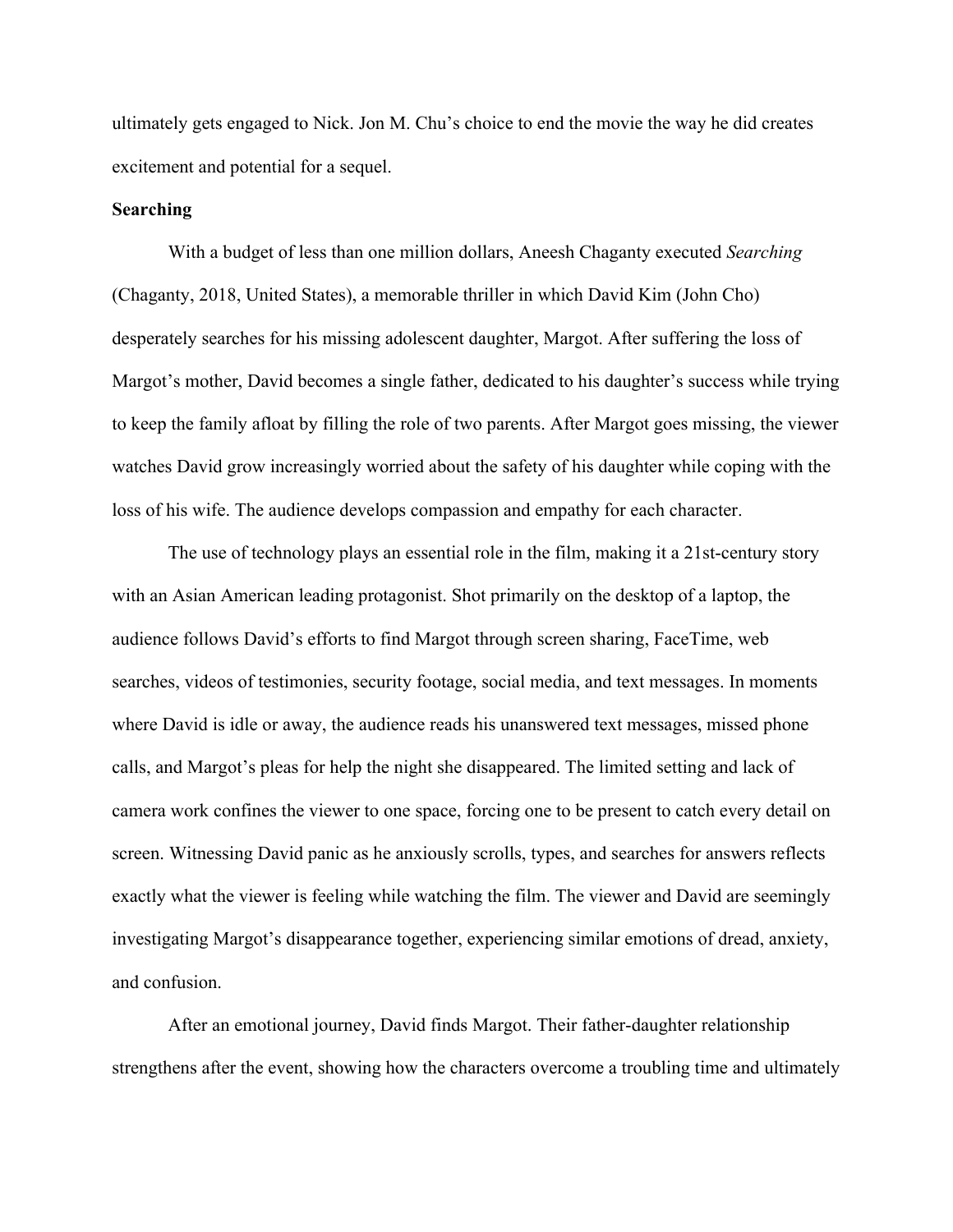ultimately gets engaged to Nick. Jon M. Chu's choice to end the movie the way he did creates excitement and potential for a sequel.

**Searching**

With a budget of less than one million dollars, Aneesh Chaganty executed *Searching* (Chaganty, 2018, United States), a memorable thriller in which David Kim (John Cho) desperately searches for his missing adolescent daughter, Margot. After suffering the loss of Margot's mother, David becomes a single father, dedicated to his daughter's success while trying to keep the family afloat by filling the role of two parents. After Margot goes missing, the viewer watches David grow increasingly worried about the safety of his daughter while coping with the loss of his wife. The audience develops compassion and empathy for each character.

The use of technology plays an essential role in the film, making it a 21st-century story with an Asian American leading protagonist. Shot primarily on the desktop of a laptop, the audience follows David's efforts to find Margot through screen sharing, FaceTime, web searches, videos of testimonies, security footage, social media, and text messages. In moments where David is idle or away, the audience reads his unanswered text messages, missed phone calls, and Margot's pleas for help the night she disappeared. The limited setting and lack of camera work confines the viewer to one space, forcing one to be present to catch every detail on screen. Witnessing David panic as he anxiously scrolls, types, and searches for answers reflects exactly what the viewer is feeling while watching the film. The viewer and David are seemingly investigating Margot's disappearance together, experiencing similar emotions of dread, anxiety, and confusion.

After an emotional journey, David finds Margot. Their father-daughter relationship strengthens after the event, showing how the characters overcome a troubling time and ultimately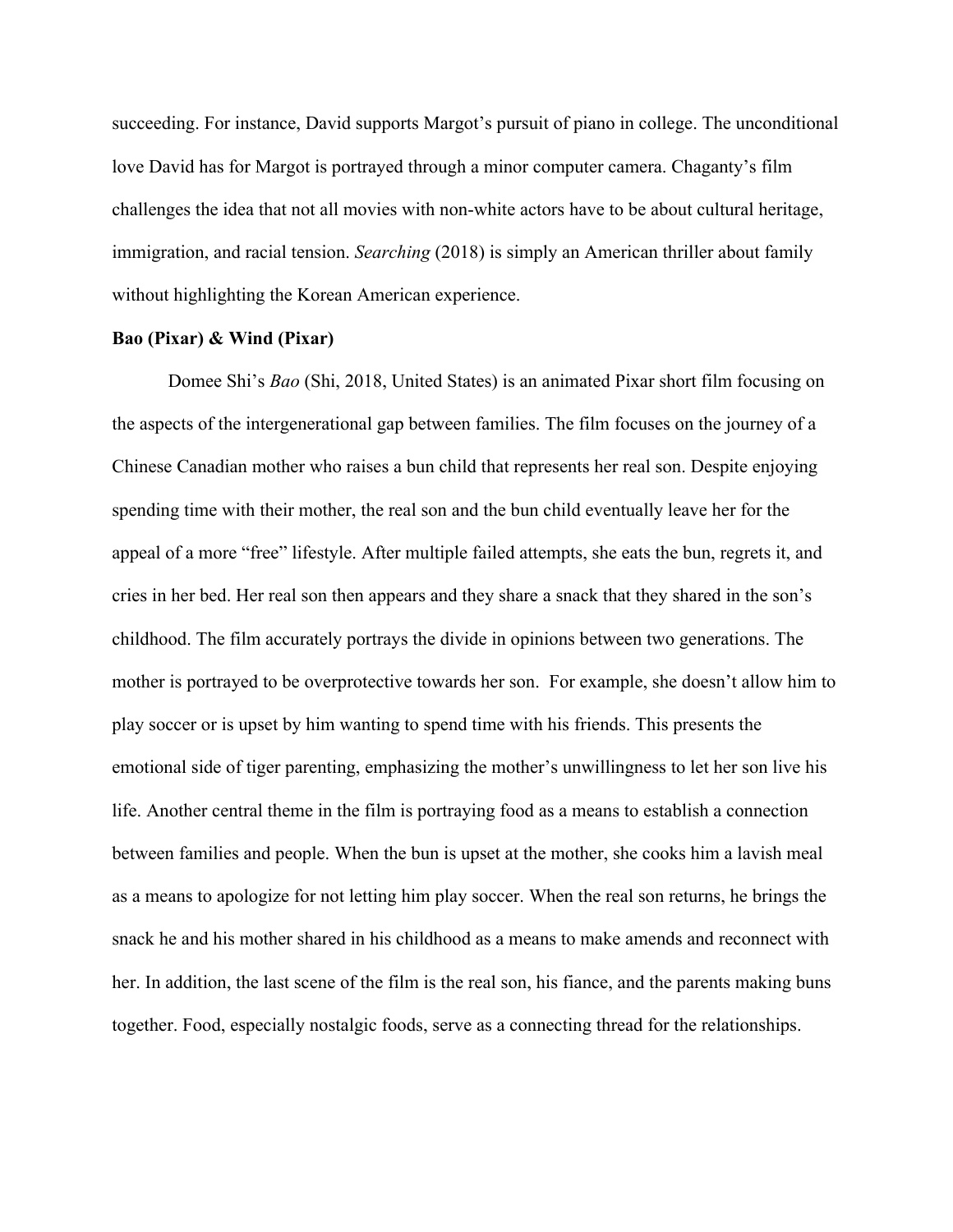succeeding. For instance, David supports Margot's pursuit of piano in college. The unconditional love David has for Margot is portrayed through a minor computer camera. Chaganty's film challenges the idea that not all movies with non-white actors have to be about cultural heritage, immigration, and racial tension. *Searching* (2018) is simply an American thriller about family without highlighting the Korean American experience.

**Bao (Pixar) & Wind (Pixar)**

Domee Shi's *Bao* (Shi, 2018, United States) is an animated Pixar short film focusing on the aspects of the intergenerational gap between families. The film focuses on the journey of a Chinese Canadian mother who raises a bun child that represents her real son. Despite enjoying spending time with their mother, the real son and the bun child eventually leave her for the appeal of a more "free" lifestyle. After multiple failed attempts, she eats the bun, regrets it, and cries in her bed. Her real son then appears and they share a snack that they shared in the son's childhood. The film accurately portrays the divide in opinions between two generations. The mother is portrayed to be overprotective towards her son. For example, she doesn't allow him to play soccer or is upset by him wanting to spend time with his friends. This presents the emotional side of tiger parenting, emphasizing the mother's unwillingness to let her son live his life. Another central theme in the film is portraying food as a means to establish a connection between families and people. When the bun is upset at the mother, she cooks him a lavish meal as a means to apologize for not letting him play soccer. When the real son returns, he brings the snack he and his mother shared in his childhood as a means to make amends and reconnect with her. In addition, the last scene of the film is the real son, his fiance, and the parents making buns together. Food, especially nostalgic foods, serve as a connecting thread for the relationships.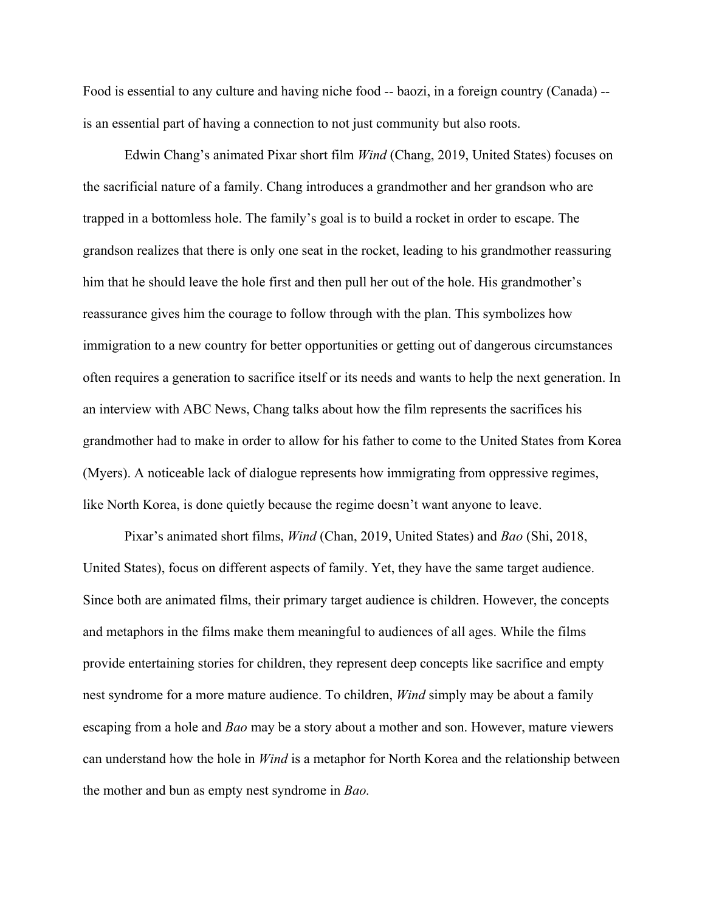Food is essential to any culture and having niche food -- baozi, in a foreign country (Canada) -- is an essential part of having a connection to not just community but also roots.

Edwin Chang's animated Pixar short film *Wind* (Chang, 2019, United States) focuses on the sacrificial nature of a family. Chang introduces a grandmother and her grandson who are trapped in a bottomless hole. The family's goal is to build a rocket in order to escape. The grandson realizes that there is only one seat in the rocket, leading to his grandmother reassuring him that he should leave the hole first and then pull her out of the hole. His grandmother's reassurance gives him the courage to follow through with the plan. This symbolizes how immigration to a new country for better opportunities or getting out of dangerous circumstances often requires a generation to sacrifice itself or its needs and wants to help the next generation. In an interview with ABC News, Chang talks about how the film represents the sacrifices his grandmother had to make in order to allow for his father to come to the United States from Korea (Myers). A noticeable lack of dialogue represents how immigrating from oppressive regimes, like North Korea, is done quietly because the regime doesn't want anyone to leave.

Pixar's animated short films, *Wind* (Chan, 2019, United States) and *Bao* (Shi, 2018, United States), focus on different aspects of family. Yet, they have the same target audience. Since both are animated films, their primary target audience is children. However, the concepts and metaphors in the films make them meaningful to audiences of all ages. While the films provide entertaining stories for children, they represent deep concepts like sacrifice and empty nest syndrome for a more mature audience. To children, *Wind* simply may be about a family escaping from a hole and *Bao* may be a story about a mother and son. However, mature viewers can understand how the hole in *Wind* is a metaphor for North Korea and the relationship between the mother and bun as empty nest syndrome in *Bao.*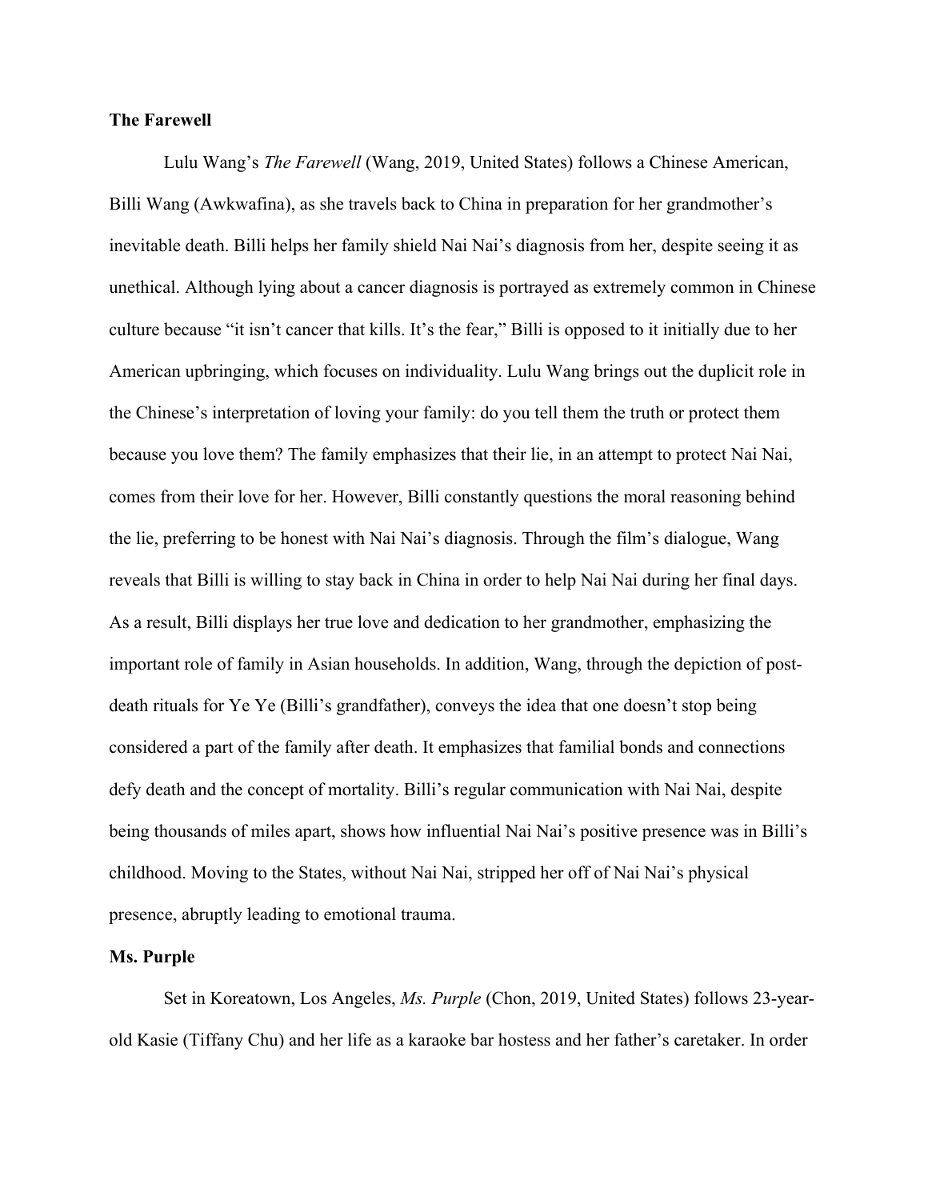**The Farewell**

Lulu Wang's *The Farewell* (Wang, 2019, United States) follows a Chinese American, Billi Wang (Awkwafina), as she travels back to China in preparation for her grandmother's inevitable death. Billi helps her family shield Nai Nai's diagnosis from her, despite seeing it as unethical. Although lying about a cancer diagnosis is portrayed as extremely common in Chinese culture because "it isn't cancer that kills. It's the fear," Billi is opposed to it initially due to her American upbringing, which focuses on individuality. Lulu Wang brings out the duplicit role in the Chinese's interpretation of loving your family: do you tell them the truth or protect them because you love them? The family emphasizes that their lie, in an attempt to protect Nai Nai, comes from their love for her. However, Billi constantly questions the moral reasoning behind the lie, preferring to be honest with Nai Nai's diagnosis. Through the film's dialogue, Wang reveals that Billi is willing to stay back in China in order to help Nai Nai during her final days. As a result, Billi displays her true love and dedication to her grandmother, emphasizing the important role of family in Asian households. In addition, Wang, through the depiction of post-death rituals for Ye Ye (Billi's grandfather), conveys the idea that one doesn't stop being considered a part of the family after death. It emphasizes that familial bonds and connections defy death and the concept of mortality. Billi's regular communication with Nai Nai, despite being thousands of miles apart, shows how influential Nai Nai's positive presence was in Billi's childhood. Moving to the States, without Nai Nai, stripped her off of Nai Nai's physical presence, abruptly leading to emotional trauma.

**Ms. Purple**

Set in Koreatown, Los Angeles, *Ms. Purple* (Chon, 2019, United States) follows 23-year-old Kasie (Tiffany Chu) and her life as a karaoke bar hostess and her father's caretaker. In order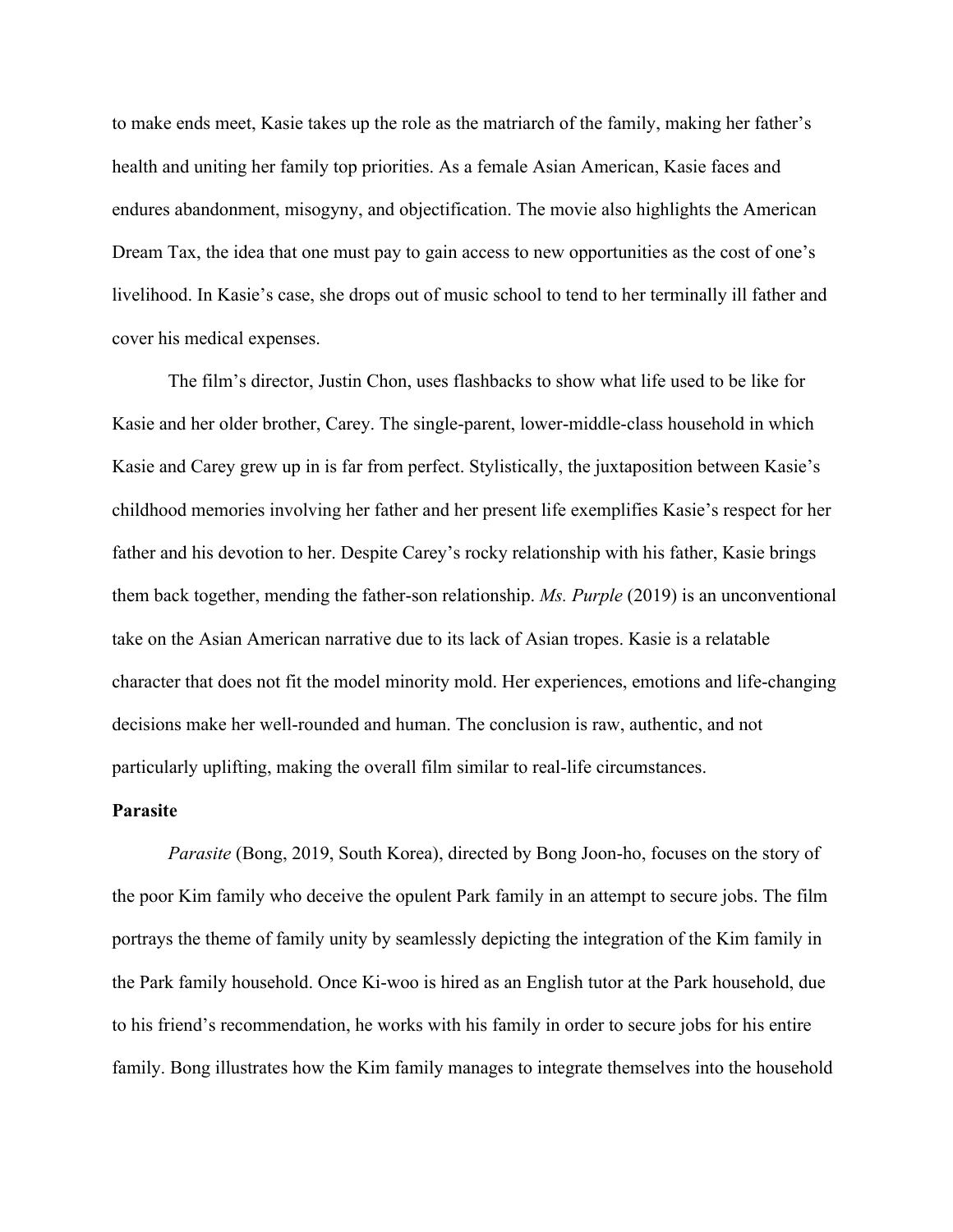to make ends meet, Kasie takes up the role as the matriarch of the family, making her father's health and uniting her family top priorities. As a female Asian American, Kasie faces and endures abandonment, misogyny, and objectification. The movie also highlights the American Dream Tax, the idea that one must pay to gain access to new opportunities as the cost of one's livelihood. In Kasie's case, she drops out of music school to tend to her terminally ill father and cover his medical expenses.

The film's director, Justin Chon, uses flashbacks to show what life used to be like for Kasie and her older brother, Carey. The single-parent, lower-middle-class household in which Kasie and Carey grew up in is far from perfect. Stylistically, the juxtaposition between Kasie's childhood memories involving her father and her present life exemplifies Kasie's respect for her father and his devotion to her. Despite Carey's rocky relationship with his father, Kasie brings them back together, mending the father-son relationship. *Ms. Purple* (2019) is an unconventional take on the Asian American narrative due to its lack of Asian tropes. Kasie is a relatable character that does not fit the model minority mold. Her experiences, emotions and life-changing decisions make her well-rounded and human. The conclusion is raw, authentic, and not particularly uplifting, making the overall film similar to real-life circumstances.

**Parasite**

*Parasite* (Bong, 2019, South Korea), directed by Bong Joon-ho, focuses on the story of the poor Kim family who deceive the opulent Park family in an attempt to secure jobs. The film portrays the theme of family unity by seamlessly depicting the integration of the Kim family in the Park family household. Once Ki-woo is hired as an English tutor at the Park household, due to his friend's recommendation, he works with his family in order to secure jobs for his entire family. Bong illustrates how the Kim family manages to integrate themselves into the household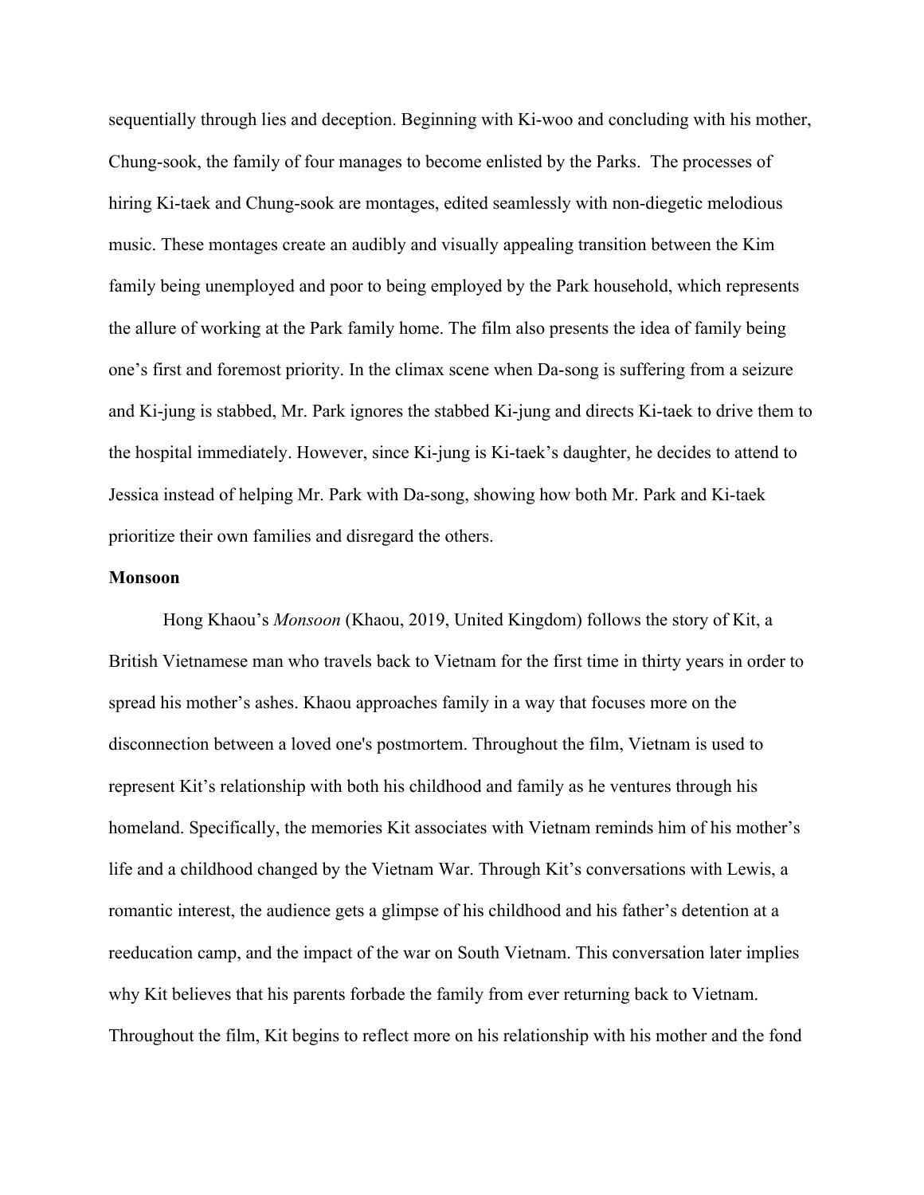sequentially through lies and deception. Beginning with Ki-woo and concluding with his mother, Chung-sook, the family of four manages to become enlisted by the Parks.  The processes of hiring Ki-taek and Chung-sook are montages, edited seamlessly with non-diegetic melodious music. These montages create an audibly and visually appealing transition between the Kim family being unemployed and poor to being employed by the Park household, which represents the allure of working at the Park family home. The film also presents the idea of family being one's first and foremost priority. In the climax scene when Da-song is suffering from a seizure and Ki-jung is stabbed, Mr. Park ignores the stabbed Ki-jung and directs Ki-taek to drive them to the hospital immediately. However, since Ki-jung is Ki-taek's daughter, he decides to attend to Jessica instead of helping Mr. Park with Da-song, showing how both Mr. Park and Ki-taek prioritize their own families and disregard the others.

**Monsoon**

Hong Khaou's *Monsoon* (Khaou, 2019, United Kingdom) follows the story of Kit, a British Vietnamese man who travels back to Vietnam for the first time in thirty years in order to spread his mother's ashes. Khaou approaches family in a way that focuses more on the disconnection between a loved one's postmortem. Throughout the film, Vietnam is used to represent Kit's relationship with both his childhood and family as he ventures through his homeland. Specifically, the memories Kit associates with Vietnam reminds him of his mother's life and a childhood changed by the Vietnam War. Through Kit's conversations with Lewis, a romantic interest, the audience gets a glimpse of his childhood and his father's detention at a reeducation camp, and the impact of the war on South Vietnam. This conversation later implies why Kit believes that his parents forbade the family from ever returning back to Vietnam. Throughout the film, Kit begins to reflect more on his relationship with his mother and the fond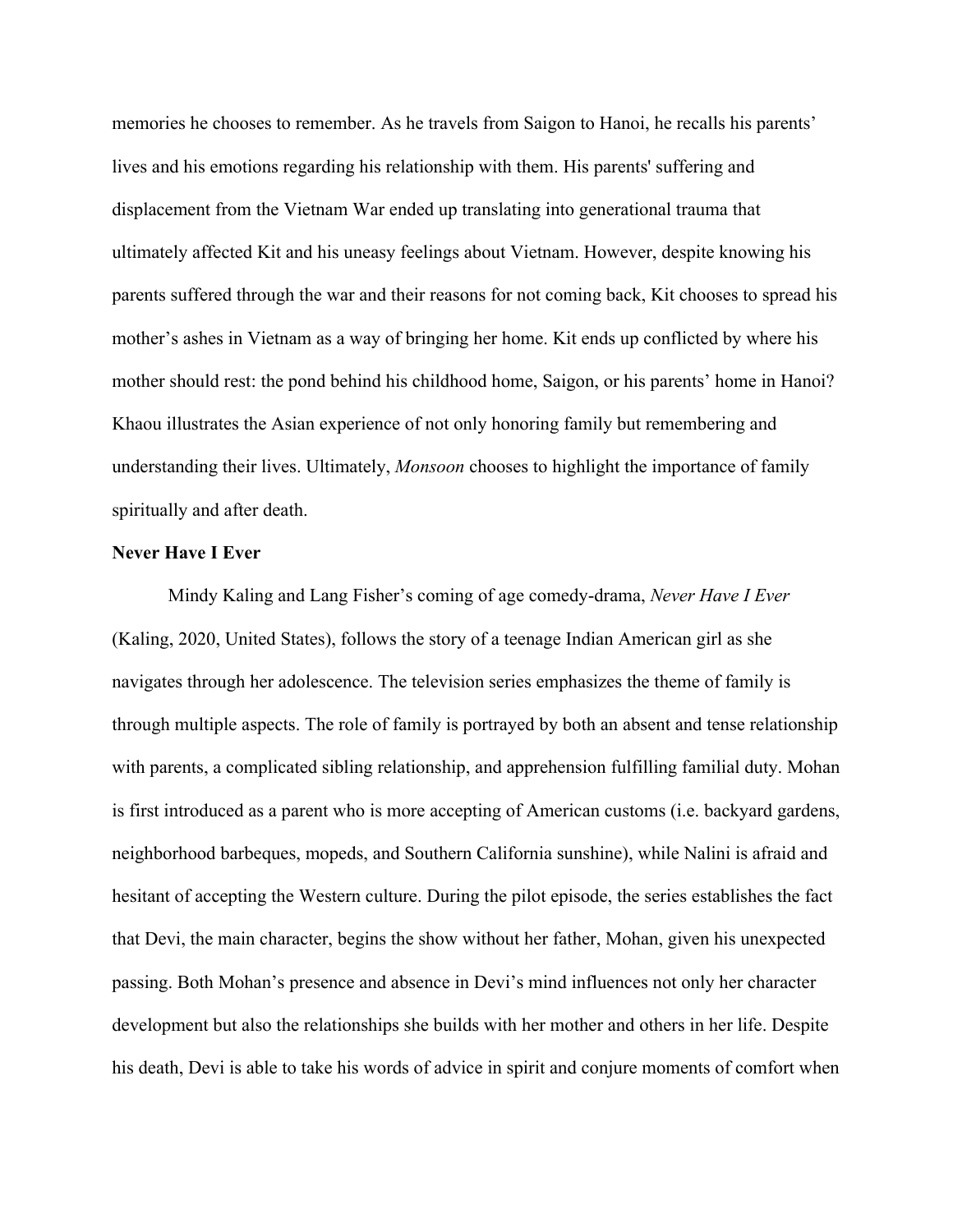memories he chooses to remember. As he travels from Saigon to Hanoi, he recalls his parents' lives and his emotions regarding his relationship with them. His parents' suffering and displacement from the Vietnam War ended up translating into generational trauma that ultimately affected Kit and his uneasy feelings about Vietnam. However, despite knowing his parents suffered through the war and their reasons for not coming back, Kit chooses to spread his mother's ashes in Vietnam as a way of bringing her home. Kit ends up conflicted by where his mother should rest: the pond behind his childhood home, Saigon, or his parents' home in Hanoi? Khaou illustrates the Asian experience of not only honoring family but remembering and understanding their lives. Ultimately, *Monsoon* chooses to highlight the importance of family spiritually and after death.

**Never Have I Ever**

Mindy Kaling and Lang Fisher's coming of age comedy-drama, *Never Have I Ever* (Kaling, 2020, United States), follows the story of a teenage Indian American girl as she navigates through her adolescence. The television series emphasizes the theme of family is through multiple aspects. The role of family is portrayed by both an absent and tense relationship with parents, a complicated sibling relationship, and apprehension fulfilling familial duty. Mohan is first introduced as a parent who is more accepting of American customs (i.e. backyard gardens, neighborhood barbeques, mopeds, and Southern California sunshine), while Nalini is afraid and hesitant of accepting the Western culture. During the pilot episode, the series establishes the fact that Devi, the main character, begins the show without her father, Mohan, given his unexpected passing. Both Mohan's presence and absence in Devi's mind influences not only her character development but also the relationships she builds with her mother and others in her life. Despite his death, Devi is able to take his words of advice in spirit and conjure moments of comfort when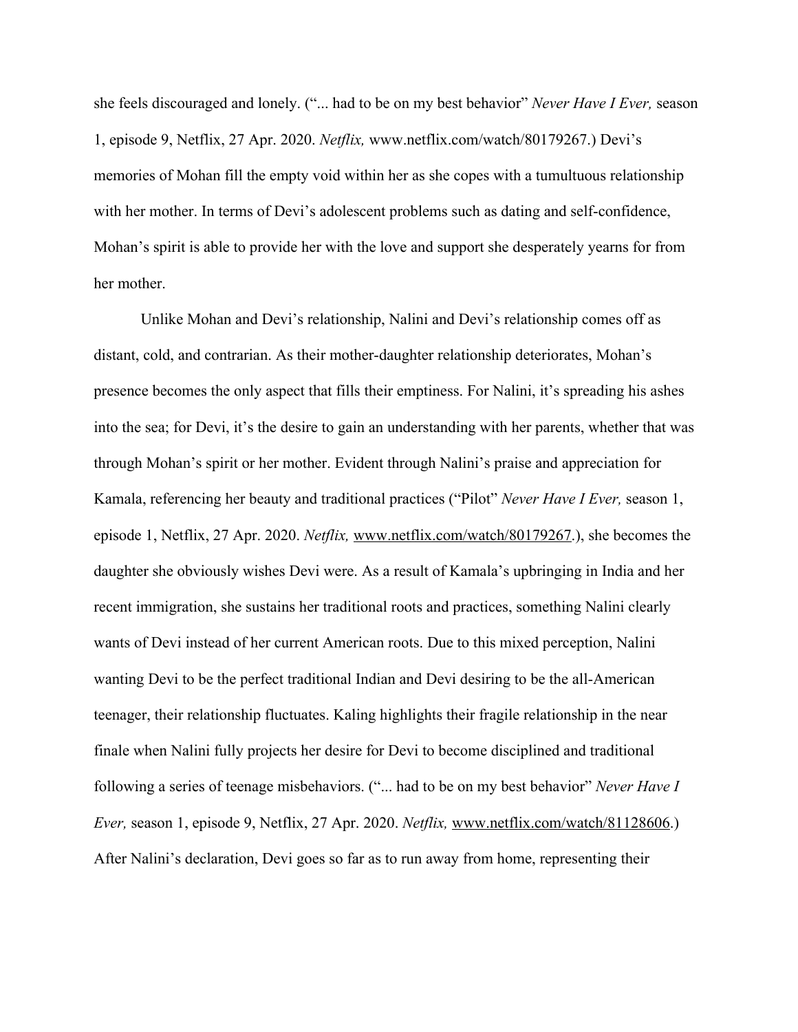she feels discouraged and lonely. ("... had to be on my best behavior" *Never Have I Ever,* season 1, episode 9, Netflix, 27 Apr. 2020. *Netflix,* www.netflix.com/watch/80179267.) Devi's memories of Mohan fill the empty void within her as she copes with a tumultuous relationship with her mother. In terms of Devi's adolescent problems such as dating and self-confidence, Mohan's spirit is able to provide her with the love and support she desperately yearns for from her mother.

Unlike Mohan and Devi's relationship, Nalini and Devi's relationship comes off as distant, cold, and contrarian. As their mother-daughter relationship deteriorates, Mohan's presence becomes the only aspect that fills their emptiness. For Nalini, it's spreading his ashes into the sea; for Devi, it's the desire to gain an understanding with her parents, whether that was through Mohan's spirit or her mother. Evident through Nalini's praise and appreciation for Kamala, referencing her beauty and traditional practices ("Pilot" *Never Have I Ever,* season 1, episode 1, Netflix, 27 Apr. 2020. *Netflix,* www.netflix.com/watch/80179267.), she becomes the daughter she obviously wishes Devi were. As a result of Kamala's upbringing in India and her recent immigration, she sustains her traditional roots and practices, something Nalini clearly wants of Devi instead of her current American roots. Due to this mixed perception, Nalini wanting Devi to be the perfect traditional Indian and Devi desiring to be the all-American teenager, their relationship fluctuates. Kaling highlights their fragile relationship in the near finale when Nalini fully projects her desire for Devi to become disciplined and traditional following a series of teenage misbehaviors. ("... had to be on my best behavior" *Never Have I Ever,* season 1, episode 9, Netflix, 27 Apr. 2020. *Netflix,* www.netflix.com/watch/81128606.) After Nalini's declaration, Devi goes so far as to run away from home, representing their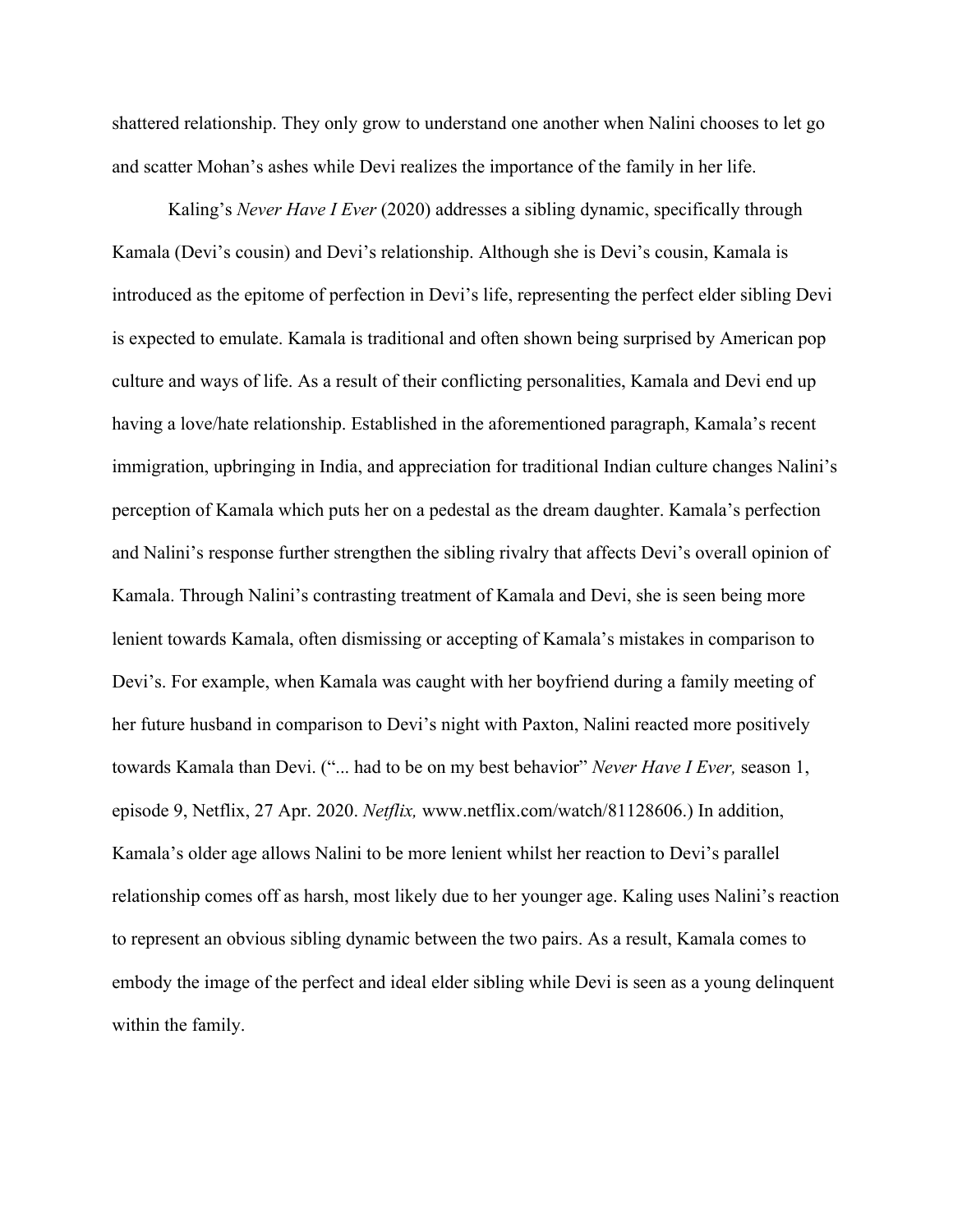shattered relationship. They only grow to understand one another when Nalini chooses to let go and scatter Mohan's ashes while Devi realizes the importance of the family in her life.

Kaling's *Never Have I Ever* (2020) addresses a sibling dynamic, specifically through Kamala (Devi's cousin) and Devi's relationship. Although she is Devi's cousin, Kamala is introduced as the epitome of perfection in Devi's life, representing the perfect elder sibling Devi is expected to emulate. Kamala is traditional and often shown being surprised by American pop culture and ways of life. As a result of their conflicting personalities, Kamala and Devi end up having a love/hate relationship. Established in the aforementioned paragraph, Kamala's recent immigration, upbringing in India, and appreciation for traditional Indian culture changes Nalini's perception of Kamala which puts her on a pedestal as the dream daughter. Kamala's perfection and Nalini's response further strengthen the sibling rivalry that affects Devi's overall opinion of Kamala. Through Nalini's contrasting treatment of Kamala and Devi, she is seen being more lenient towards Kamala, often dismissing or accepting of Kamala's mistakes in comparison to Devi's. For example, when Kamala was caught with her boyfriend during a family meeting of her future husband in comparison to Devi's night with Paxton, Nalini reacted more positively towards Kamala than Devi. ("... had to be on my best behavior" *Never Have I Ever,* season 1, episode 9, Netflix, 27 Apr. 2020. *Netflix,* www.netflix.com/watch/81128606.) In addition, Kamala's older age allows Nalini to be more lenient whilst her reaction to Devi's parallel relationship comes off as harsh, most likely due to her younger age. Kaling uses Nalini's reaction to represent an obvious sibling dynamic between the two pairs. As a result, Kamala comes to embody the image of the perfect and ideal elder sibling while Devi is seen as a young delinquent within the family.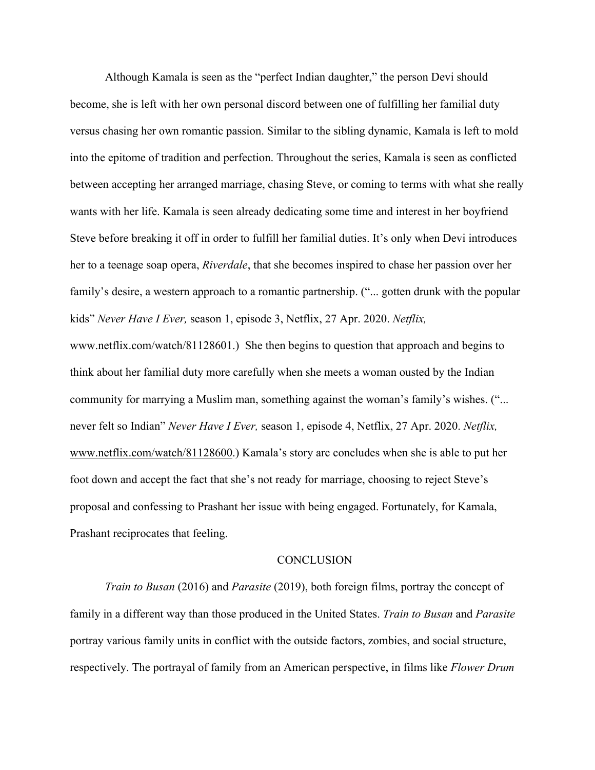Although Kamala is seen as the "perfect Indian daughter," the person Devi should become, she is left with her own personal discord between one of fulfilling her familial duty versus chasing her own romantic passion. Similar to the sibling dynamic, Kamala is left to mold into the epitome of tradition and perfection. Throughout the series, Kamala is seen as conflicted between accepting her arranged marriage, chasing Steve, or coming to terms with what she really wants with her life. Kamala is seen already dedicating some time and interest in her boyfriend Steve before breaking it off in order to fulfill her familial duties. It's only when Devi introduces her to a teenage soap opera, *Riverdale*, that she becomes inspired to chase her passion over her family's desire, a western approach to a romantic partnership. ("... gotten drunk with the popular kids" *Never Have I Ever,* season 1, episode 3, Netflix, 27 Apr. 2020. *Netflix,* www.netflix.com/watch/81128601.) She then begins to question that approach and begins to think about her familial duty more carefully when she meets a woman ousted by the Indian community for marrying a Muslim man, something against the woman's family's wishes. ("... never felt so Indian" *Never Have I Ever,* season 1, episode 4, Netflix, 27 Apr. 2020. *Netflix,* www.netflix.com/watch/81128600.) Kamala's story arc concludes when she is able to put her foot down and accept the fact that she's not ready for marriage, choosing to reject Steve's proposal and confessing to Prashant her issue with being engaged. Fortunately, for Kamala, Prashant reciprocates that feeling.

## CONCLUSION

*Train to Busan* (2016) and *Parasite* (2019), both foreign films, portray the concept of family in a different way than those produced in the United States. *Train to Busan* and *Parasite* portray various family units in conflict with the outside factors, zombies, and social structure, respectively. The portrayal of family from an American perspective, in films like *Flower Drum*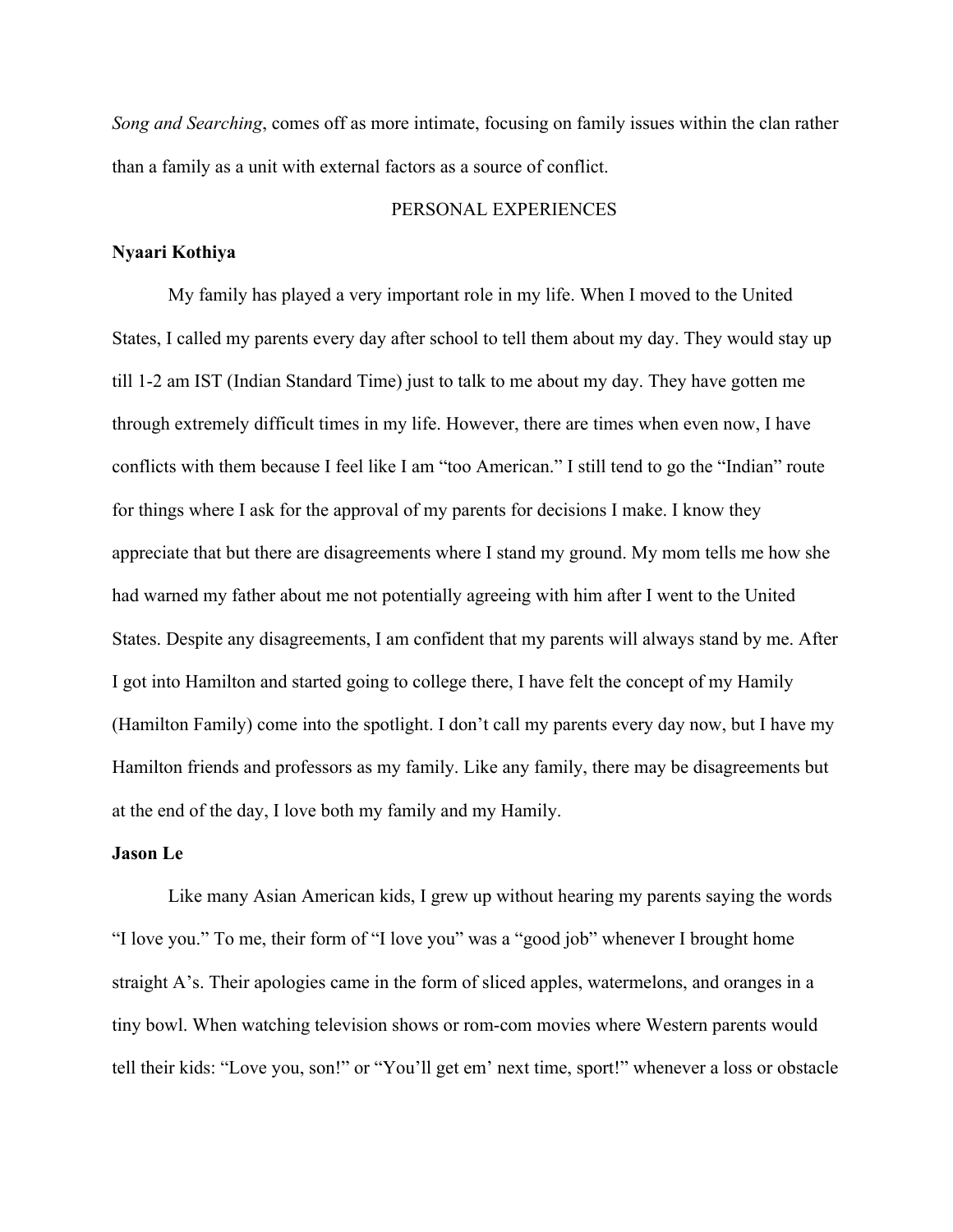*Song and Searching*, comes off as more intimate, focusing on family issues within the clan rather than a family as a unit with external factors as a source of conflict.

## PERSONAL EXPERIENCES

**Nyaari Kothiya**

My family has played a very important role in my life. When I moved to the United States, I called my parents every day after school to tell them about my day. They would stay up till 1-2 am IST (Indian Standard Time) just to talk to me about my day. They have gotten me through extremely difficult times in my life. However, there are times when even now, I have conflicts with them because I feel like I am "too American." I still tend to go the "Indian" route for things where I ask for the approval of my parents for decisions I make. I know they appreciate that but there are disagreements where I stand my ground. My mom tells me how she had warned my father about me not potentially agreeing with him after I went to the United States. Despite any disagreements, I am confident that my parents will always stand by me. After I got into Hamilton and started going to college there, I have felt the concept of my Hamily (Hamilton Family) come into the spotlight. I don't call my parents every day now, but I have my Hamilton friends and professors as my family. Like any family, there may be disagreements but at the end of the day, I love both my family and my Hamily.

**Jason Le**

Like many Asian American kids, I grew up without hearing my parents saying the words "I love you." To me, their form of "I love you" was a "good job" whenever I brought home straight A's. Their apologies came in the form of sliced apples, watermelons, and oranges in a tiny bowl. When watching television shows or rom-com movies where Western parents would tell their kids: "Love you, son!" or "You'll get em' next time, sport!" whenever a loss or obstacle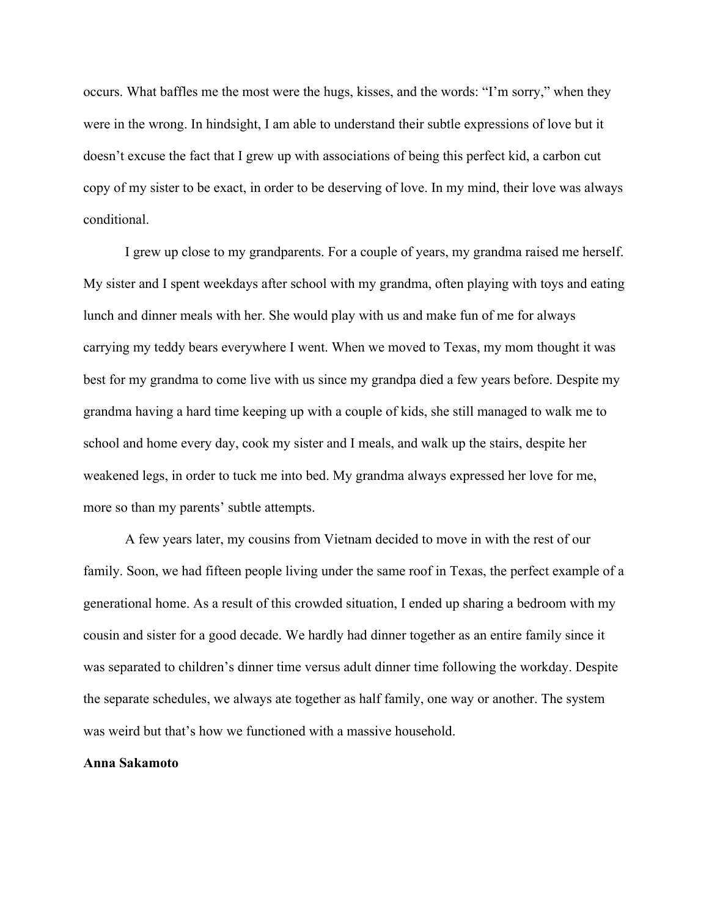occurs. What baffles me the most were the hugs, kisses, and the words: "I'm sorry," when they were in the wrong. In hindsight, I am able to understand their subtle expressions of love but it doesn't excuse the fact that I grew up with associations of being this perfect kid, a carbon cut copy of my sister to be exact, in order to be deserving of love. In my mind, their love was always conditional.

I grew up close to my grandparents. For a couple of years, my grandma raised me herself. My sister and I spent weekdays after school with my grandma, often playing with toys and eating lunch and dinner meals with her. She would play with us and make fun of me for always carrying my teddy bears everywhere I went. When we moved to Texas, my mom thought it was best for my grandma to come live with us since my grandpa died a few years before. Despite my grandma having a hard time keeping up with a couple of kids, she still managed to walk me to school and home every day, cook my sister and I meals, and walk up the stairs, despite her weakened legs, in order to tuck me into bed. My grandma always expressed her love for me, more so than my parents' subtle attempts.

A few years later, my cousins from Vietnam decided to move in with the rest of our family. Soon, we had fifteen people living under the same roof in Texas, the perfect example of a generational home. As a result of this crowded situation, I ended up sharing a bedroom with my cousin and sister for a good decade. We hardly had dinner together as an entire family since it was separated to children's dinner time versus adult dinner time following the workday. Despite the separate schedules, we always ate together as half family, one way or another. The system was weird but that's how we functioned with a massive household.

**Anna Sakamoto**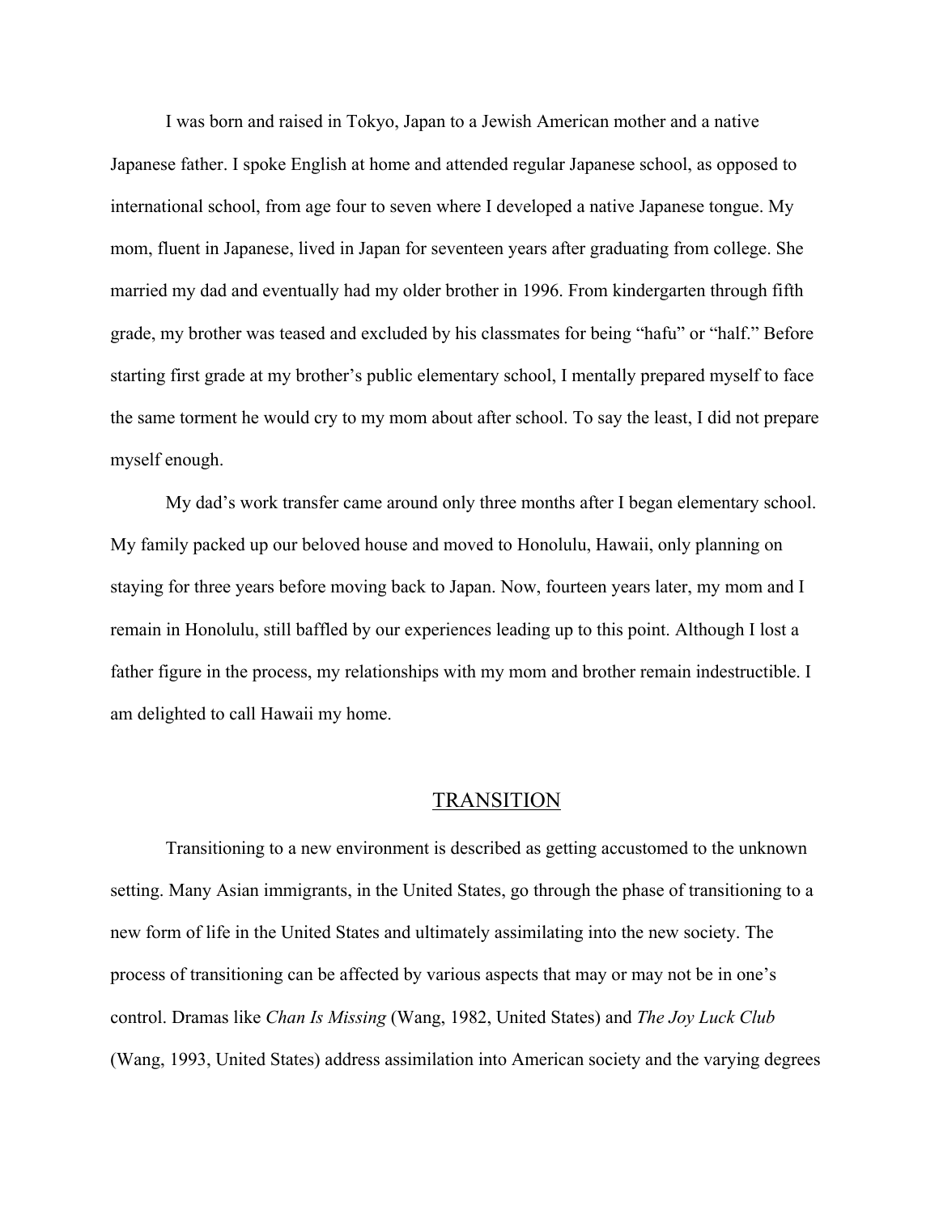I was born and raised in Tokyo, Japan to a Jewish American mother and a native Japanese father. I spoke English at home and attended regular Japanese school, as opposed to international school, from age four to seven where I developed a native Japanese tongue. My mom, fluent in Japanese, lived in Japan for seventeen years after graduating from college. She married my dad and eventually had my older brother in 1996. From kindergarten through fifth grade, my brother was teased and excluded by his classmates for being "hafu" or "half." Before starting first grade at my brother's public elementary school, I mentally prepared myself to face the same torment he would cry to my mom about after school. To say the least, I did not prepare myself enough.

My dad's work transfer came around only three months after I began elementary school. My family packed up our beloved house and moved to Honolulu, Hawaii, only planning on staying for three years before moving back to Japan. Now, fourteen years later, my mom and I remain in Honolulu, still baffled by our experiences leading up to this point. Although I lost a father figure in the process, my relationships with my mom and brother remain indestructible. I am delighted to call Hawaii my home.

## TRANSITION

Transitioning to a new environment is described as getting accustomed to the unknown setting. Many Asian immigrants, in the United States, go through the phase of transitioning to a new form of life in the United States and ultimately assimilating into the new society. The process of transitioning can be affected by various aspects that may or may not be in one's control. Dramas like *Chan Is Missing* (Wang, 1982, United States) and *The Joy Luck Club* (Wang, 1993, United States) address assimilation into American society and the varying degrees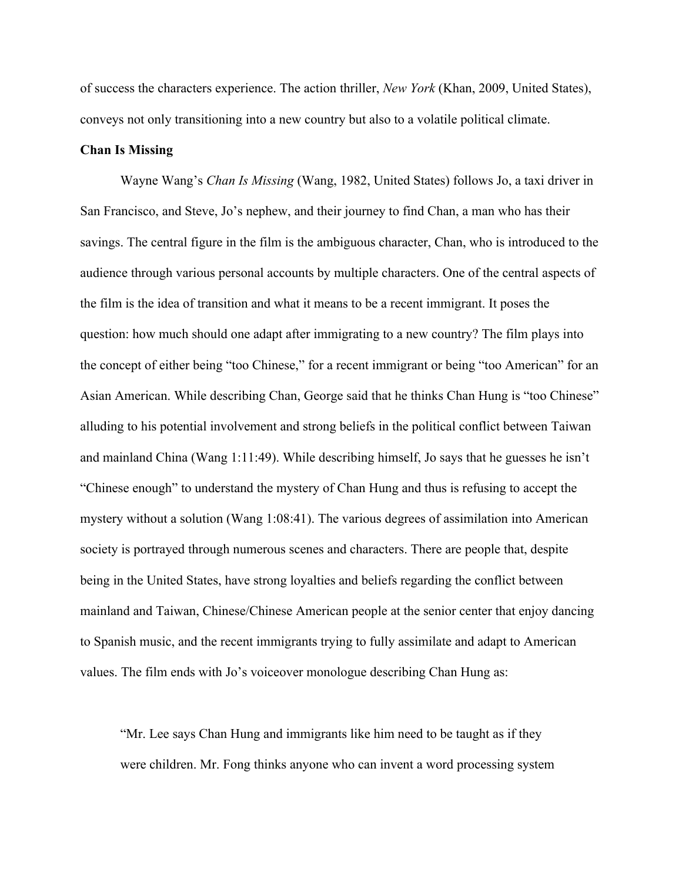of success the characters experience. The action thriller, *New York* (Khan, 2009, United States), conveys not only transitioning into a new country but also to a volatile political climate.

**Chan Is Missing**

Wayne Wang's *Chan Is Missing* (Wang, 1982, United States) follows Jo, a taxi driver in San Francisco, and Steve, Jo's nephew, and their journey to find Chan, a man who has their savings. The central figure in the film is the ambiguous character, Chan, who is introduced to the audience through various personal accounts by multiple characters. One of the central aspects of the film is the idea of transition and what it means to be a recent immigrant. It poses the question: how much should one adapt after immigrating to a new country? The film plays into the concept of either being "too Chinese," for a recent immigrant or being "too American" for an Asian American. While describing Chan, George said that he thinks Chan Hung is "too Chinese" alluding to his potential involvement and strong beliefs in the political conflict between Taiwan and mainland China (Wang 1:11:49). While describing himself, Jo says that he guesses he isn't "Chinese enough" to understand the mystery of Chan Hung and thus is refusing to accept the mystery without a solution (Wang 1:08:41). The various degrees of assimilation into American society is portrayed through numerous scenes and characters. There are people that, despite being in the United States, have strong loyalties and beliefs regarding the conflict between mainland and Taiwan, Chinese/Chinese American people at the senior center that enjoy dancing to Spanish music, and the recent immigrants trying to fully assimilate and adapt to American values. The film ends with Jo's voiceover monologue describing Chan Hung as:

> "Mr. Lee says Chan Hung and immigrants like him need to be taught as if they were children. Mr. Fong thinks anyone who can invent a word processing system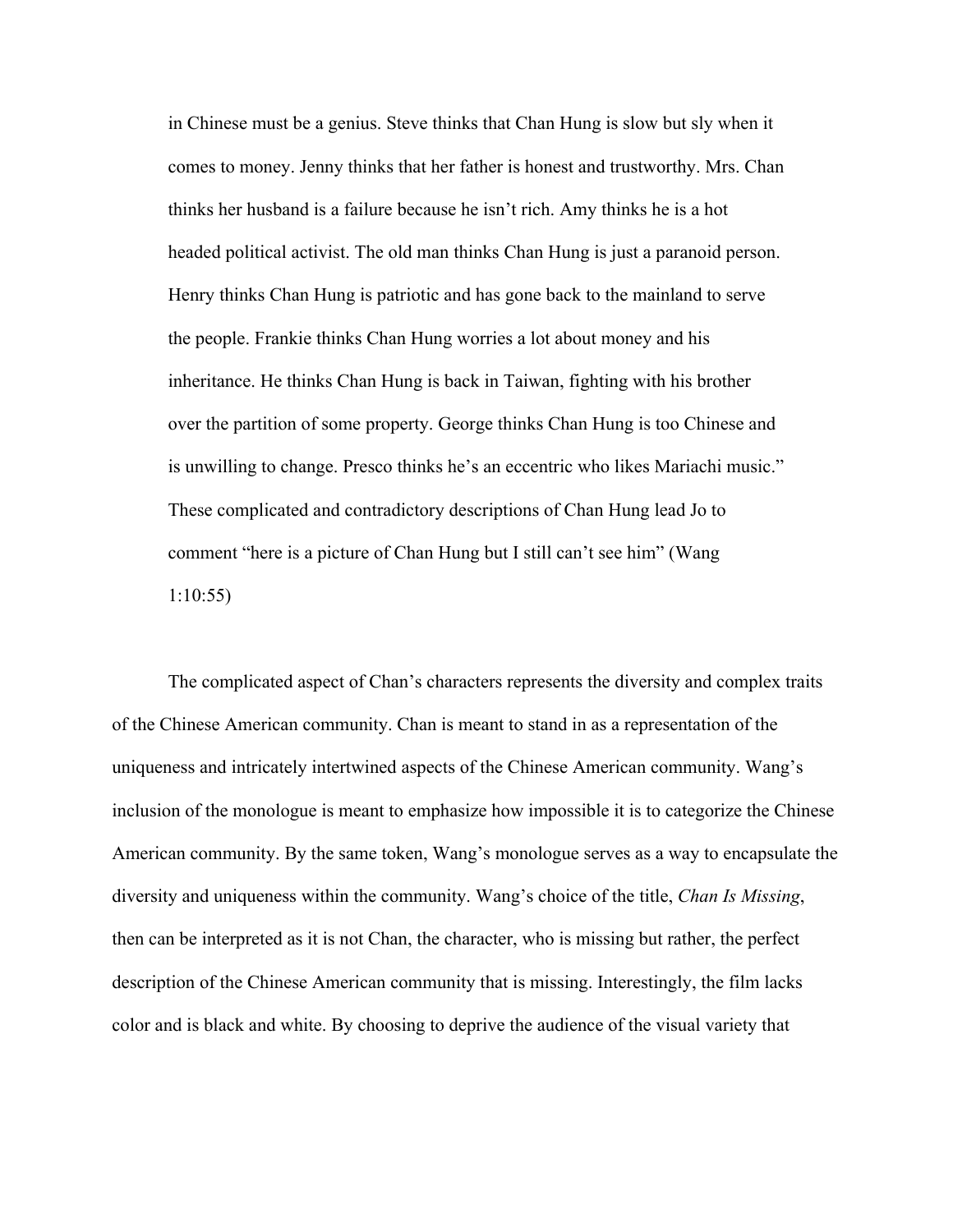> in Chinese must be a genius. Steve thinks that Chan Hung is slow but sly when it comes to money. Jenny thinks that her father is honest and trustworthy. Mrs. Chan thinks her husband is a failure because he isn't rich. Amy thinks he is a hot headed political activist. The old man thinks Chan Hung is just a paranoid person. Henry thinks Chan Hung is patriotic and has gone back to the mainland to serve the people. Frankie thinks Chan Hung worries a lot about money and his inheritance. He thinks Chan Hung is back in Taiwan, fighting with his brother over the partition of some property. George thinks Chan Hung is too Chinese and is unwilling to change. Presco thinks he's an eccentric who likes Mariachi music." These complicated and contradictory descriptions of Chan Hung lead Jo to comment "here is a picture of Chan Hung but I still can't see him" (Wang 1:10:55)

The complicated aspect of Chan's characters represents the diversity and complex traits of the Chinese American community. Chan is meant to stand in as a representation of the uniqueness and intricately intertwined aspects of the Chinese American community. Wang's inclusion of the monologue is meant to emphasize how impossible it is to categorize the Chinese American community. By the same token, Wang's monologue serves as a way to encapsulate the diversity and uniqueness within the community. Wang's choice of the title, *Chan Is Missing*, then can be interpreted as it is not Chan, the character, who is missing but rather, the perfect description of the Chinese American community that is missing. Interestingly, the film lacks color and is black and white. By choosing to deprive the audience of the visual variety that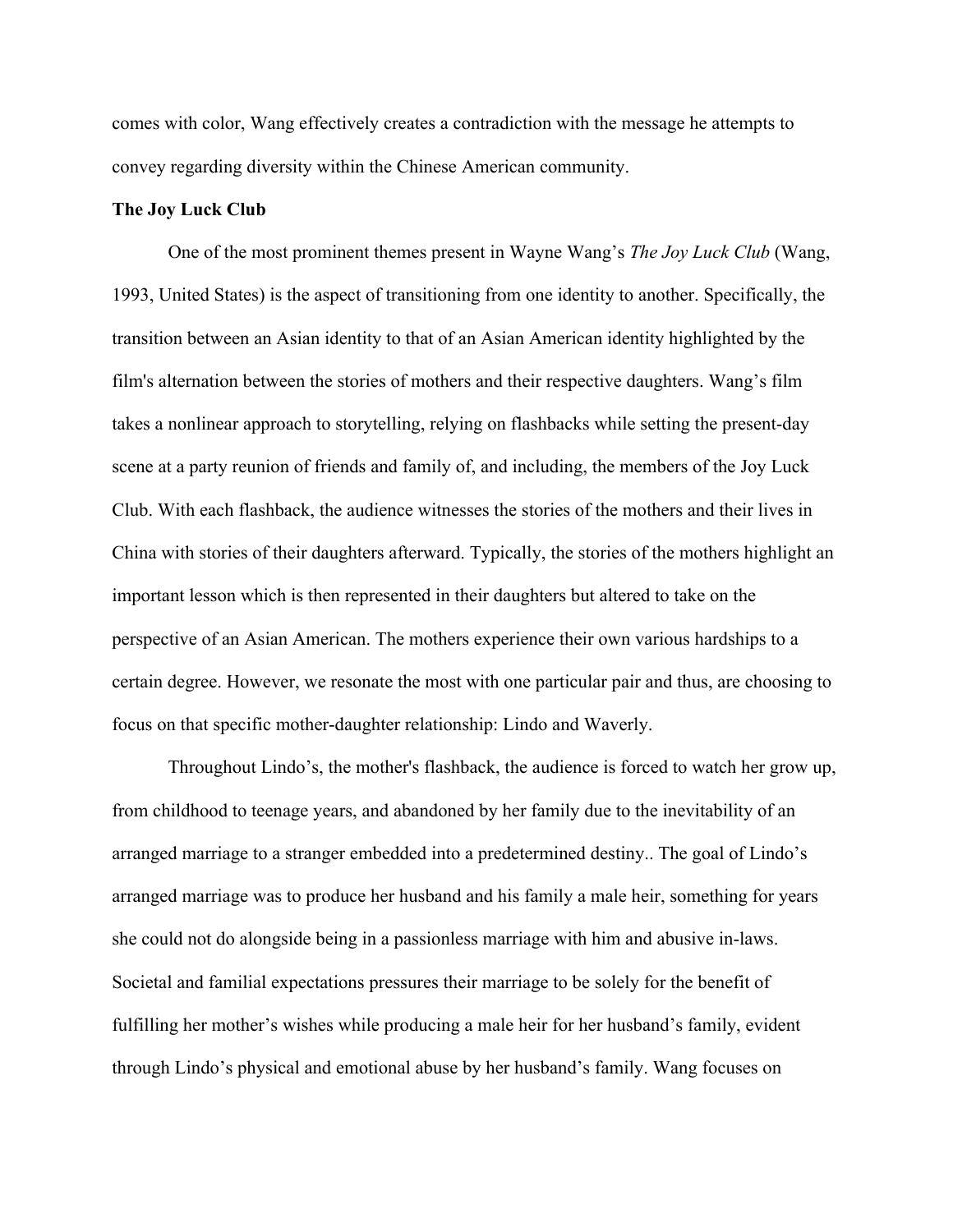comes with color, Wang effectively creates a contradiction with the message he attempts to convey regarding diversity within the Chinese American community.

**The Joy Luck Club**

One of the most prominent themes present in Wayne Wang's *The Joy Luck Club* (Wang, 1993, United States) is the aspect of transitioning from one identity to another. Specifically, the transition between an Asian identity to that of an Asian American identity highlighted by the film's alternation between the stories of mothers and their respective daughters. Wang's film takes a nonlinear approach to storytelling, relying on flashbacks while setting the present-day scene at a party reunion of friends and family of, and including, the members of the Joy Luck Club. With each flashback, the audience witnesses the stories of the mothers and their lives in China with stories of their daughters afterward. Typically, the stories of the mothers highlight an important lesson which is then represented in their daughters but altered to take on the perspective of an Asian American. The mothers experience their own various hardships to a certain degree. However, we resonate the most with one particular pair and thus, are choosing to focus on that specific mother-daughter relationship: Lindo and Waverly.

Throughout Lindo's, the mother's flashback, the audience is forced to watch her grow up, from childhood to teenage years, and abandoned by her family due to the inevitability of an arranged marriage to a stranger embedded into a predetermined destiny.. The goal of Lindo's arranged marriage was to produce her husband and his family a male heir, something for years she could not do alongside being in a passionless marriage with him and abusive in-laws. Societal and familial expectations pressures their marriage to be solely for the benefit of fulfilling her mother's wishes while producing a male heir for her husband's family, evident through Lindo's physical and emotional abuse by her husband's family. Wang focuses on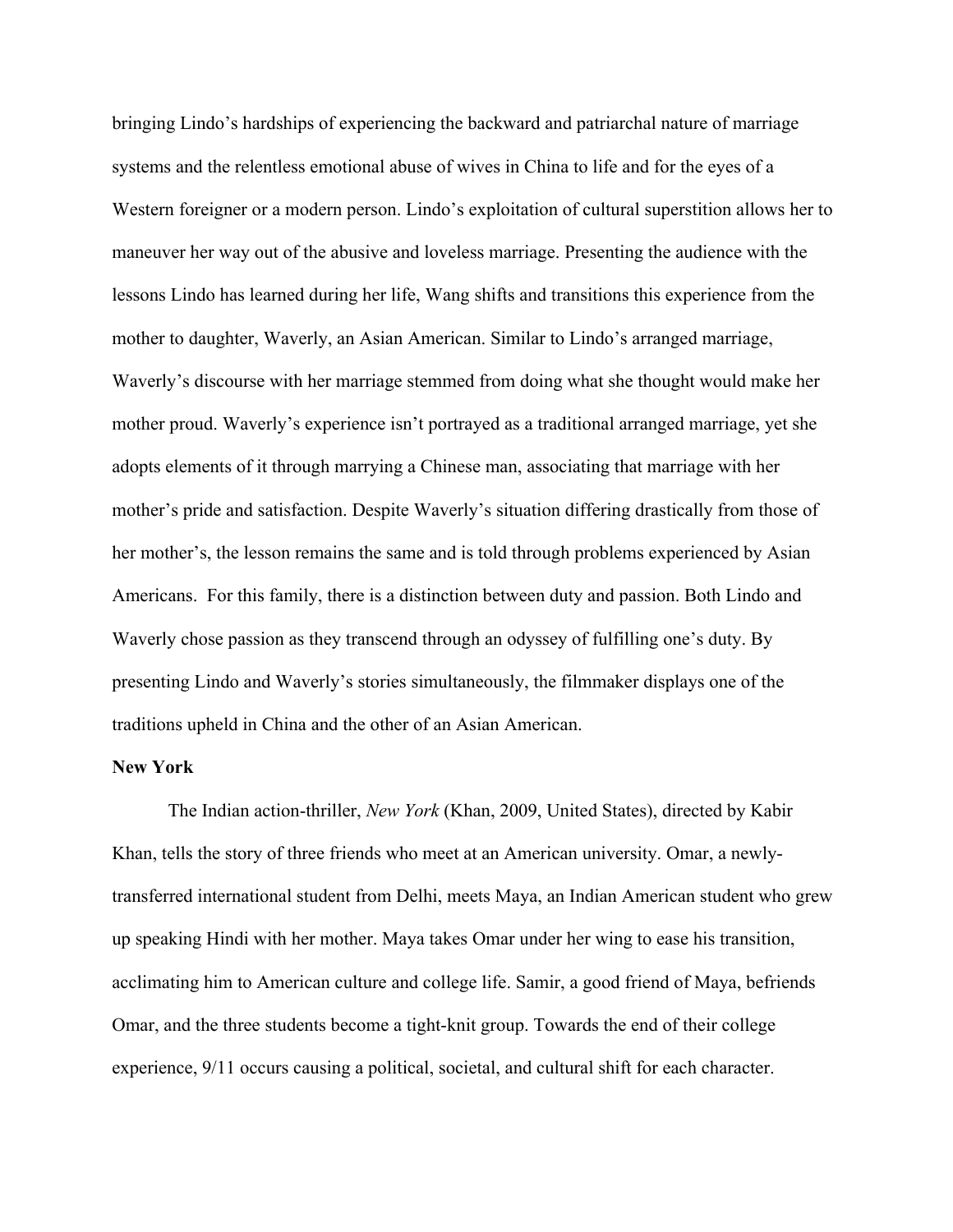bringing Lindo’s hardships of experiencing the backward and patriarchal nature of marriage systems and the relentless emotional abuse of wives in China to life and for the eyes of a Western foreigner or a modern person. Lindo’s exploitation of cultural superstition allows her to maneuver her way out of the abusive and loveless marriage. Presenting the audience with the lessons Lindo has learned during her life, Wang shifts and transitions this experience from the mother to daughter, Waverly, an Asian American. Similar to Lindo’s arranged marriage, Waverly’s discourse with her marriage stemmed from doing what she thought would make her mother proud. Waverly’s experience isn’t portrayed as a traditional arranged marriage, yet she adopts elements of it through marrying a Chinese man, associating that marriage with her mother’s pride and satisfaction. Despite Waverly’s situation differing drastically from those of her mother’s, the lesson remains the same and is told through problems experienced by Asian Americans. For this family, there is a distinction between duty and passion. Both Lindo and Waverly chose passion as they transcend through an odyssey of fulfilling one’s duty. By presenting Lindo and Waverly’s stories simultaneously, the filmmaker displays one of the traditions upheld in China and the other of an Asian American.

**New York**

The Indian action-thriller, *New York* (Khan, 2009, United States), directed by Kabir Khan, tells the story of three friends who meet at an American university. Omar, a newly-transferred international student from Delhi, meets Maya, an Indian American student who grew up speaking Hindi with her mother. Maya takes Omar under her wing to ease his transition, acclimating him to American culture and college life. Samir, a good friend of Maya, befriends Omar, and the three students become a tight-knit group. Towards the end of their college experience, 9/11 occurs causing a political, societal, and cultural shift for each character.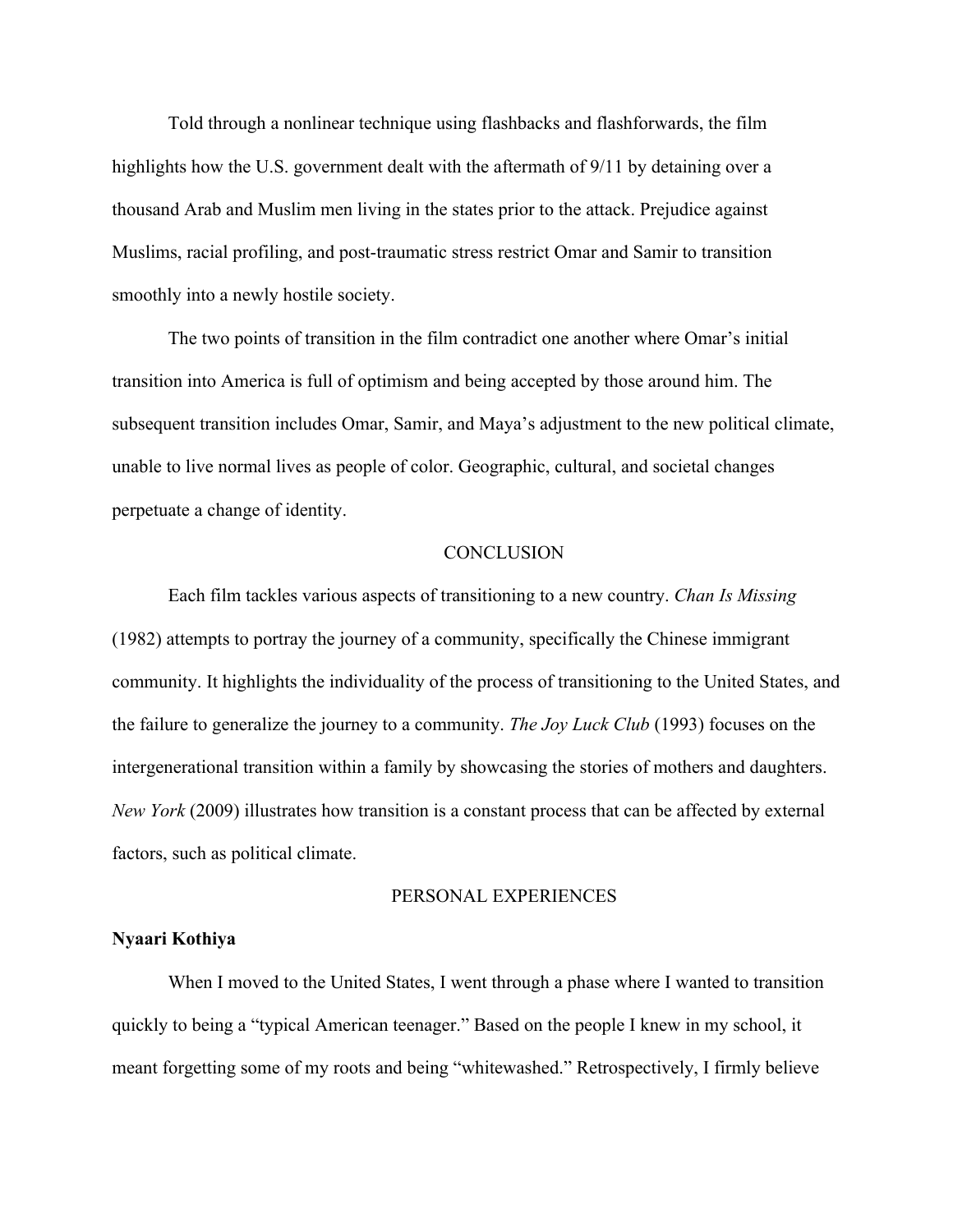Told through a nonlinear technique using flashbacks and flashforwards, the film highlights how the U.S. government dealt with the aftermath of 9/11 by detaining over a thousand Arab and Muslim men living in the states prior to the attack. Prejudice against Muslims, racial profiling, and post-traumatic stress restrict Omar and Samir to transition smoothly into a newly hostile society.

The two points of transition in the film contradict one another where Omar's initial transition into America is full of optimism and being accepted by those around him. The subsequent transition includes Omar, Samir, and Maya's adjustment to the new political climate, unable to live normal lives as people of color. Geographic, cultural, and societal changes perpetuate a change of identity.

## CONCLUSION

Each film tackles various aspects of transitioning to a new country. *Chan Is Missing* (1982) attempts to portray the journey of a community, specifically the Chinese immigrant community. It highlights the individuality of the process of transitioning to the United States, and the failure to generalize the journey to a community. *The Joy Luck Club* (1993) focuses on the intergenerational transition within a family by showcasing the stories of mothers and daughters. *New York* (2009) illustrates how transition is a constant process that can be affected by external factors, such as political climate.

## PERSONAL EXPERIENCES

**Nyaari Kothiya**

When I moved to the United States, I went through a phase where I wanted to transition quickly to being a "typical American teenager." Based on the people I knew in my school, it meant forgetting some of my roots and being "whitewashed." Retrospectively, I firmly believe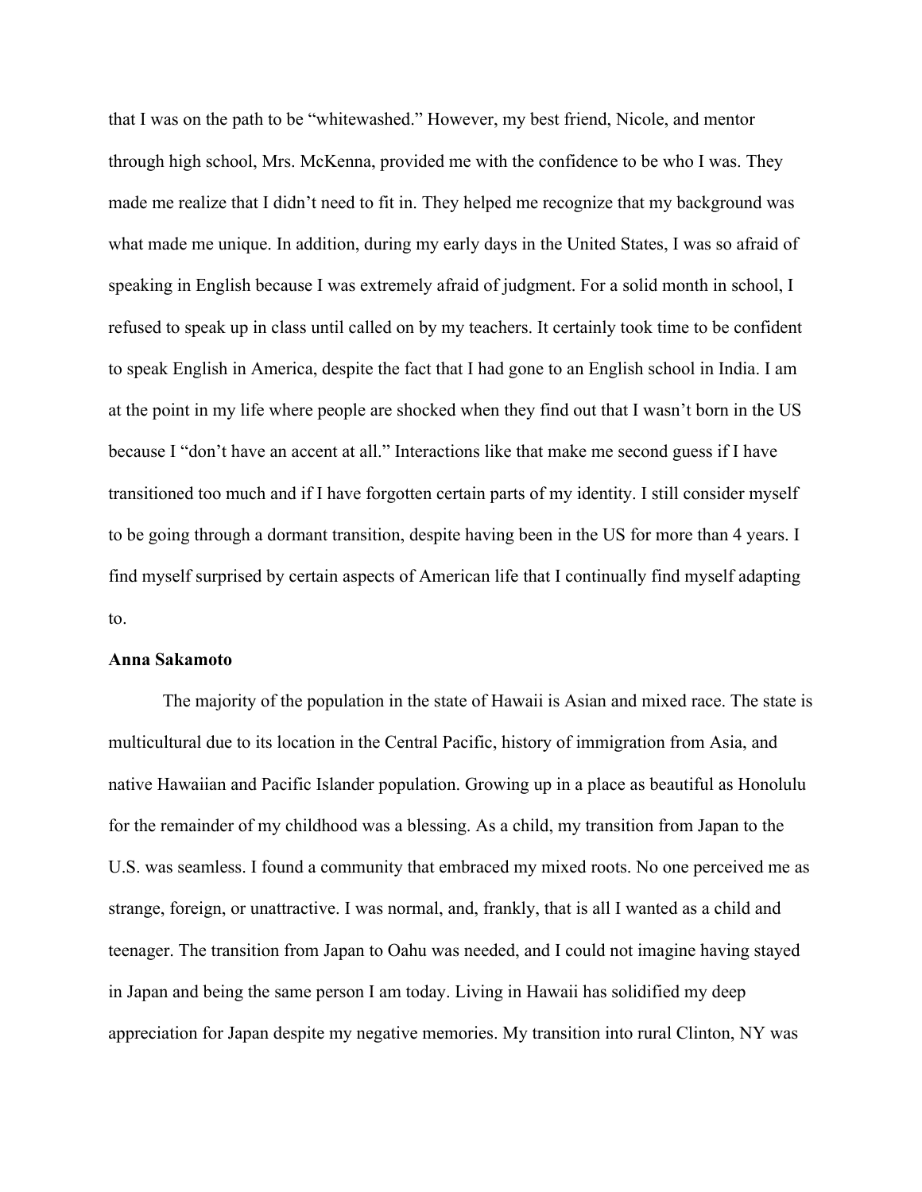that I was on the path to be "whitewashed." However, my best friend, Nicole, and mentor through high school, Mrs. McKenna, provided me with the confidence to be who I was. They made me realize that I didn't need to fit in. They helped me recognize that my background was what made me unique. In addition, during my early days in the United States, I was so afraid of speaking in English because I was extremely afraid of judgment. For a solid month in school, I refused to speak up in class until called on by my teachers. It certainly took time to be confident to speak English in America, despite the fact that I had gone to an English school in India. I am at the point in my life where people are shocked when they find out that I wasn't born in the US because I "don't have an accent at all." Interactions like that make me second guess if I have transitioned too much and if I have forgotten certain parts of my identity. I still consider myself to be going through a dormant transition, despite having been in the US for more than 4 years. I find myself surprised by certain aspects of American life that I continually find myself adapting to.

**Anna Sakamoto**

The majority of the population in the state of Hawaii is Asian and mixed race. The state is multicultural due to its location in the Central Pacific, history of immigration from Asia, and native Hawaiian and Pacific Islander population. Growing up in a place as beautiful as Honolulu for the remainder of my childhood was a blessing. As a child, my transition from Japan to the U.S. was seamless. I found a community that embraced my mixed roots. No one perceived me as strange, foreign, or unattractive. I was normal, and, frankly, that is all I wanted as a child and teenager. The transition from Japan to Oahu was needed, and I could not imagine having stayed in Japan and being the same person I am today. Living in Hawaii has solidified my deep appreciation for Japan despite my negative memories. My transition into rural Clinton, NY was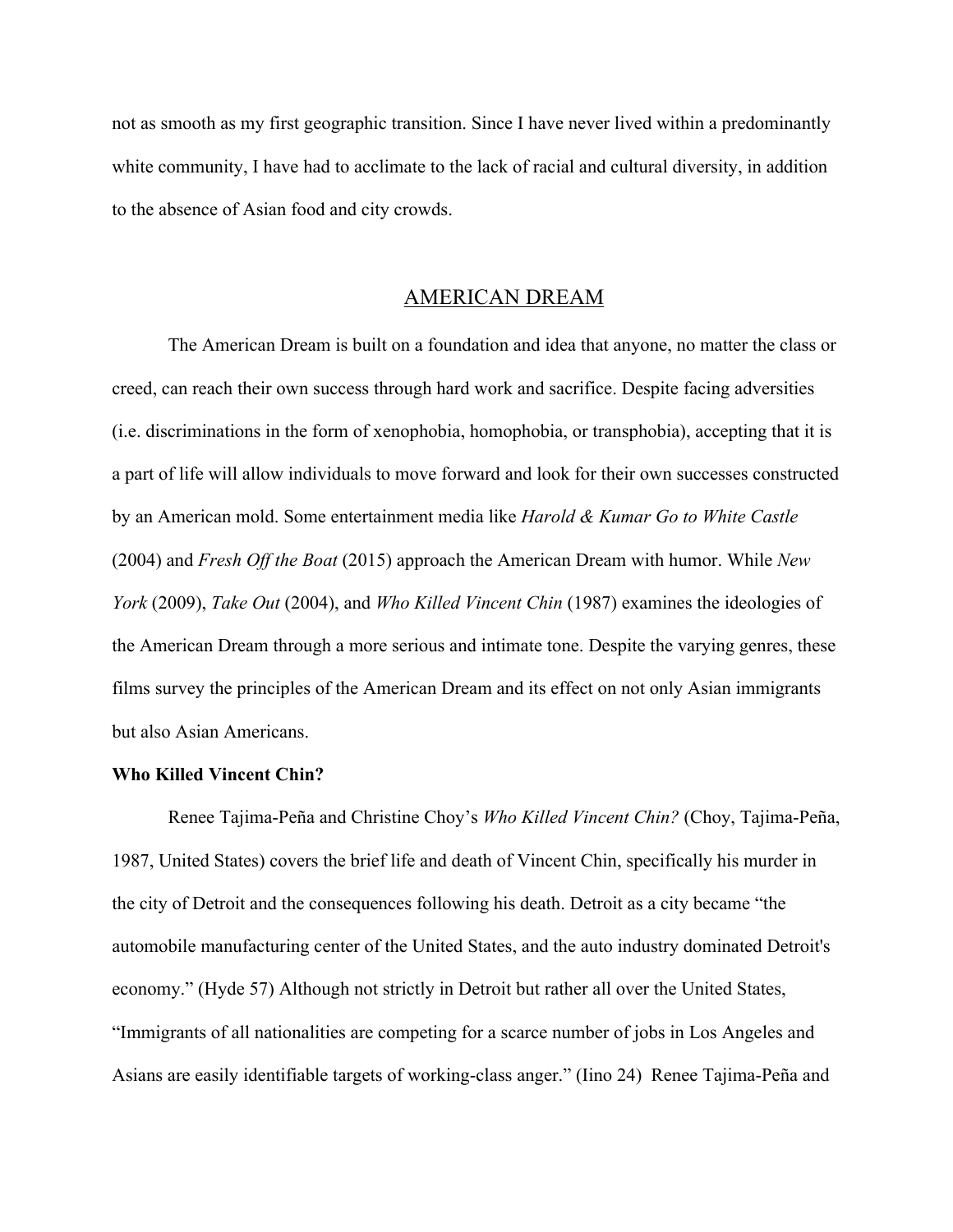not as smooth as my first geographic transition. Since I have never lived within a predominantly white community, I have had to acclimate to the lack of racial and cultural diversity, in addition to the absence of Asian food and city crowds.

## AMERICAN DREAM

The American Dream is built on a foundation and idea that anyone, no matter the class or creed, can reach their own success through hard work and sacrifice. Despite facing adversities (i.e. discriminations in the form of xenophobia, homophobia, or transphobia), accepting that it is a part of life will allow individuals to move forward and look for their own successes constructed by an American mold. Some entertainment media like *Harold & Kumar Go to White Castle* (2004) and *Fresh Off the Boat* (2015) approach the American Dream with humor. While *New York* (2009), *Take Out* (2004), and *Who Killed Vincent Chin* (1987) examines the ideologies of the American Dream through a more serious and intimate tone. Despite the varying genres, these films survey the principles of the American Dream and its effect on not only Asian immigrants but also Asian Americans.

**Who Killed Vincent Chin?**

Renee Tajima-Peña and Christine Choy's *Who Killed Vincent Chin?* (Choy, Tajima-Peña, 1987, United States) covers the brief life and death of Vincent Chin, specifically his murder in the city of Detroit and the consequences following his death. Detroit as a city became "the automobile manufacturing center of the United States, and the auto industry dominated Detroit's economy." (Hyde 57) Although not strictly in Detroit but rather all over the United States, "Immigrants of all nationalities are competing for a scarce number of jobs in Los Angeles and Asians are easily identifiable targets of working-class anger." (Iino 24) Renee Tajima-Peña and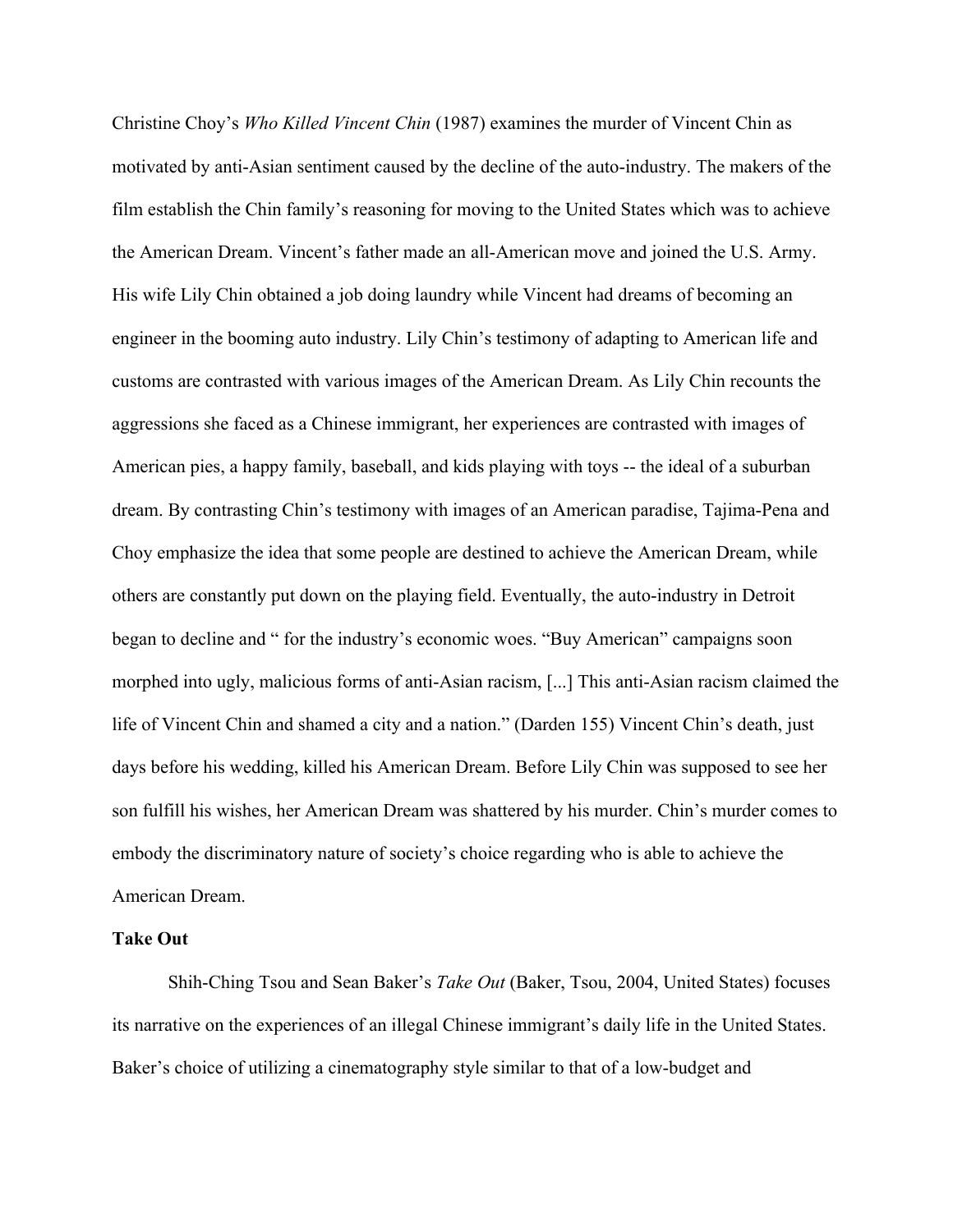Christine Choy's *Who Killed Vincent Chin* (1987) examines the murder of Vincent Chin as motivated by anti-Asian sentiment caused by the decline of the auto-industry. The makers of the film establish the Chin family's reasoning for moving to the United States which was to achieve the American Dream. Vincent's father made an all-American move and joined the U.S. Army. His wife Lily Chin obtained a job doing laundry while Vincent had dreams of becoming an engineer in the booming auto industry. Lily Chin's testimony of adapting to American life and customs are contrasted with various images of the American Dream. As Lily Chin recounts the aggressions she faced as a Chinese immigrant, her experiences are contrasted with images of American pies, a happy family, baseball, and kids playing with toys -- the ideal of a suburban dream. By contrasting Chin's testimony with images of an American paradise, Tajima-Pena and Choy emphasize the idea that some people are destined to achieve the American Dream, while others are constantly put down on the playing field. Eventually, the auto-industry in Detroit began to decline and " for the industry's economic woes. "Buy American" campaigns soon morphed into ugly, malicious forms of anti-Asian racism, [...] This anti-Asian racism claimed the life of Vincent Chin and shamed a city and a nation." (Darden 155) Vincent Chin's death, just days before his wedding, killed his American Dream. Before Lily Chin was supposed to see her son fulfill his wishes, her American Dream was shattered by his murder. Chin's murder comes to embody the discriminatory nature of society's choice regarding who is able to achieve the American Dream.

**Take Out**

Shih-Ching Tsou and Sean Baker's *Take Out* (Baker, Tsou, 2004, United States) focuses its narrative on the experiences of an illegal Chinese immigrant's daily life in the United States. Baker's choice of utilizing a cinematography style similar to that of a low-budget and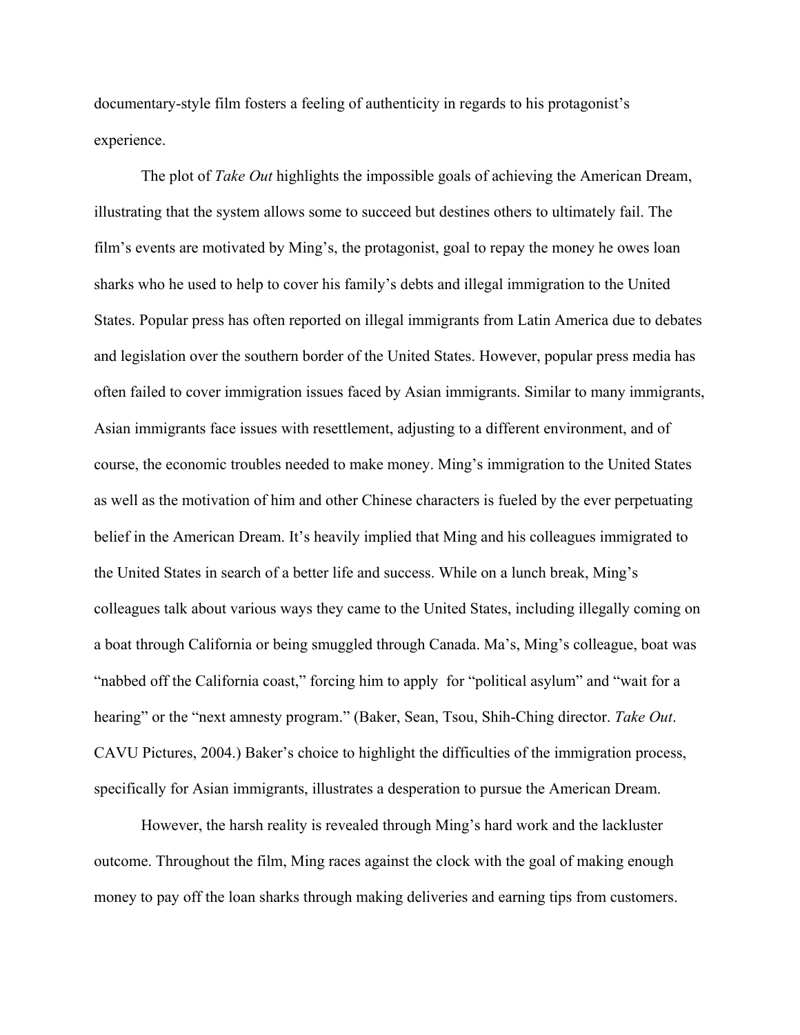documentary-style film fosters a feeling of authenticity in regards to his protagonist's experience.

The plot of *Take Out* highlights the impossible goals of achieving the American Dream, illustrating that the system allows some to succeed but destines others to ultimately fail. The film's events are motivated by Ming's, the protagonist, goal to repay the money he owes loan sharks who he used to help to cover his family's debts and illegal immigration to the United States. Popular press has often reported on illegal immigrants from Latin America due to debates and legislation over the southern border of the United States. However, popular press media has often failed to cover immigration issues faced by Asian immigrants. Similar to many immigrants, Asian immigrants face issues with resettlement, adjusting to a different environment, and of course, the economic troubles needed to make money. Ming's immigration to the United States as well as the motivation of him and other Chinese characters is fueled by the ever perpetuating belief in the American Dream. It's heavily implied that Ming and his colleagues immigrated to the United States in search of a better life and success. While on a lunch break, Ming's colleagues talk about various ways they came to the United States, including illegally coming on a boat through California or being smuggled through Canada. Ma's, Ming's colleague, boat was "nabbed off the California coast," forcing him to apply  for "political asylum" and "wait for a hearing" or the "next amnesty program." (Baker, Sean, Tsou, Shih-Ching director. *Take Out*. CAVU Pictures, 2004.) Baker's choice to highlight the difficulties of the immigration process, specifically for Asian immigrants, illustrates a desperation to pursue the American Dream.

However, the harsh reality is revealed through Ming's hard work and the lackluster outcome. Throughout the film, Ming races against the clock with the goal of making enough money to pay off the loan sharks through making deliveries and earning tips from customers.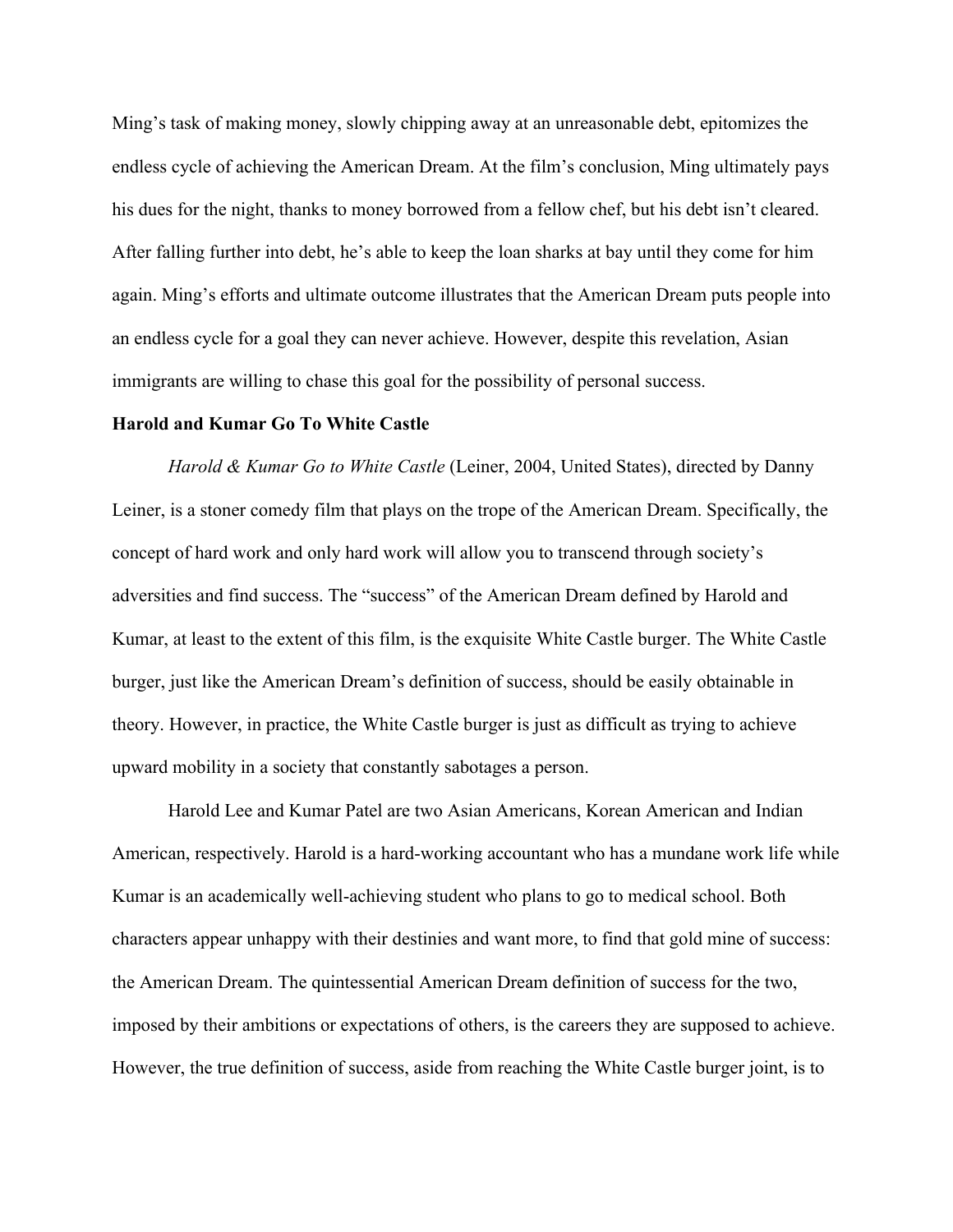Ming's task of making money, slowly chipping away at an unreasonable debt, epitomizes the endless cycle of achieving the American Dream. At the film's conclusion, Ming ultimately pays his dues for the night, thanks to money borrowed from a fellow chef, but his debt isn't cleared. After falling further into debt, he's able to keep the loan sharks at bay until they come for him again. Ming's efforts and ultimate outcome illustrates that the American Dream puts people into an endless cycle for a goal they can never achieve. However, despite this revelation, Asian immigrants are willing to chase this goal for the possibility of personal success.

**Harold and Kumar Go To White Castle**

*Harold & Kumar Go to White Castle* (Leiner, 2004, United States), directed by Danny Leiner, is a stoner comedy film that plays on the trope of the American Dream. Specifically, the concept of hard work and only hard work will allow you to transcend through society's adversities and find success. The "success" of the American Dream defined by Harold and Kumar, at least to the extent of this film, is the exquisite White Castle burger. The White Castle burger, just like the American Dream's definition of success, should be easily obtainable in theory. However, in practice, the White Castle burger is just as difficult as trying to achieve upward mobility in a society that constantly sabotages a person.

Harold Lee and Kumar Patel are two Asian Americans, Korean American and Indian American, respectively. Harold is a hard-working accountant who has a mundane work life while Kumar is an academically well-achieving student who plans to go to medical school. Both characters appear unhappy with their destinies and want more, to find that gold mine of success: the American Dream. The quintessential American Dream definition of success for the two, imposed by their ambitions or expectations of others, is the careers they are supposed to achieve. However, the true definition of success, aside from reaching the White Castle burger joint, is to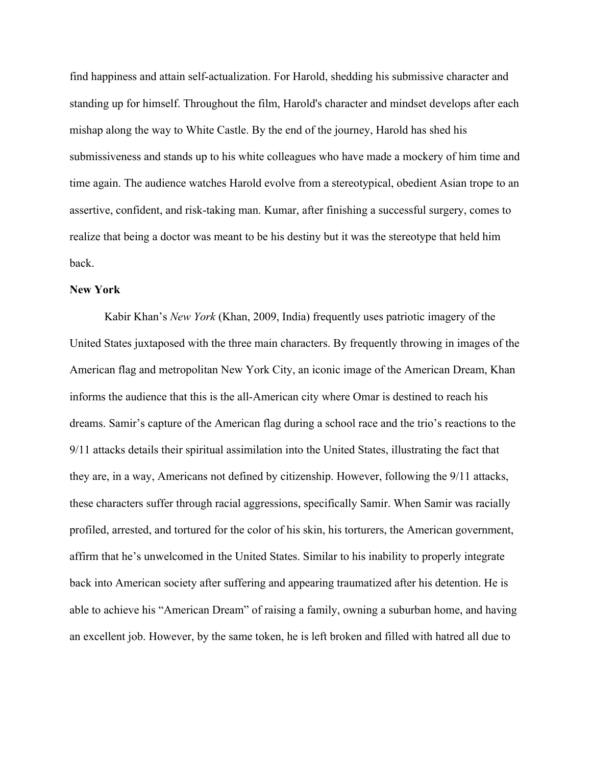find happiness and attain self-actualization. For Harold, shedding his submissive character and standing up for himself. Throughout the film, Harold's character and mindset develops after each mishap along the way to White Castle. By the end of the journey, Harold has shed his submissiveness and stands up to his white colleagues who have made a mockery of him time and time again. The audience watches Harold evolve from a stereotypical, obedient Asian trope to an assertive, confident, and risk-taking man. Kumar, after finishing a successful surgery, comes to realize that being a doctor was meant to be his destiny but it was the stereotype that held him back.

**New York**

Kabir Khan's *New York* (Khan, 2009, India) frequently uses patriotic imagery of the United States juxtaposed with the three main characters. By frequently throwing in images of the American flag and metropolitan New York City, an iconic image of the American Dream, Khan informs the audience that this is the all-American city where Omar is destined to reach his dreams. Samir's capture of the American flag during a school race and the trio's reactions to the 9/11 attacks details their spiritual assimilation into the United States, illustrating the fact that they are, in a way, Americans not defined by citizenship. However, following the 9/11 attacks, these characters suffer through racial aggressions, specifically Samir. When Samir was racially profiled, arrested, and tortured for the color of his skin, his torturers, the American government, affirm that he's unwelcomed in the United States. Similar to his inability to properly integrate back into American society after suffering and appearing traumatized after his detention. He is able to achieve his "American Dream" of raising a family, owning a suburban home, and having an excellent job. However, by the same token, he is left broken and filled with hatred all due to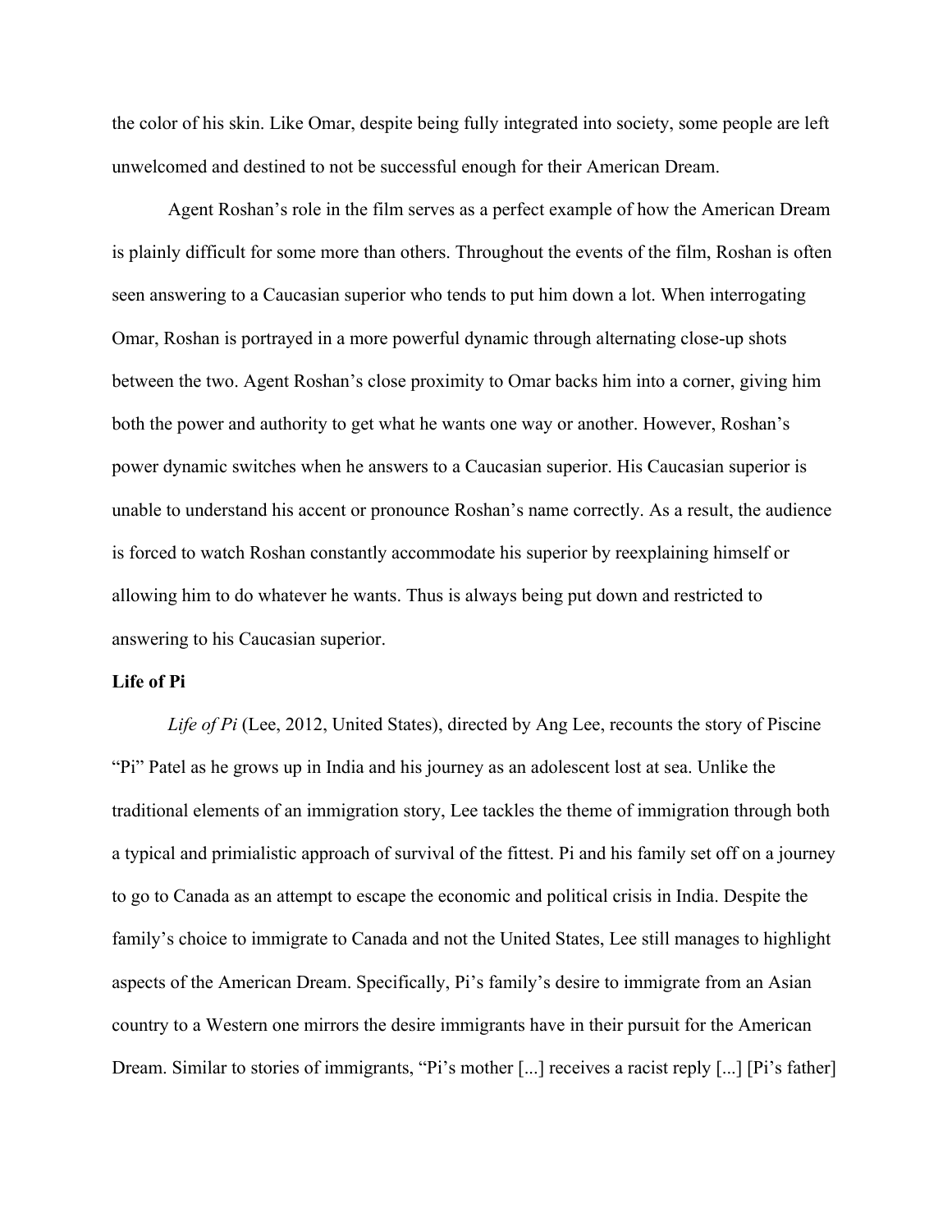the color of his skin. Like Omar, despite being fully integrated into society, some people are left unwelcomed and destined to not be successful enough for their American Dream.

Agent Roshan's role in the film serves as a perfect example of how the American Dream is plainly difficult for some more than others. Throughout the events of the film, Roshan is often seen answering to a Caucasian superior who tends to put him down a lot. When interrogating Omar, Roshan is portrayed in a more powerful dynamic through alternating close-up shots between the two. Agent Roshan's close proximity to Omar backs him into a corner, giving him both the power and authority to get what he wants one way or another. However, Roshan's power dynamic switches when he answers to a Caucasian superior. His Caucasian superior is unable to understand his accent or pronounce Roshan's name correctly. As a result, the audience is forced to watch Roshan constantly accommodate his superior by reexplaining himself or allowing him to do whatever he wants. Thus is always being put down and restricted to answering to his Caucasian superior.

**Life of Pi**

*Life of Pi* (Lee, 2012, United States), directed by Ang Lee, recounts the story of Piscine "Pi" Patel as he grows up in India and his journey as an adolescent lost at sea. Unlike the traditional elements of an immigration story, Lee tackles the theme of immigration through both a typical and primialistic approach of survival of the fittest. Pi and his family set off on a journey to go to Canada as an attempt to escape the economic and political crisis in India. Despite the family's choice to immigrate to Canada and not the United States, Lee still manages to highlight aspects of the American Dream. Specifically, Pi's family's desire to immigrate from an Asian country to a Western one mirrors the desire immigrants have in their pursuit for the American Dream. Similar to stories of immigrants, "Pi's mother [...] receives a racist reply [...] [Pi's father]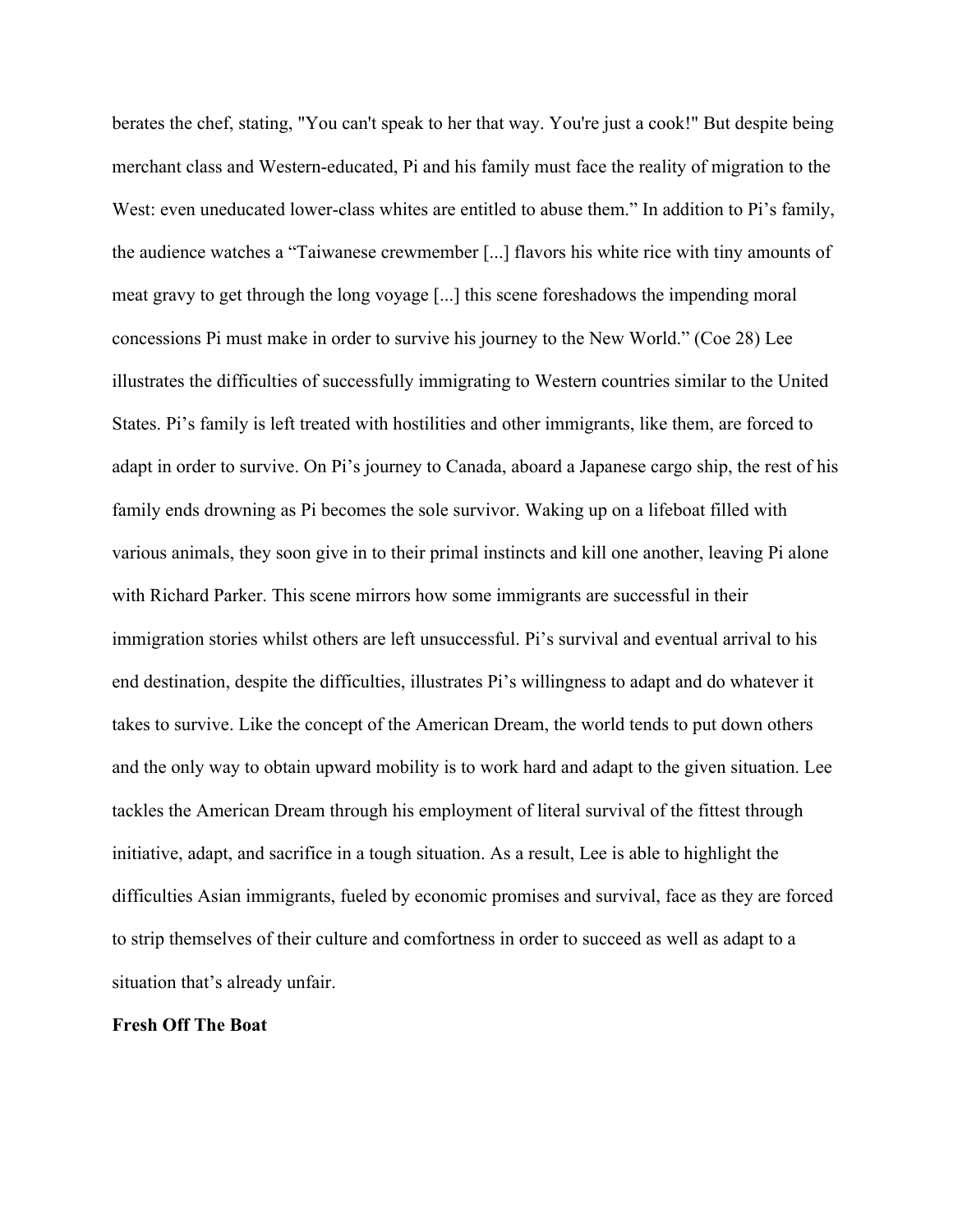berates the chef, stating, "You can't speak to her that way. You're just a cook!" But despite being merchant class and Western-educated, Pi and his family must face the reality of migration to the West: even uneducated lower-class whites are entitled to abuse them." In addition to Pi's family, the audience watches a "Taiwanese crewmember [...] flavors his white rice with tiny amounts of meat gravy to get through the long voyage [...] this scene foreshadows the impending moral concessions Pi must make in order to survive his journey to the New World." (Coe 28) Lee illustrates the difficulties of successfully immigrating to Western countries similar to the United States. Pi's family is left treated with hostilities and other immigrants, like them, are forced to adapt in order to survive. On Pi's journey to Canada, aboard a Japanese cargo ship, the rest of his family ends drowning as Pi becomes the sole survivor. Waking up on a lifeboat filled with various animals, they soon give in to their primal instincts and kill one another, leaving Pi alone with Richard Parker. This scene mirrors how some immigrants are successful in their immigration stories whilst others are left unsuccessful. Pi's survival and eventual arrival to his end destination, despite the difficulties, illustrates Pi's willingness to adapt and do whatever it takes to survive. Like the concept of the American Dream, the world tends to put down others and the only way to obtain upward mobility is to work hard and adapt to the given situation. Lee tackles the American Dream through his employment of literal survival of the fittest through initiative, adapt, and sacrifice in a tough situation. As a result, Lee is able to highlight the difficulties Asian immigrants, fueled by economic promises and survival, face as they are forced to strip themselves of their culture and comfortness in order to succeed as well as adapt to a situation that's already unfair.

**Fresh Off The Boat**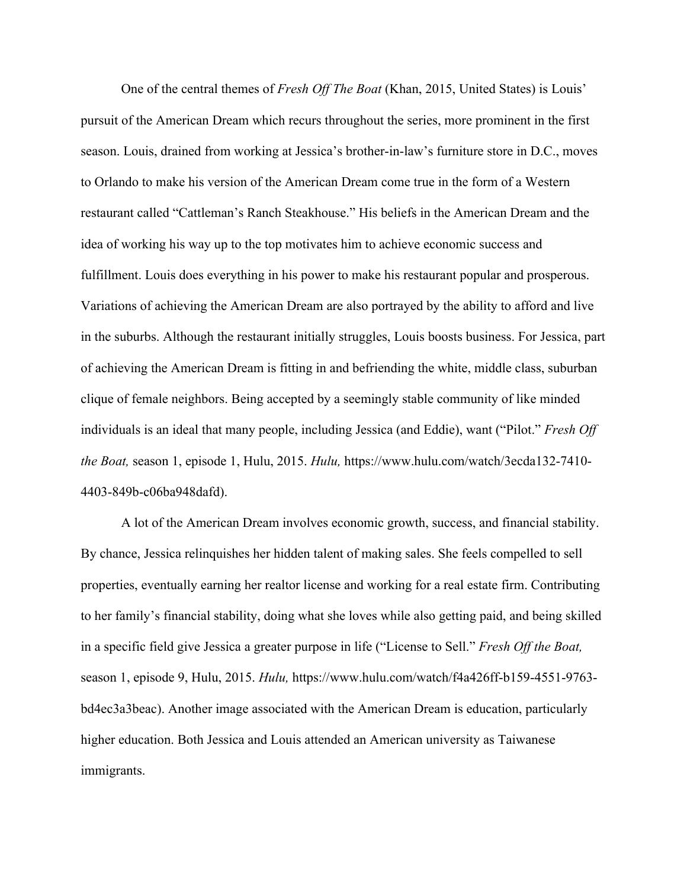One of the central themes of *Fresh Off The Boat* (Khan, 2015, United States) is Louis' pursuit of the American Dream which recurs throughout the series, more prominent in the first season. Louis, drained from working at Jessica's brother-in-law's furniture store in D.C., moves to Orlando to make his version of the American Dream come true in the form of a Western restaurant called "Cattleman's Ranch Steakhouse." His beliefs in the American Dream and the idea of working his way up to the top motivates him to achieve economic success and fulfillment. Louis does everything in his power to make his restaurant popular and prosperous. Variations of achieving the American Dream are also portrayed by the ability to afford and live in the suburbs. Although the restaurant initially struggles, Louis boosts business. For Jessica, part of achieving the American Dream is fitting in and befriending the white, middle class, suburban clique of female neighbors. Being accepted by a seemingly stable community of like minded individuals is an ideal that many people, including Jessica (and Eddie), want ("Pilot." *Fresh Off the Boat,* season 1, episode 1, Hulu, 2015. *Hulu,* https://www.hulu.com/watch/3ecda132-7410-4403-849b-c06ba948dafd).

A lot of the American Dream involves economic growth, success, and financial stability. By chance, Jessica relinquishes her hidden talent of making sales. She feels compelled to sell properties, eventually earning her realtor license and working for a real estate firm. Contributing to her family's financial stability, doing what she loves while also getting paid, and being skilled in a specific field give Jessica a greater purpose in life ("License to Sell." *Fresh Off the Boat,* season 1, episode 9, Hulu, 2015. *Hulu,* https://www.hulu.com/watch/f4a426ff-b159-4551-9763-bd4ec3a3beac). Another image associated with the American Dream is education, particularly higher education. Both Jessica and Louis attended an American university as Taiwanese immigrants.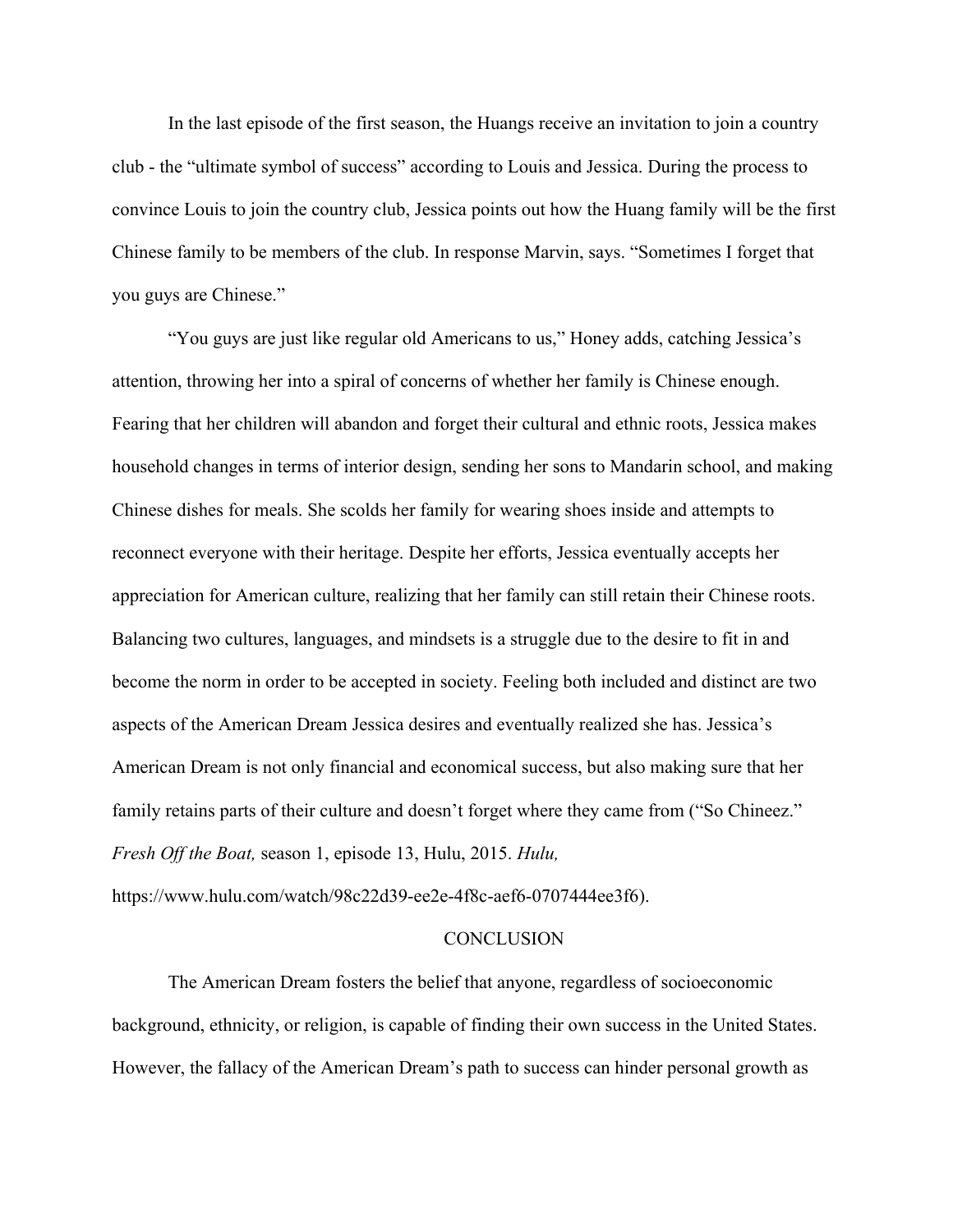In the last episode of the first season, the Huangs receive an invitation to join a country club - the "ultimate symbol of success" according to Louis and Jessica. During the process to convince Louis to join the country club, Jessica points out how the Huang family will be the first Chinese family to be members of the club. In response Marvin, says. "Sometimes I forget that you guys are Chinese."

"You guys are just like regular old Americans to us," Honey adds, catching Jessica's attention, throwing her into a spiral of concerns of whether her family is Chinese enough. Fearing that her children will abandon and forget their cultural and ethnic roots, Jessica makes household changes in terms of interior design, sending her sons to Mandarin school, and making Chinese dishes for meals. She scolds her family for wearing shoes inside and attempts to reconnect everyone with their heritage. Despite her efforts, Jessica eventually accepts her appreciation for American culture, realizing that her family can still retain their Chinese roots. Balancing two cultures, languages, and mindsets is a struggle due to the desire to fit in and become the norm in order to be accepted in society. Feeling both included and distinct are two aspects of the American Dream Jessica desires and eventually realized she has. Jessica's American Dream is not only financial and economical success, but also making sure that her family retains parts of their culture and doesn't forget where they came from ("So Chineez." *Fresh Off the Boat,* season 1, episode 13, Hulu, 2015. *Hulu,* https://www.hulu.com/watch/98c22d39-ee2e-4f8c-aef6-0707444ee3f6).

## CONCLUSION

The American Dream fosters the belief that anyone, regardless of socioeconomic background, ethnicity, or religion, is capable of finding their own success in the United States. However, the fallacy of the American Dream's path to success can hinder personal growth as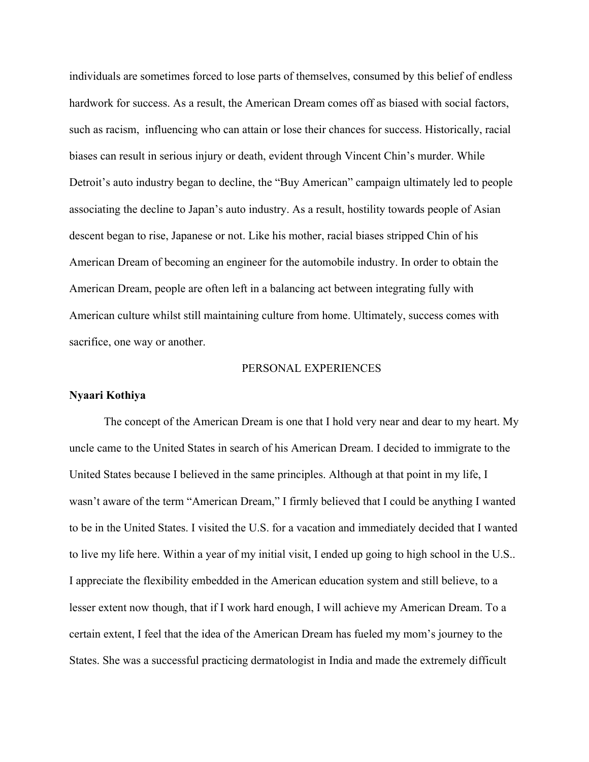individuals are sometimes forced to lose parts of themselves, consumed by this belief of endless hardwork for success. As a result, the American Dream comes off as biased with social factors, such as racism, influencing who can attain or lose their chances for success. Historically, racial biases can result in serious injury or death, evident through Vincent Chin's murder. While Detroit's auto industry began to decline, the "Buy American" campaign ultimately led to people associating the decline to Japan's auto industry. As a result, hostility towards people of Asian descent began to rise, Japanese or not. Like his mother, racial biases stripped Chin of his American Dream of becoming an engineer for the automobile industry. In order to obtain the American Dream, people are often left in a balancing act between integrating fully with American culture whilst still maintaining culture from home. Ultimately, success comes with sacrifice, one way or another.

## PERSONAL EXPERIENCES

**Nyaari Kothiya**

The concept of the American Dream is one that I hold very near and dear to my heart. My uncle came to the United States in search of his American Dream. I decided to immigrate to the United States because I believed in the same principles. Although at that point in my life, I wasn't aware of the term "American Dream," I firmly believed that I could be anything I wanted to be in the United States. I visited the U.S. for a vacation and immediately decided that I wanted to live my life here. Within a year of my initial visit, I ended up going to high school in the U.S.. I appreciate the flexibility embedded in the American education system and still believe, to a lesser extent now though, that if I work hard enough, I will achieve my American Dream. To a certain extent, I feel that the idea of the American Dream has fueled my mom's journey to the States. She was a successful practicing dermatologist in India and made the extremely difficult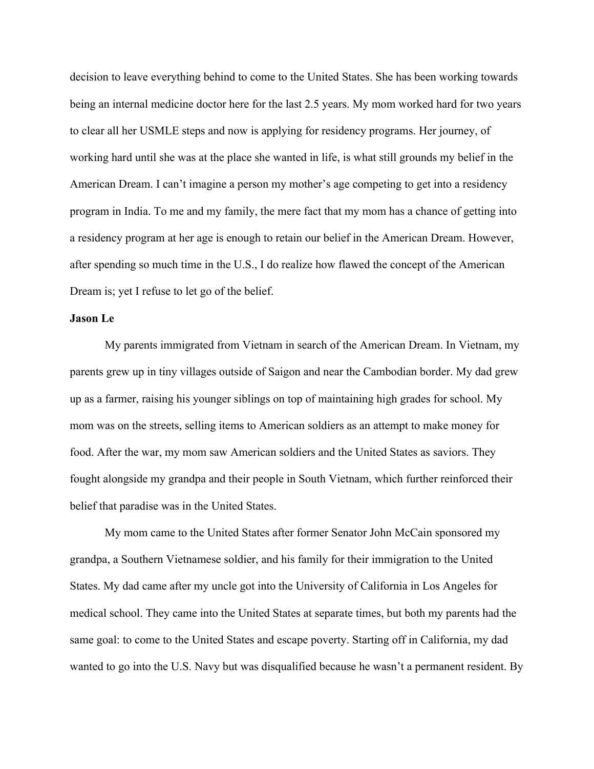decision to leave everything behind to come to the United States. She has been working towards being an internal medicine doctor here for the last 2.5 years. My mom worked hard for two years to clear all her USMLE steps and now is applying for residency programs. Her journey, of working hard until she was at the place she wanted in life, is what still grounds my belief in the American Dream. I can't imagine a person my mother's age competing to get into a residency program in India. To me and my family, the mere fact that my mom has a chance of getting into a residency program at her age is enough to retain our belief in the American Dream. However, after spending so much time in the U.S., I do realize how flawed the concept of the American Dream is; yet I refuse to let go of the belief.

**Jason Le**

My parents immigrated from Vietnam in search of the American Dream. In Vietnam, my parents grew up in tiny villages outside of Saigon and near the Cambodian border. My dad grew up as a farmer, raising his younger siblings on top of maintaining high grades for school. My mom was on the streets, selling items to American soldiers as an attempt to make money for food. After the war, my mom saw American soldiers and the United States as saviors. They fought alongside my grandpa and their people in South Vietnam, which further reinforced their belief that paradise was in the United States.

My mom came to the United States after former Senator John McCain sponsored my grandpa, a Southern Vietnamese soldier, and his family for their immigration to the United States. My dad came after my uncle got into the University of California in Los Angeles for medical school. They came into the United States at separate times, but both my parents had the same goal: to come to the United States and escape poverty. Starting off in California, my dad wanted to go into the U.S. Navy but was disqualified because he wasn't a permanent resident. By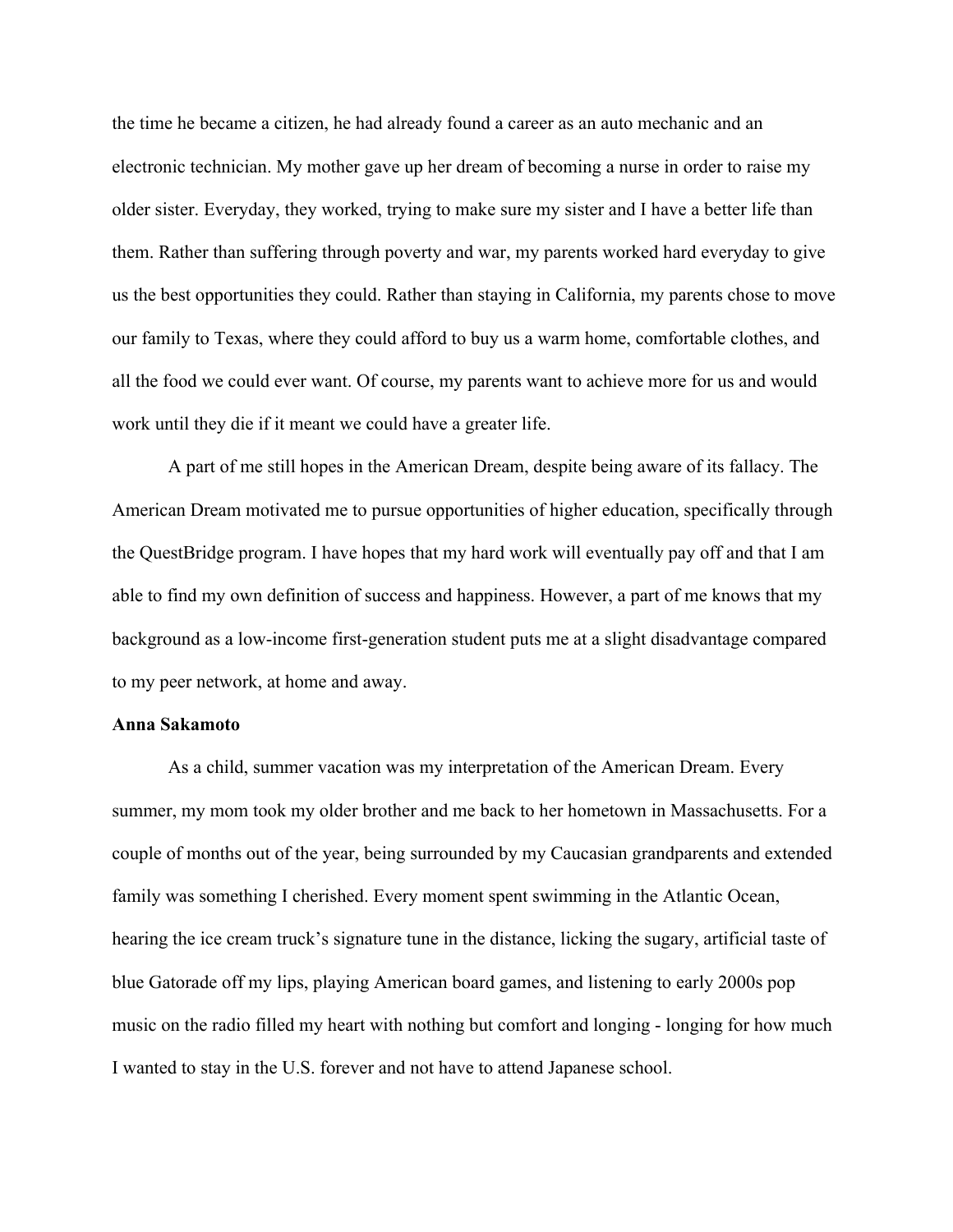the time he became a citizen, he had already found a career as an auto mechanic and an electronic technician. My mother gave up her dream of becoming a nurse in order to raise my older sister. Everyday, they worked, trying to make sure my sister and I have a better life than them. Rather than suffering through poverty and war, my parents worked hard everyday to give us the best opportunities they could. Rather than staying in California, my parents chose to move our family to Texas, where they could afford to buy us a warm home, comfortable clothes, and all the food we could ever want. Of course, my parents want to achieve more for us and would work until they die if it meant we could have a greater life.

A part of me still hopes in the American Dream, despite being aware of its fallacy. The American Dream motivated me to pursue opportunities of higher education, specifically through the QuestBridge program. I have hopes that my hard work will eventually pay off and that I am able to find my own definition of success and happiness. However, a part of me knows that my background as a low-income first-generation student puts me at a slight disadvantage compared to my peer network, at home and away.

**Anna Sakamoto**

As a child, summer vacation was my interpretation of the American Dream. Every summer, my mom took my older brother and me back to her hometown in Massachusetts. For a couple of months out of the year, being surrounded by my Caucasian grandparents and extended family was something I cherished. Every moment spent swimming in the Atlantic Ocean, hearing the ice cream truck's signature tune in the distance, licking the sugary, artificial taste of blue Gatorade off my lips, playing American board games, and listening to early 2000s pop music on the radio filled my heart with nothing but comfort and longing - longing for how much I wanted to stay in the U.S. forever and not have to attend Japanese school.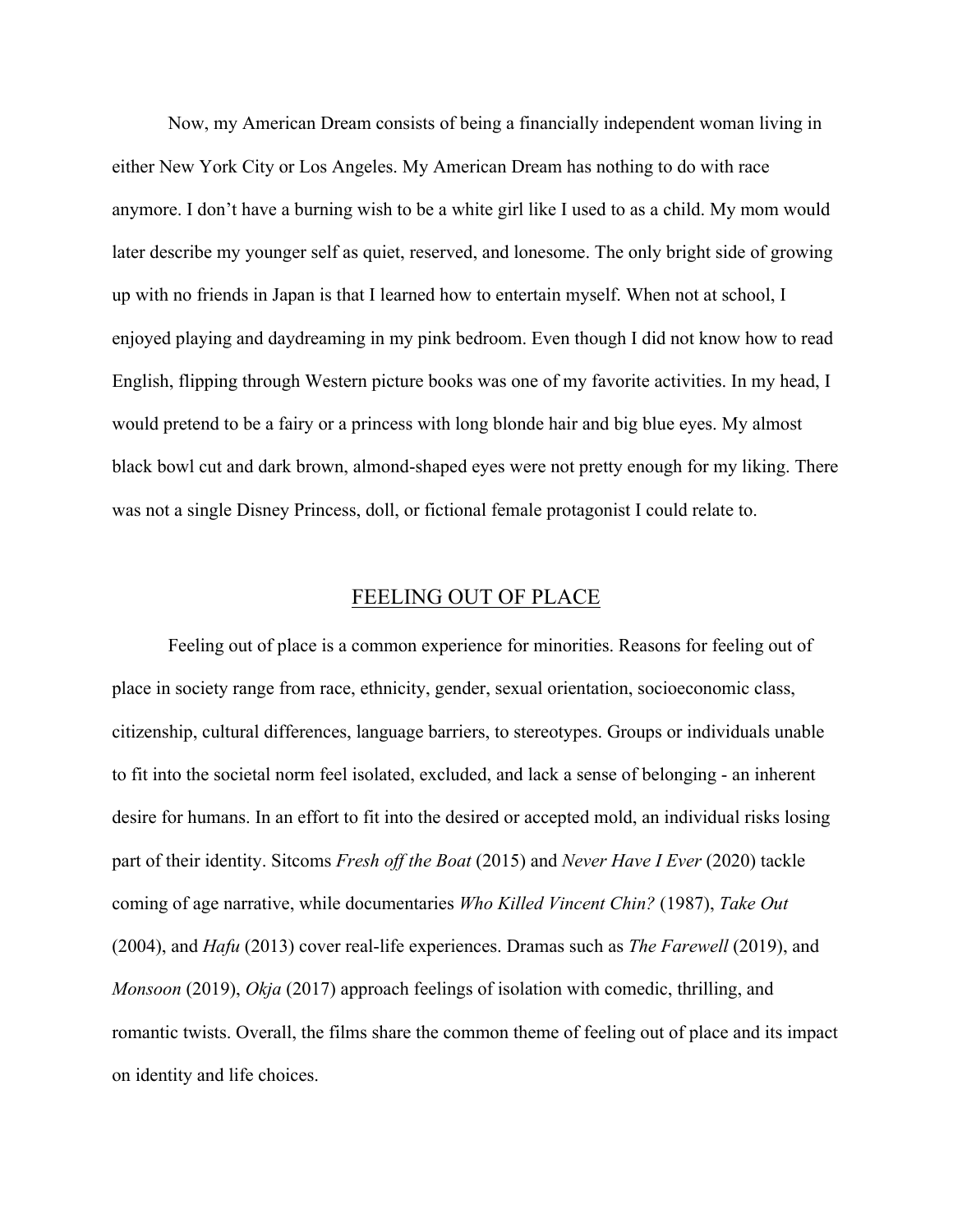Now, my American Dream consists of being a financially independent woman living in either New York City or Los Angeles. My American Dream has nothing to do with race anymore. I don't have a burning wish to be a white girl like I used to as a child. My mom would later describe my younger self as quiet, reserved, and lonesome. The only bright side of growing up with no friends in Japan is that I learned how to entertain myself. When not at school, I enjoyed playing and daydreaming in my pink bedroom. Even though I did not know how to read English, flipping through Western picture books was one of my favorite activities. In my head, I would pretend to be a fairy or a princess with long blonde hair and big blue eyes. My almost black bowl cut and dark brown, almond-shaped eyes were not pretty enough for my liking. There was not a single Disney Princess, doll, or fictional female protagonist I could relate to.

## FEELING OUT OF PLACE

Feeling out of place is a common experience for minorities. Reasons for feeling out of place in society range from race, ethnicity, gender, sexual orientation, socioeconomic class, citizenship, cultural differences, language barriers, to stereotypes. Groups or individuals unable to fit into the societal norm feel isolated, excluded, and lack a sense of belonging - an inherent desire for humans. In an effort to fit into the desired or accepted mold, an individual risks losing part of their identity. Sitcoms *Fresh off the Boat* (2015) and *Never Have I Ever* (2020) tackle coming of age narrative, while documentaries *Who Killed Vincent Chin?* (1987), *Take Out* (2004), and *Hafu* (2013) cover real-life experiences. Dramas such as *The Farewell* (2019), and *Monsoon* (2019), *Okja* (2017) approach feelings of isolation with comedic, thrilling, and romantic twists. Overall, the films share the common theme of feeling out of place and its impact on identity and life choices.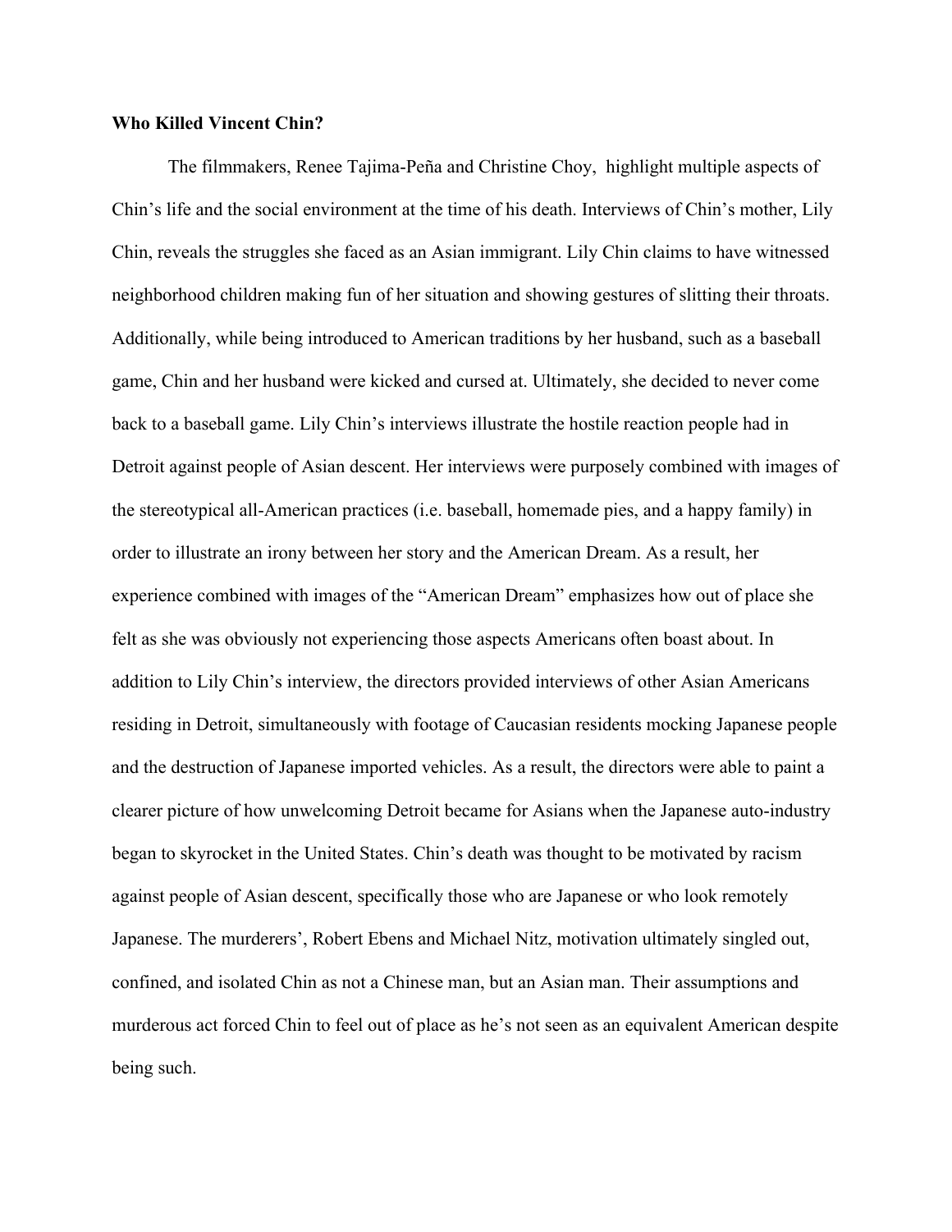**Who Killed Vincent Chin?**

The filmmakers, Renee Tajima-Peña and Christine Choy, highlight multiple aspects of Chin's life and the social environment at the time of his death. Interviews of Chin's mother, Lily Chin, reveals the struggles she faced as an Asian immigrant. Lily Chin claims to have witnessed neighborhood children making fun of her situation and showing gestures of slitting their throats. Additionally, while being introduced to American traditions by her husband, such as a baseball game, Chin and her husband were kicked and cursed at. Ultimately, she decided to never come back to a baseball game. Lily Chin's interviews illustrate the hostile reaction people had in Detroit against people of Asian descent. Her interviews were purposely combined with images of the stereotypical all-American practices (i.e. baseball, homemade pies, and a happy family) in order to illustrate an irony between her story and the American Dream. As a result, her experience combined with images of the "American Dream" emphasizes how out of place she felt as she was obviously not experiencing those aspects Americans often boast about. In addition to Lily Chin's interview, the directors provided interviews of other Asian Americans residing in Detroit, simultaneously with footage of Caucasian residents mocking Japanese people and the destruction of Japanese imported vehicles. As a result, the directors were able to paint a clearer picture of how unwelcoming Detroit became for Asians when the Japanese auto-industry began to skyrocket in the United States. Chin's death was thought to be motivated by racism against people of Asian descent, specifically those who are Japanese or who look remotely Japanese. The murderers', Robert Ebens and Michael Nitz, motivation ultimately singled out, confined, and isolated Chin as not a Chinese man, but an Asian man. Their assumptions and murderous act forced Chin to feel out of place as he's not seen as an equivalent American despite being such.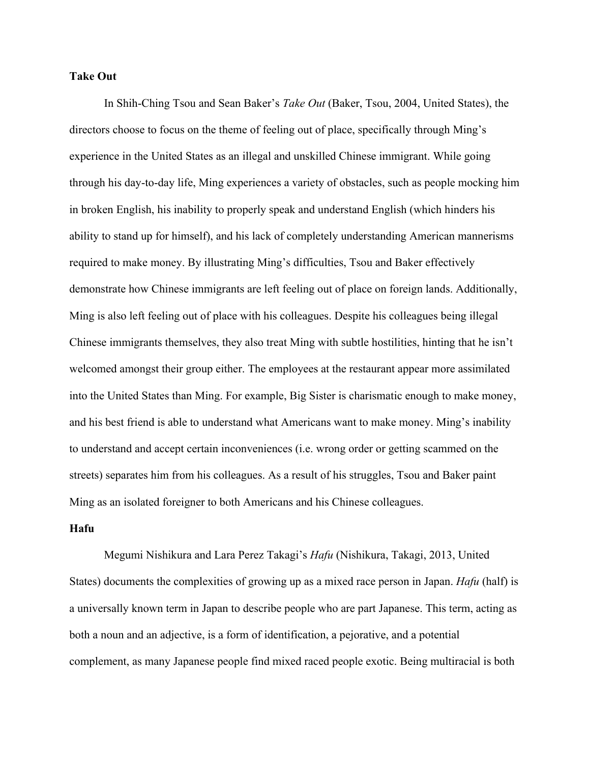**Take Out**

In Shih-Ching Tsou and Sean Baker's *Take Out* (Baker, Tsou, 2004, United States), the directors choose to focus on the theme of feeling out of place, specifically through Ming's experience in the United States as an illegal and unskilled Chinese immigrant. While going through his day-to-day life, Ming experiences a variety of obstacles, such as people mocking him in broken English, his inability to properly speak and understand English (which hinders his ability to stand up for himself), and his lack of completely understanding American mannerisms required to make money. By illustrating Ming's difficulties, Tsou and Baker effectively demonstrate how Chinese immigrants are left feeling out of place on foreign lands. Additionally, Ming is also left feeling out of place with his colleagues. Despite his colleagues being illegal Chinese immigrants themselves, they also treat Ming with subtle hostilities, hinting that he isn't welcomed amongst their group either. The employees at the restaurant appear more assimilated into the United States than Ming. For example, Big Sister is charismatic enough to make money, and his best friend is able to understand what Americans want to make money. Ming's inability to understand and accept certain inconveniences (i.e. wrong order or getting scammed on the streets) separates him from his colleagues. As a result of his struggles, Tsou and Baker paint Ming as an isolated foreigner to both Americans and his Chinese colleagues.

**Hafu**

Megumi Nishikura and Lara Perez Takagi's *Hafu* (Nishikura, Takagi, 2013, United States) documents the complexities of growing up as a mixed race person in Japan. *Hafu* (half) is a universally known term in Japan to describe people who are part Japanese. This term, acting as both a noun and an adjective, is a form of identification, a pejorative, and a potential complement, as many Japanese people find mixed raced people exotic. Being multiracial is both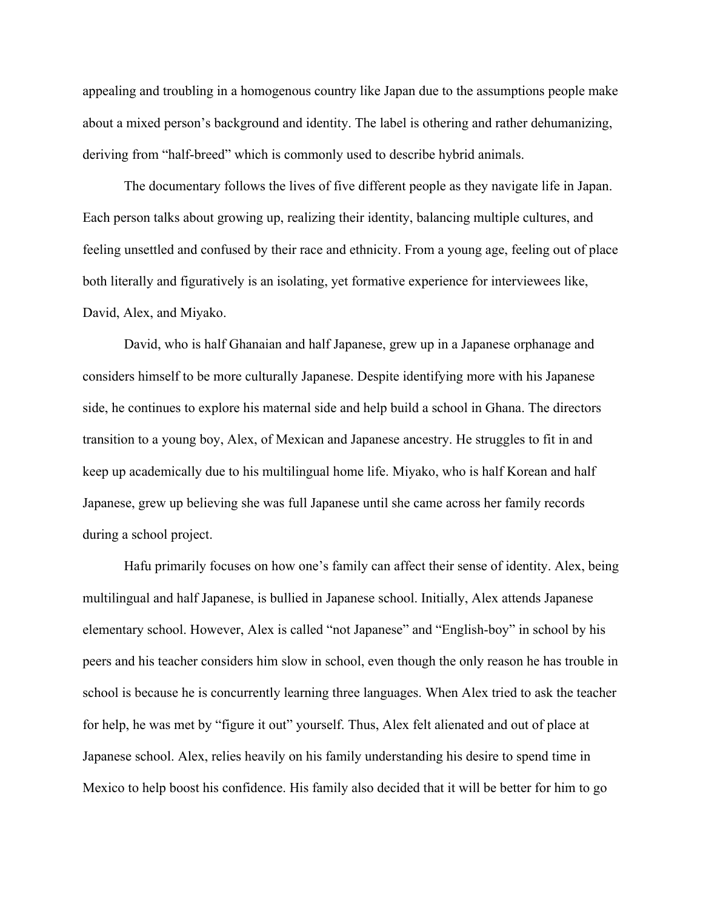appealing and troubling in a homogenous country like Japan due to the assumptions people make about a mixed person's background and identity. The label is othering and rather dehumanizing, deriving from "half-breed" which is commonly used to describe hybrid animals.

The documentary follows the lives of five different people as they navigate life in Japan. Each person talks about growing up, realizing their identity, balancing multiple cultures, and feeling unsettled and confused by their race and ethnicity. From a young age, feeling out of place both literally and figuratively is an isolating, yet formative experience for interviewees like, David, Alex, and Miyako.

David, who is half Ghanaian and half Japanese, grew up in a Japanese orphanage and considers himself to be more culturally Japanese. Despite identifying more with his Japanese side, he continues to explore his maternal side and help build a school in Ghana. The directors transition to a young boy, Alex, of Mexican and Japanese ancestry. He struggles to fit in and keep up academically due to his multilingual home life. Miyako, who is half Korean and half Japanese, grew up believing she was full Japanese until she came across her family records during a school project.

Hafu primarily focuses on how one's family can affect their sense of identity. Alex, being multilingual and half Japanese, is bullied in Japanese school. Initially, Alex attends Japanese elementary school. However, Alex is called "not Japanese" and "English-boy" in school by his peers and his teacher considers him slow in school, even though the only reason he has trouble in school is because he is concurrently learning three languages. When Alex tried to ask the teacher for help, he was met by "figure it out" yourself. Thus, Alex felt alienated and out of place at Japanese school. Alex, relies heavily on his family understanding his desire to spend time in Mexico to help boost his confidence. His family also decided that it will be better for him to go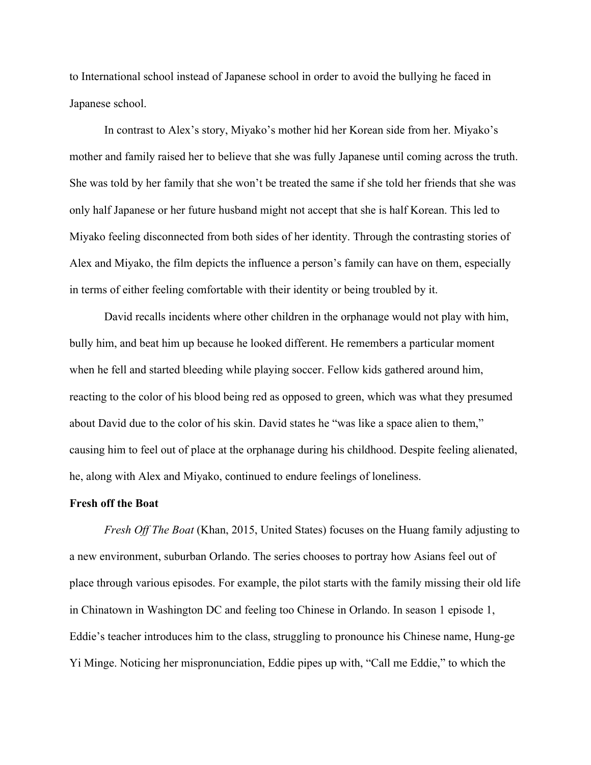to International school instead of Japanese school in order to avoid the bullying he faced in Japanese school.

In contrast to Alex's story, Miyako's mother hid her Korean side from her. Miyako's mother and family raised her to believe that she was fully Japanese until coming across the truth. She was told by her family that she won't be treated the same if she told her friends that she was only half Japanese or her future husband might not accept that she is half Korean. This led to Miyako feeling disconnected from both sides of her identity. Through the contrasting stories of Alex and Miyako, the film depicts the influence a person's family can have on them, especially in terms of either feeling comfortable with their identity or being troubled by it.

David recalls incidents where other children in the orphanage would not play with him, bully him, and beat him up because he looked different. He remembers a particular moment when he fell and started bleeding while playing soccer. Fellow kids gathered around him, reacting to the color of his blood being red as opposed to green, which was what they presumed about David due to the color of his skin. David states he "was like a space alien to them," causing him to feel out of place at the orphanage during his childhood. Despite feeling alienated, he, along with Alex and Miyako, continued to endure feelings of loneliness.

**Fresh off the Boat**

*Fresh Off The Boat* (Khan, 2015, United States) focuses on the Huang family adjusting to a new environment, suburban Orlando. The series chooses to portray how Asians feel out of place through various episodes. For example, the pilot starts with the family missing their old life in Chinatown in Washington DC and feeling too Chinese in Orlando. In season 1 episode 1, Eddie's teacher introduces him to the class, struggling to pronounce his Chinese name, Hung-ge Yi Minge. Noticing her mispronunciation, Eddie pipes up with, "Call me Eddie," to which the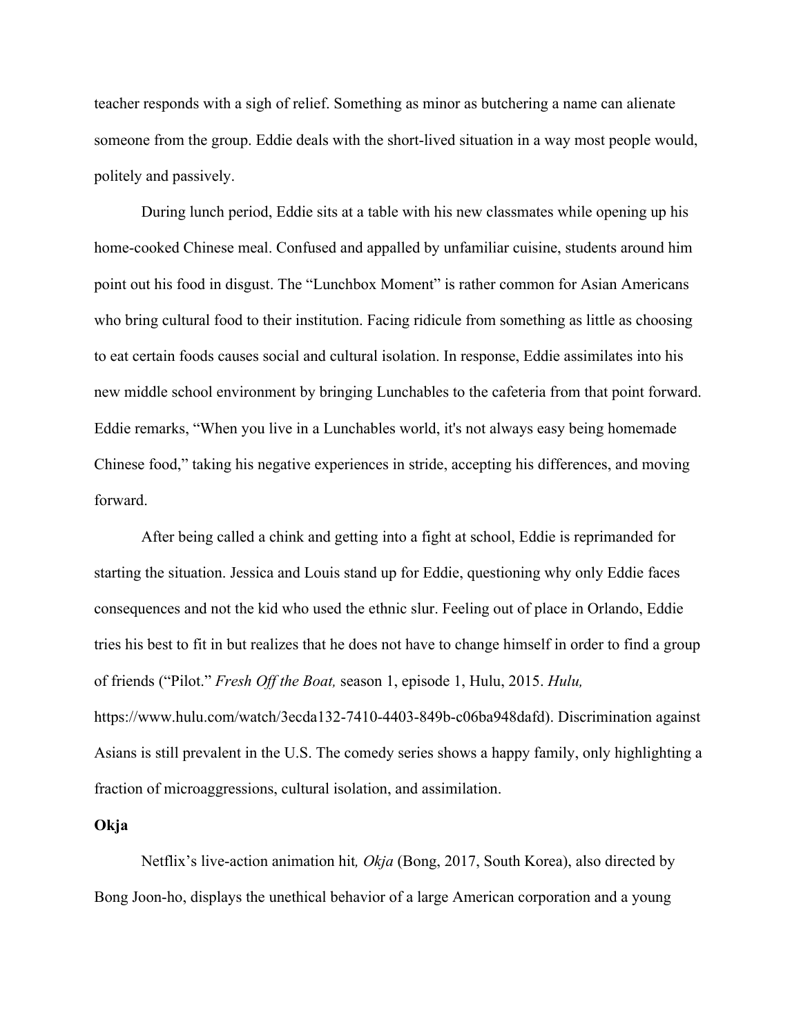teacher responds with a sigh of relief. Something as minor as butchering a name can alienate someone from the group. Eddie deals with the short-lived situation in a way most people would, politely and passively.

During lunch period, Eddie sits at a table with his new classmates while opening up his home-cooked Chinese meal. Confused and appalled by unfamiliar cuisine, students around him point out his food in disgust. The "Lunchbox Moment" is rather common for Asian Americans who bring cultural food to their institution. Facing ridicule from something as little as choosing to eat certain foods causes social and cultural isolation. In response, Eddie assimilates into his new middle school environment by bringing Lunchables to the cafeteria from that point forward. Eddie remarks, "When you live in a Lunchables world, it's not always easy being homemade Chinese food," taking his negative experiences in stride, accepting his differences, and moving forward.

After being called a chink and getting into a fight at school, Eddie is reprimanded for starting the situation. Jessica and Louis stand up for Eddie, questioning why only Eddie faces consequences and not the kid who used the ethnic slur. Feeling out of place in Orlando, Eddie tries his best to fit in but realizes that he does not have to change himself in order to find a group of friends ("Pilot." *Fresh Off the Boat,* season 1, episode 1, Hulu, 2015. *Hulu,* https://www.hulu.com/watch/3ecda132-7410-4403-849b-c06ba948dafd). Discrimination against Asians is still prevalent in the U.S. The comedy series shows a happy family, only highlighting a fraction of microaggressions, cultural isolation, and assimilation.

**Okja**

Netflix's live-action animation hit*, Okja* (Bong, 2017, South Korea), also directed by Bong Joon-ho, displays the unethical behavior of a large American corporation and a young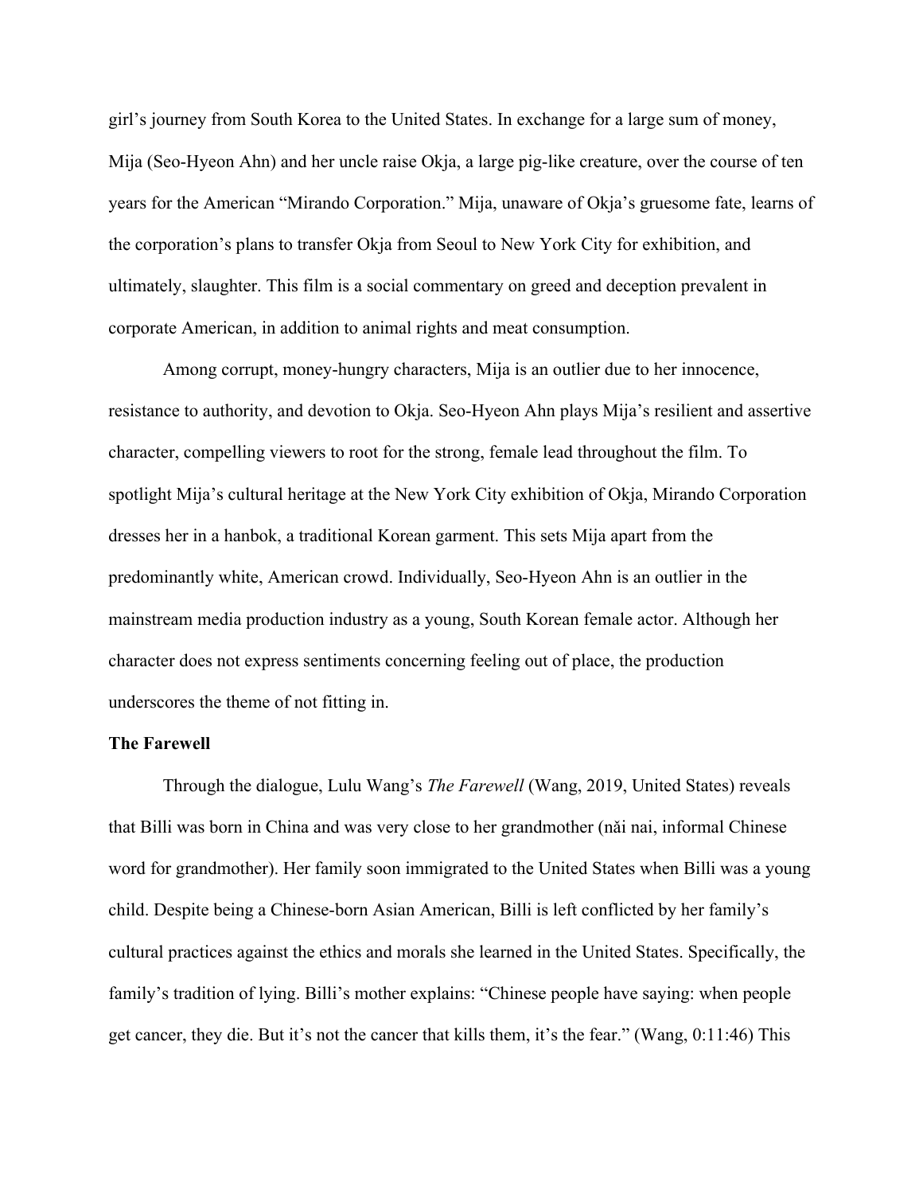girl's journey from South Korea to the United States. In exchange for a large sum of money, Mija (Seo-Hyeon Ahn) and her uncle raise Okja, a large pig-like creature, over the course of ten years for the American "Mirando Corporation." Mija, unaware of Okja's gruesome fate, learns of the corporation's plans to transfer Okja from Seoul to New York City for exhibition, and ultimately, slaughter. This film is a social commentary on greed and deception prevalent in corporate American, in addition to animal rights and meat consumption.

Among corrupt, money-hungry characters, Mija is an outlier due to her innocence, resistance to authority, and devotion to Okja. Seo-Hyeon Ahn plays Mija's resilient and assertive character, compelling viewers to root for the strong, female lead throughout the film. To spotlight Mija's cultural heritage at the New York City exhibition of Okja, Mirando Corporation dresses her in a hanbok, a traditional Korean garment. This sets Mija apart from the predominantly white, American crowd. Individually, Seo-Hyeon Ahn is an outlier in the mainstream media production industry as a young, South Korean female actor. Although her character does not express sentiments concerning feeling out of place, the production underscores the theme of not fitting in.

**The Farewell**

Through the dialogue, Lulu Wang's *The Farewell* (Wang, 2019, United States) reveals that Billi was born in China and was very close to her grandmother (nǎi nai, informal Chinese word for grandmother). Her family soon immigrated to the United States when Billi was a young child. Despite being a Chinese-born Asian American, Billi is left conflicted by her family's cultural practices against the ethics and morals she learned in the United States. Specifically, the family's tradition of lying. Billi's mother explains: "Chinese people have saying: when people get cancer, they die. But it's not the cancer that kills them, it's the fear." (Wang, 0:11:46) This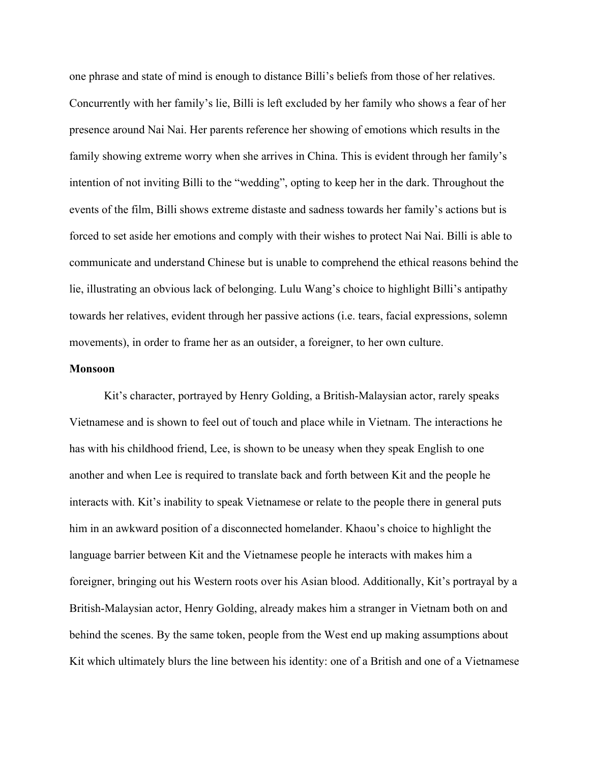one phrase and state of mind is enough to distance Billi's beliefs from those of her relatives. Concurrently with her family's lie, Billi is left excluded by her family who shows a fear of her presence around Nai Nai. Her parents reference her showing of emotions which results in the family showing extreme worry when she arrives in China. This is evident through her family's intention of not inviting Billi to the "wedding", opting to keep her in the dark. Throughout the events of the film, Billi shows extreme distaste and sadness towards her family's actions but is forced to set aside her emotions and comply with their wishes to protect Nai Nai. Billi is able to communicate and understand Chinese but is unable to comprehend the ethical reasons behind the lie, illustrating an obvious lack of belonging. Lulu Wang's choice to highlight Billi's antipathy towards her relatives, evident through her passive actions (i.e. tears, facial expressions, solemn movements), in order to frame her as an outsider, a foreigner, to her own culture.

**Monsoon**

Kit's character, portrayed by Henry Golding, a British-Malaysian actor, rarely speaks Vietnamese and is shown to feel out of touch and place while in Vietnam. The interactions he has with his childhood friend, Lee, is shown to be uneasy when they speak English to one another and when Lee is required to translate back and forth between Kit and the people he interacts with. Kit's inability to speak Vietnamese or relate to the people there in general puts him in an awkward position of a disconnected homelander. Khaou's choice to highlight the language barrier between Kit and the Vietnamese people he interacts with makes him a foreigner, bringing out his Western roots over his Asian blood. Additionally, Kit's portrayal by a British-Malaysian actor, Henry Golding, already makes him a stranger in Vietnam both on and behind the scenes. By the same token, people from the West end up making assumptions about Kit which ultimately blurs the line between his identity: one of a British and one of a Vietnamese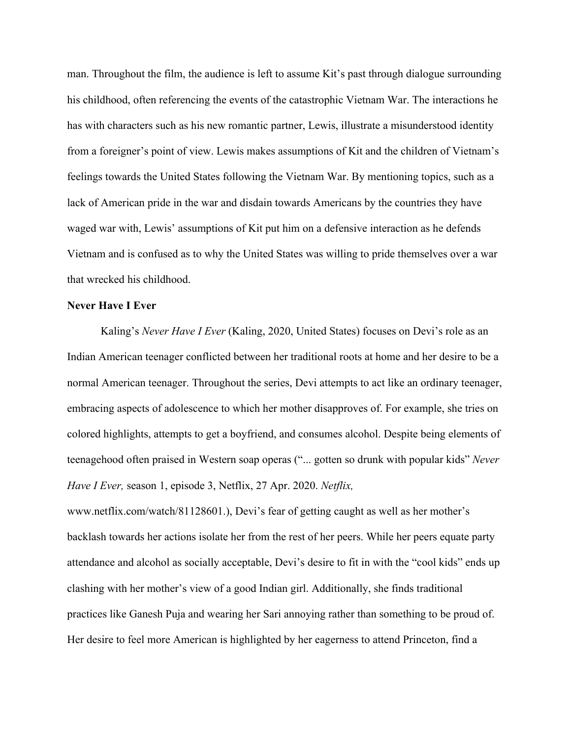man. Throughout the film, the audience is left to assume Kit's past through dialogue surrounding his childhood, often referencing the events of the catastrophic Vietnam War. The interactions he has with characters such as his new romantic partner, Lewis, illustrate a misunderstood identity from a foreigner's point of view. Lewis makes assumptions of Kit and the children of Vietnam's feelings towards the United States following the Vietnam War. By mentioning topics, such as a lack of American pride in the war and disdain towards Americans by the countries they have waged war with, Lewis' assumptions of Kit put him on a defensive interaction as he defends Vietnam and is confused as to why the United States was willing to pride themselves over a war that wrecked his childhood.

**Never Have I Ever**

Kaling's *Never Have I Ever* (Kaling, 2020, United States) focuses on Devi's role as an Indian American teenager conflicted between her traditional roots at home and her desire to be a normal American teenager. Throughout the series, Devi attempts to act like an ordinary teenager, embracing aspects of adolescence to which her mother disapproves of. For example, she tries on colored highlights, attempts to get a boyfriend, and consumes alcohol. Despite being elements of teenagehood often praised in Western soap operas ("... gotten so drunk with popular kids" *Never Have I Ever,* season 1, episode 3, Netflix, 27 Apr. 2020. *Netflix,* www.netflix.com/watch/81128601.), Devi's fear of getting caught as well as her mother's backlash towards her actions isolate her from the rest of her peers. While her peers equate party attendance and alcohol as socially acceptable, Devi's desire to fit in with the "cool kids" ends up clashing with her mother's view of a good Indian girl. Additionally, she finds traditional practices like Ganesh Puja and wearing her Sari annoying rather than something to be proud of. Her desire to feel more American is highlighted by her eagerness to attend Princeton, find a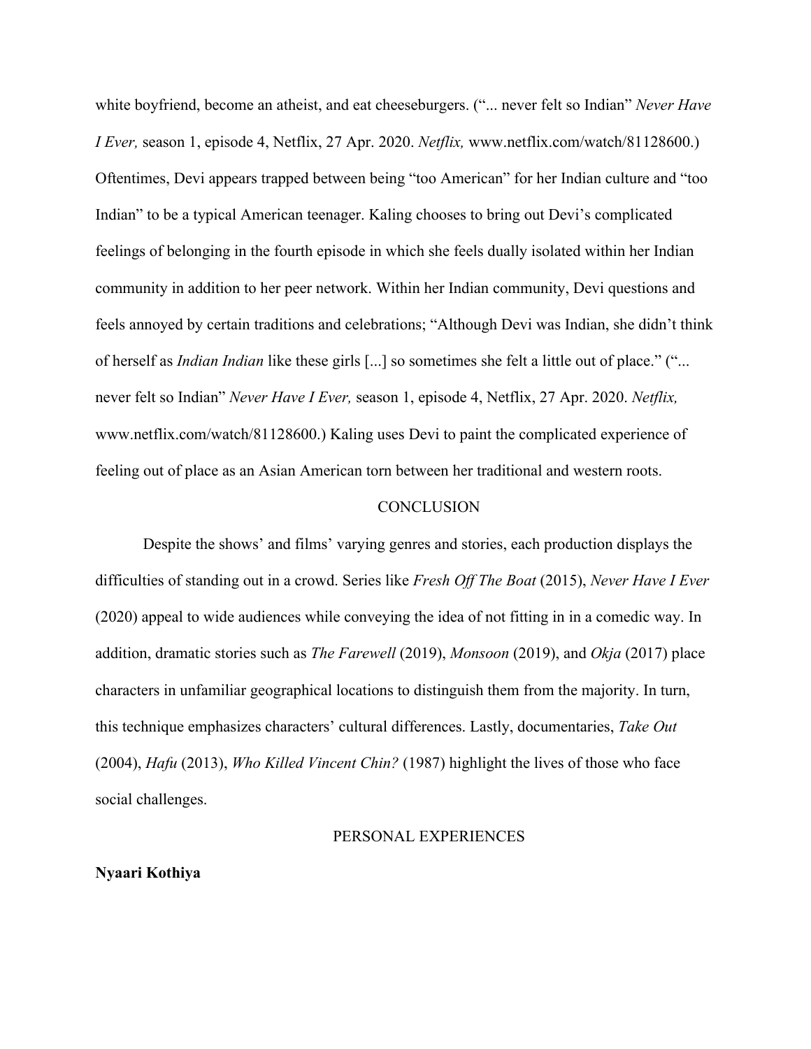white boyfriend, become an atheist, and eat cheeseburgers. ("... never felt so Indian" *Never Have I Ever,* season 1, episode 4, Netflix, 27 Apr. 2020. *Netflix,* www.netflix.com/watch/81128600.) Oftentimes, Devi appears trapped between being "too American" for her Indian culture and "too Indian" to be a typical American teenager. Kaling chooses to bring out Devi's complicated feelings of belonging in the fourth episode in which she feels dually isolated within her Indian community in addition to her peer network. Within her Indian community, Devi questions and feels annoyed by certain traditions and celebrations; "Although Devi was Indian, she didn't think of herself as *Indian Indian* like these girls [...] so sometimes she felt a little out of place." ("... never felt so Indian" *Never Have I Ever,* season 1, episode 4, Netflix, 27 Apr. 2020. *Netflix,* www.netflix.com/watch/81128600.) Kaling uses Devi to paint the complicated experience of feeling out of place as an Asian American torn between her traditional and western roots.

## CONCLUSION

Despite the shows' and films' varying genres and stories, each production displays the difficulties of standing out in a crowd. Series like *Fresh Off The Boat* (2015), *Never Have I Ever* (2020) appeal to wide audiences while conveying the idea of not fitting in in a comedic way. In addition, dramatic stories such as *The Farewell* (2019), *Monsoon* (2019), and *Okja* (2017) place characters in unfamiliar geographical locations to distinguish them from the majority. In turn, this technique emphasizes characters' cultural differences. Lastly, documentaries, *Take Out* (2004), *Hafu* (2013), *Who Killed Vincent Chin?* (1987) highlight the lives of those who face social challenges.

## PERSONAL EXPERIENCES

**Nyaari Kothiya**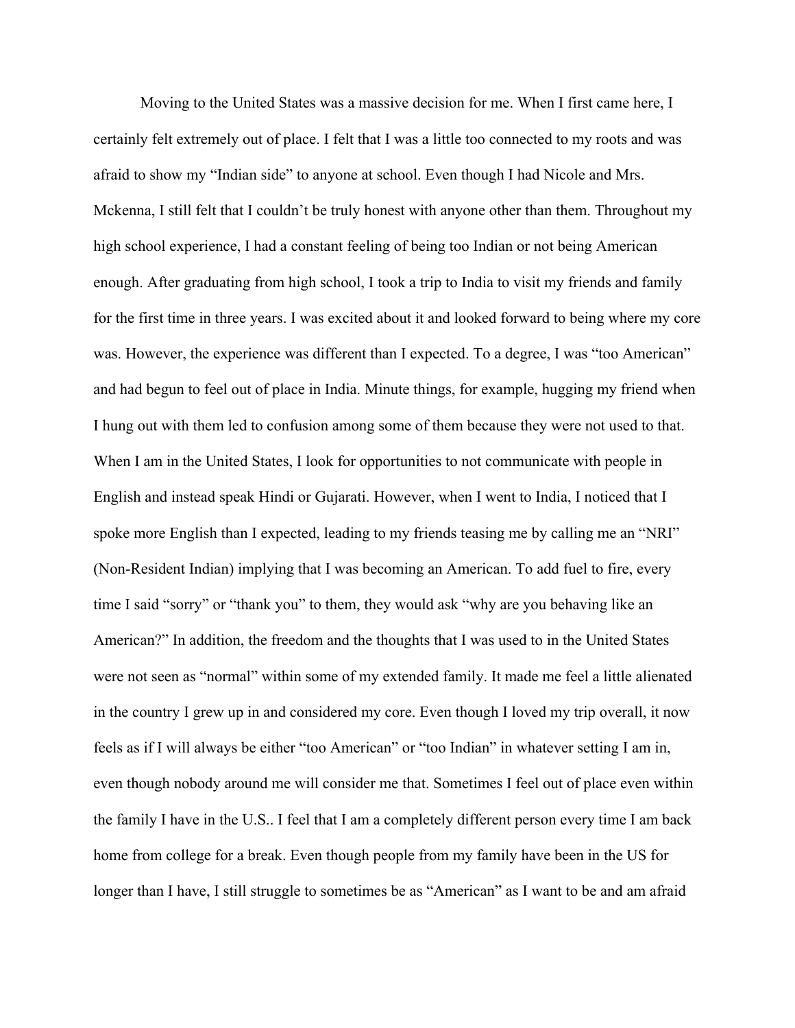Moving to the United States was a massive decision for me. When I first came here, I certainly felt extremely out of place. I felt that I was a little too connected to my roots and was afraid to show my "Indian side" to anyone at school. Even though I had Nicole and Mrs. Mckenna, I still felt that I couldn't be truly honest with anyone other than them. Throughout my high school experience, I had a constant feeling of being too Indian or not being American enough. After graduating from high school, I took a trip to India to visit my friends and family for the first time in three years. I was excited about it and looked forward to being where my core was. However, the experience was different than I expected. To a degree, I was "too American" and had begun to feel out of place in India. Minute things, for example, hugging my friend when I hung out with them led to confusion among some of them because they were not used to that. When I am in the United States, I look for opportunities to not communicate with people in English and instead speak Hindi or Gujarati. However, when I went to India, I noticed that I spoke more English than I expected, leading to my friends teasing me by calling me an "NRI" (Non-Resident Indian) implying that I was becoming an American. To add fuel to fire, every time I said "sorry" or "thank you" to them, they would ask "why are you behaving like an American?" In addition, the freedom and the thoughts that I was used to in the United States were not seen as "normal" within some of my extended family. It made me feel a little alienated in the country I grew up in and considered my core. Even though I loved my trip overall, it now feels as if I will always be either "too American" or "too Indian" in whatever setting I am in, even though nobody around me will consider me that. Sometimes I feel out of place even within the family I have in the U.S.. I feel that I am a completely different person every time I am back home from college for a break. Even though people from my family have been in the US for longer than I have, I still struggle to sometimes be as "American" as I want to be and am afraid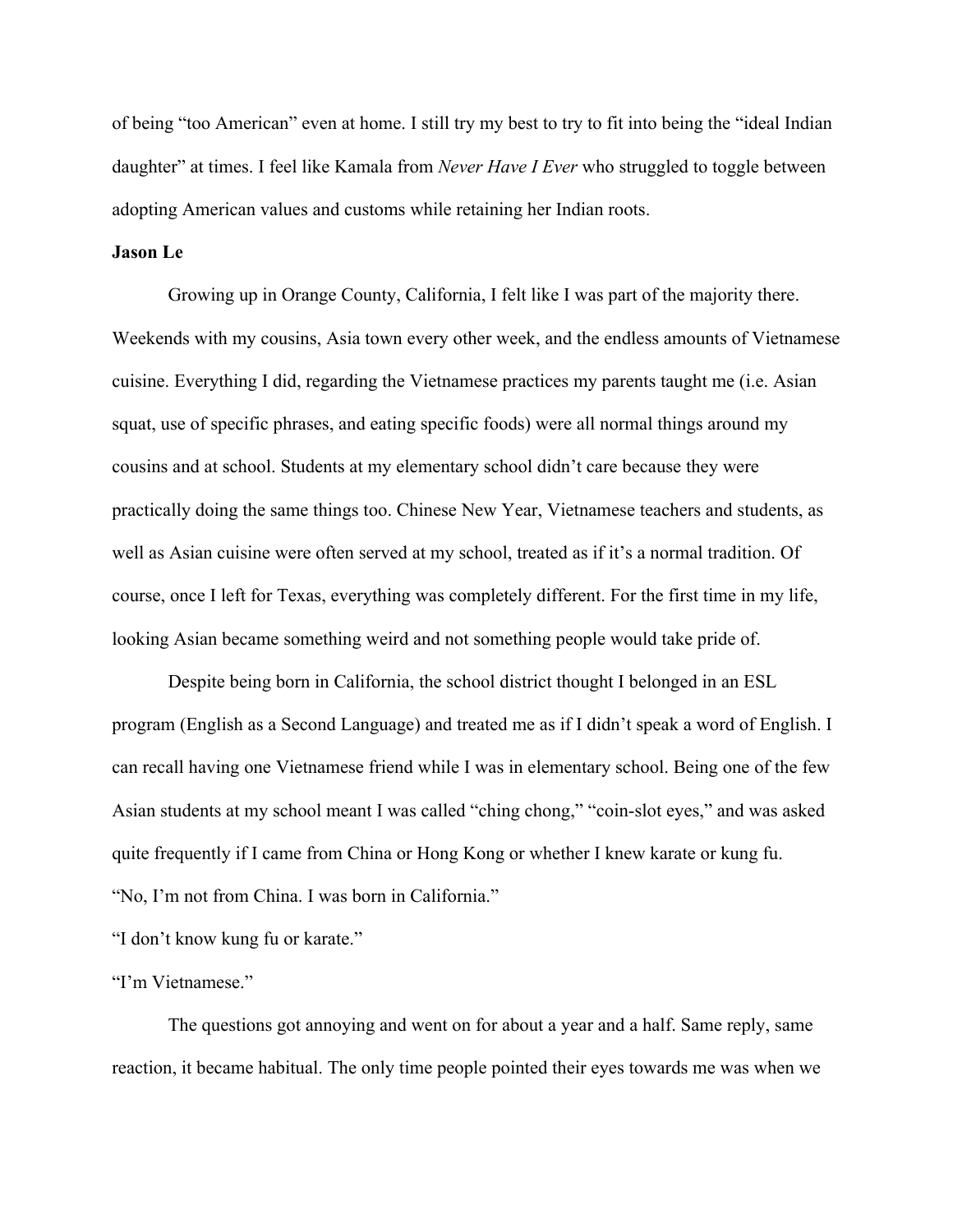of being "too American" even at home. I still try my best to try to fit into being the "ideal Indian daughter" at times. I feel like Kamala from *Never Have I Ever* who struggled to toggle between adopting American values and customs while retaining her Indian roots.

**Jason Le**

Growing up in Orange County, California, I felt like I was part of the majority there. Weekends with my cousins, Asia town every other week, and the endless amounts of Vietnamese cuisine. Everything I did, regarding the Vietnamese practices my parents taught me (i.e. Asian squat, use of specific phrases, and eating specific foods) were all normal things around my cousins and at school. Students at my elementary school didn't care because they were practically doing the same things too. Chinese New Year, Vietnamese teachers and students, as well as Asian cuisine were often served at my school, treated as if it's a normal tradition. Of course, once I left for Texas, everything was completely different. For the first time in my life, looking Asian became something weird and not something people would take pride of.

Despite being born in California, the school district thought I belonged in an ESL program (English as a Second Language) and treated me as if I didn't speak a word of English. I can recall having one Vietnamese friend while I was in elementary school. Being one of the few Asian students at my school meant I was called "ching chong," "coin-slot eyes," and was asked quite frequently if I came from China or Hong Kong or whether I knew karate or kung fu.

"No, I'm not from China. I was born in California."

"I don't know kung fu or karate."

"I'm Vietnamese."

The questions got annoying and went on for about a year and a half. Same reply, same reaction, it became habitual. The only time people pointed their eyes towards me was when we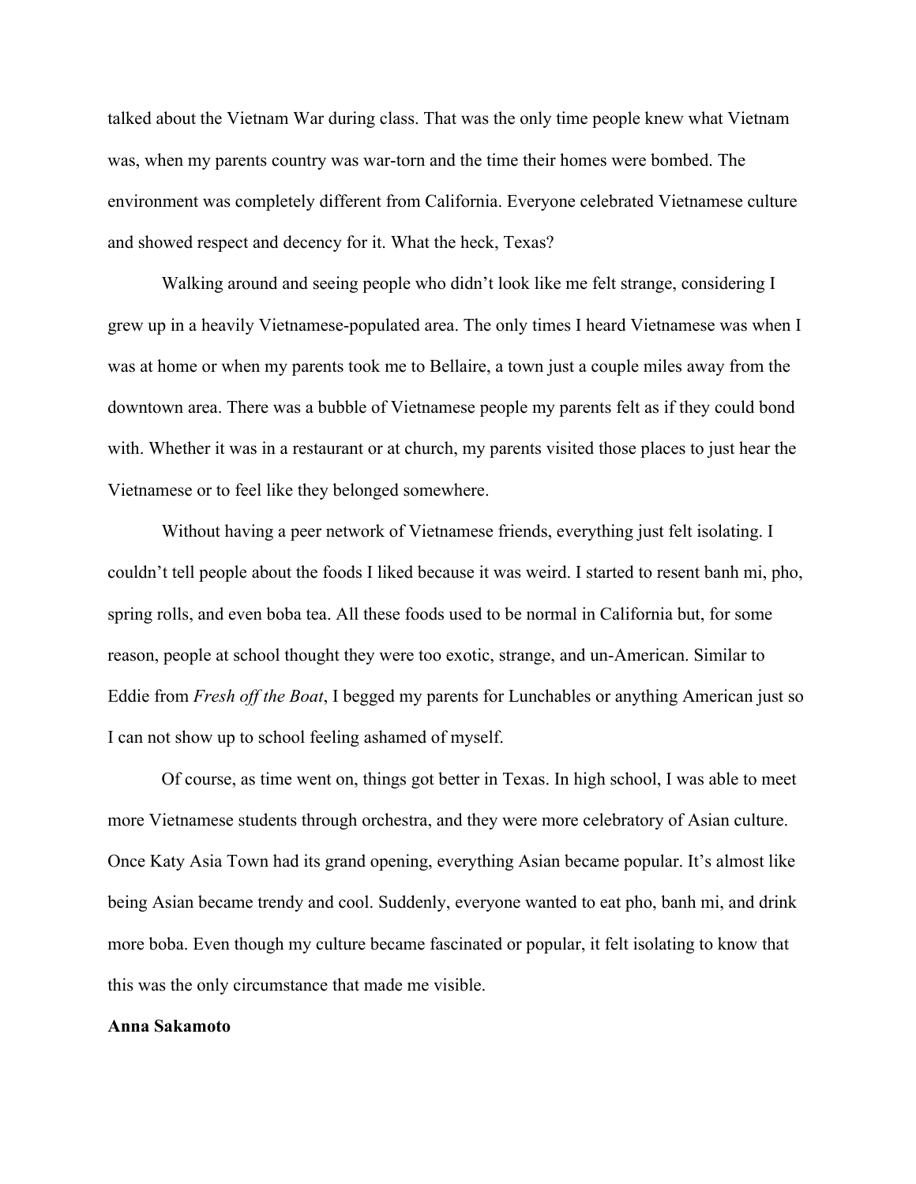talked about the Vietnam War during class. That was the only time people knew what Vietnam was, when my parents country was war-torn and the time their homes were bombed. The environment was completely different from California. Everyone celebrated Vietnamese culture and showed respect and decency for it. What the heck, Texas?

Walking around and seeing people who didn't look like me felt strange, considering I grew up in a heavily Vietnamese-populated area. The only times I heard Vietnamese was when I was at home or when my parents took me to Bellaire, a town just a couple miles away from the downtown area. There was a bubble of Vietnamese people my parents felt as if they could bond with. Whether it was in a restaurant or at church, my parents visited those places to just hear the Vietnamese or to feel like they belonged somewhere.

Without having a peer network of Vietnamese friends, everything just felt isolating. I couldn't tell people about the foods I liked because it was weird. I started to resent banh mi, pho, spring rolls, and even boba tea. All these foods used to be normal in California but, for some reason, people at school thought they were too exotic, strange, and un-American. Similar to Eddie from *Fresh off the Boat*, I begged my parents for Lunchables or anything American just so I can not show up to school feeling ashamed of myself.

Of course, as time went on, things got better in Texas. In high school, I was able to meet more Vietnamese students through orchestra, and they were more celebratory of Asian culture. Once Katy Asia Town had its grand opening, everything Asian became popular. It's almost like being Asian became trendy and cool. Suddenly, everyone wanted to eat pho, banh mi, and drink more boba. Even though my culture became fascinated or popular, it felt isolating to know that this was the only circumstance that made me visible.

**Anna Sakamoto**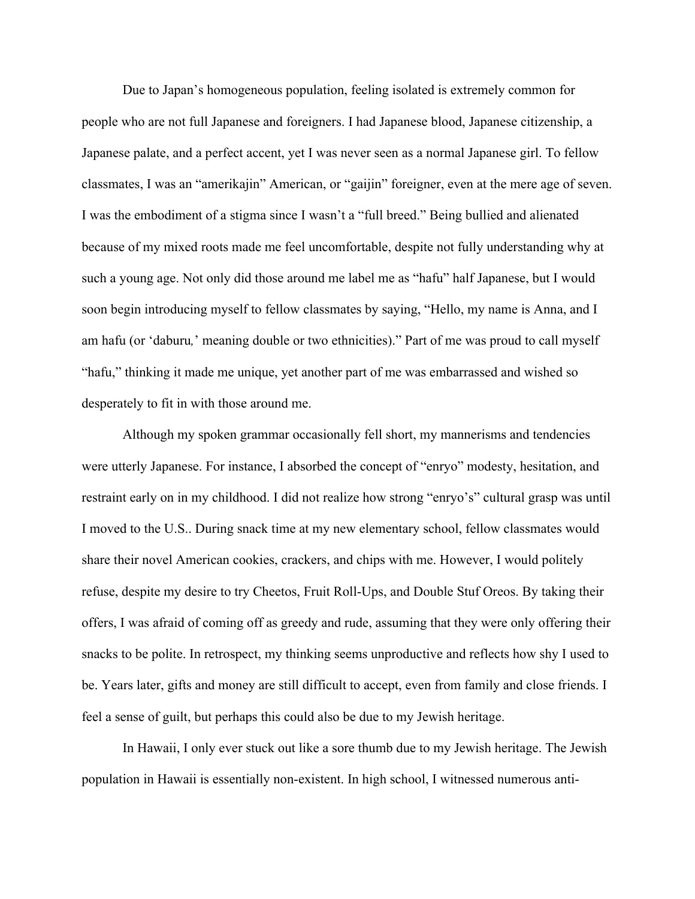Due to Japan's homogeneous population, feeling isolated is extremely common for people who are not full Japanese and foreigners. I had Japanese blood, Japanese citizenship, a Japanese palate, and a perfect accent, yet I was never seen as a normal Japanese girl. To fellow classmates, I was an "amerikajin" American, or "gaijin" foreigner, even at the mere age of seven. I was the embodiment of a stigma since I wasn't a "full breed." Being bullied and alienated because of my mixed roots made me feel uncomfortable, despite not fully understanding why at such a young age. Not only did those around me label me as "hafu" half Japanese, but I would soon begin introducing myself to fellow classmates by saying, "Hello, my name is Anna, and I am hafu (or 'daburu,' meaning double or two ethnicities)." Part of me was proud to call myself "hafu," thinking it made me unique, yet another part of me was embarrassed and wished so desperately to fit in with those around me.

Although my spoken grammar occasionally fell short, my mannerisms and tendencies were utterly Japanese. For instance, I absorbed the concept of "enryo" modesty, hesitation, and restraint early on in my childhood. I did not realize how strong "enryo's" cultural grasp was until I moved to the U.S.. During snack time at my new elementary school, fellow classmates would share their novel American cookies, crackers, and chips with me. However, I would politely refuse, despite my desire to try Cheetos, Fruit Roll-Ups, and Double Stuf Oreos. By taking their offers, I was afraid of coming off as greedy and rude, assuming that they were only offering their snacks to be polite. In retrospect, my thinking seems unproductive and reflects how shy I used to be. Years later, gifts and money are still difficult to accept, even from family and close friends. I feel a sense of guilt, but perhaps this could also be due to my Jewish heritage.

In Hawaii, I only ever stuck out like a sore thumb due to my Jewish heritage. The Jewish population in Hawaii is essentially non-existent. In high school, I witnessed numerous anti-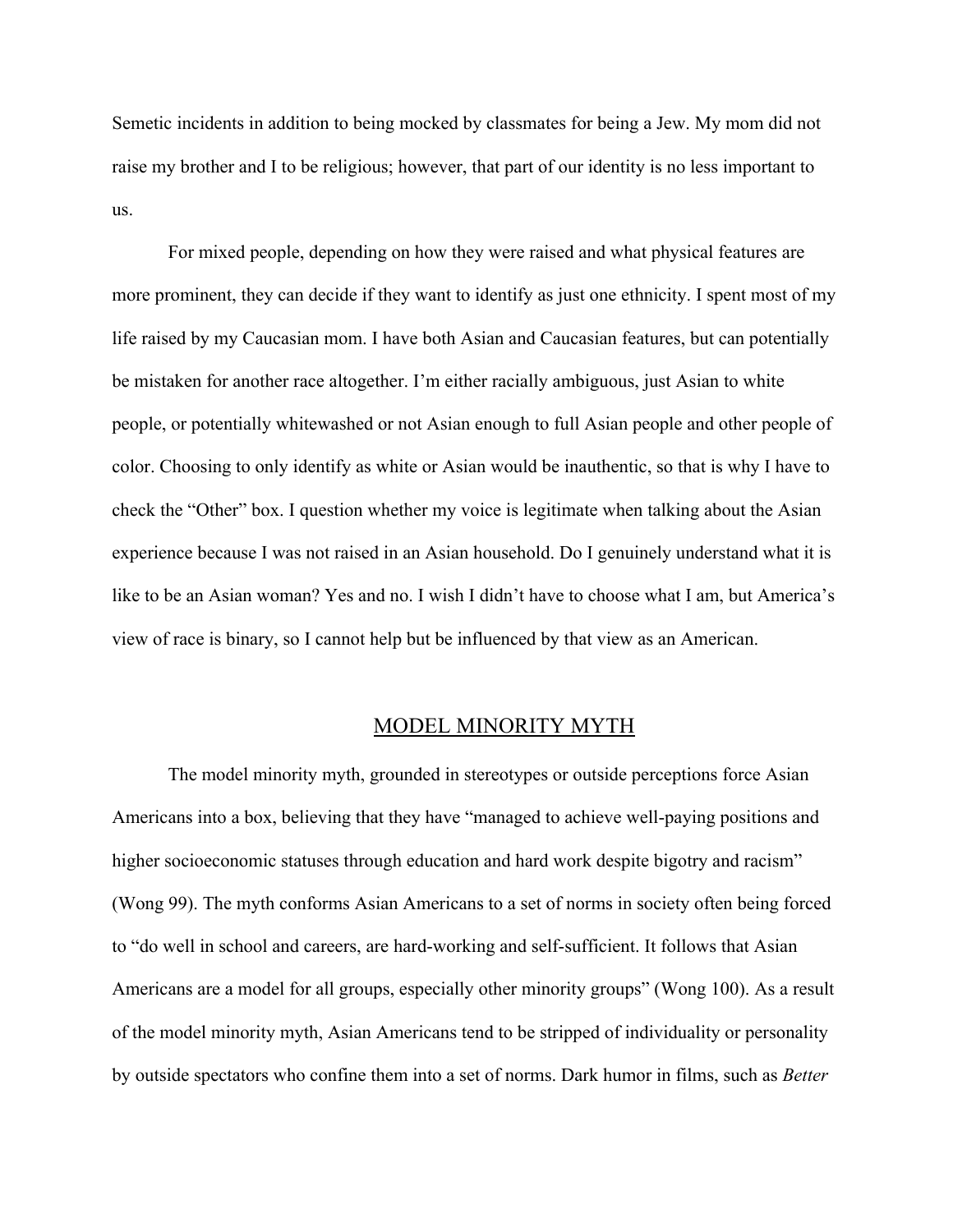Semetic incidents in addition to being mocked by classmates for being a Jew. My mom did not raise my brother and I to be religious; however, that part of our identity is no less important to us.

For mixed people, depending on how they were raised and what physical features are more prominent, they can decide if they want to identify as just one ethnicity. I spent most of my life raised by my Caucasian mom. I have both Asian and Caucasian features, but can potentially be mistaken for another race altogether. I'm either racially ambiguous, just Asian to white people, or potentially whitewashed or not Asian enough to full Asian people and other people of color. Choosing to only identify as white or Asian would be inauthentic, so that is why I have to check the "Other" box. I question whether my voice is legitimate when talking about the Asian experience because I was not raised in an Asian household. Do I genuinely understand what it is like to be an Asian woman? Yes and no. I wish I didn't have to choose what I am, but America's view of race is binary, so I cannot help but be influenced by that view as an American.

## MODEL MINORITY MYTH

The model minority myth, grounded in stereotypes or outside perceptions force Asian Americans into a box, believing that they have "managed to achieve well-paying positions and higher socioeconomic statuses through education and hard work despite bigotry and racism" (Wong 99). The myth conforms Asian Americans to a set of norms in society often being forced to "do well in school and careers, are hard-working and self-sufficient. It follows that Asian Americans are a model for all groups, especially other minority groups" (Wong 100). As a result of the model minority myth, Asian Americans tend to be stripped of individuality or personality by outside spectators who confine them into a set of norms. Dark humor in films, such as *Better*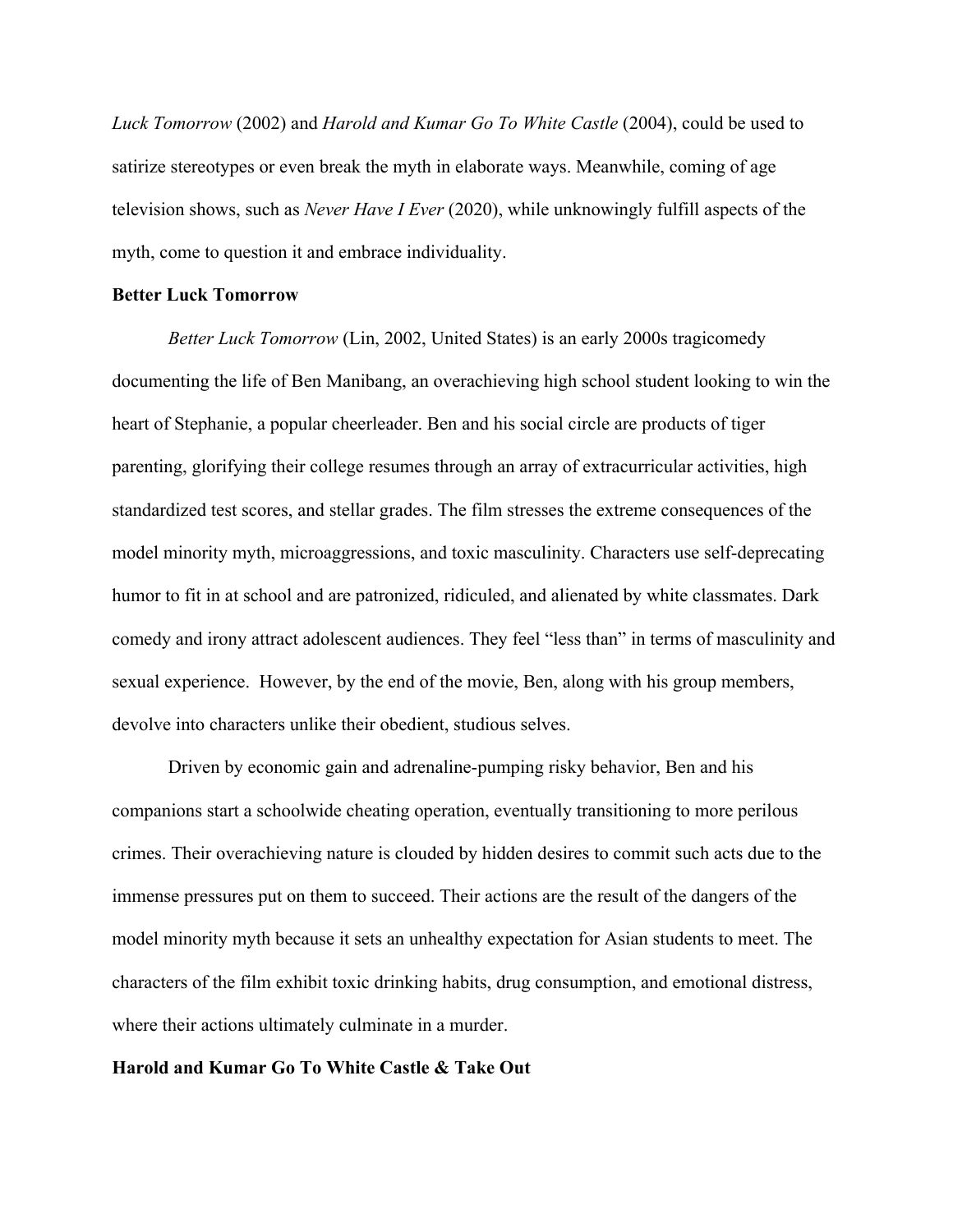*Luck Tomorrow* (2002) and *Harold and Kumar Go To White Castle* (2004), could be used to satirize stereotypes or even break the myth in elaborate ways. Meanwhile, coming of age television shows, such as *Never Have I Ever* (2020), while unknowingly fulfill aspects of the myth, come to question it and embrace individuality.

**Better Luck Tomorrow**

*Better Luck Tomorrow* (Lin, 2002, United States) is an early 2000s tragicomedy documenting the life of Ben Manibang, an overachieving high school student looking to win the heart of Stephanie, a popular cheerleader. Ben and his social circle are products of tiger parenting, glorifying their college resumes through an array of extracurricular activities, high standardized test scores, and stellar grades. The film stresses the extreme consequences of the model minority myth, microaggressions, and toxic masculinity. Characters use self-deprecating humor to fit in at school and are patronized, ridiculed, and alienated by white classmates. Dark comedy and irony attract adolescent audiences. They feel "less than" in terms of masculinity and sexual experience. However, by the end of the movie, Ben, along with his group members, devolve into characters unlike their obedient, studious selves.

Driven by economic gain and adrenaline-pumping risky behavior, Ben and his companions start a schoolwide cheating operation, eventually transitioning to more perilous crimes. Their overachieving nature is clouded by hidden desires to commit such acts due to the immense pressures put on them to succeed. Their actions are the result of the dangers of the model minority myth because it sets an unhealthy expectation for Asian students to meet. The characters of the film exhibit toxic drinking habits, drug consumption, and emotional distress, where their actions ultimately culminate in a murder.

**Harold and Kumar Go To White Castle & Take Out**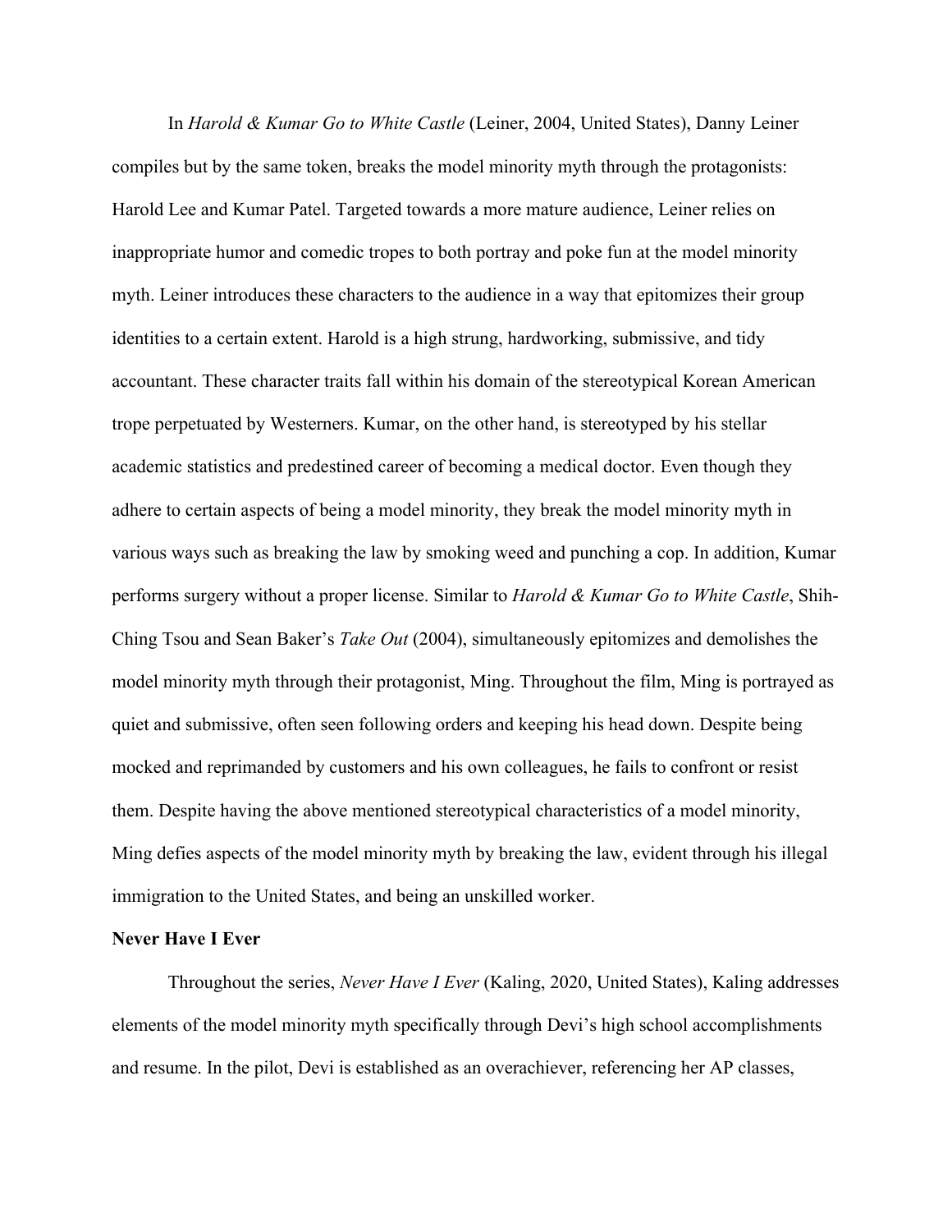In *Harold & Kumar Go to White Castle* (Leiner, 2004, United States), Danny Leiner compiles but by the same token, breaks the model minority myth through the protagonists: Harold Lee and Kumar Patel. Targeted towards a more mature audience, Leiner relies on inappropriate humor and comedic tropes to both portray and poke fun at the model minority myth. Leiner introduces these characters to the audience in a way that epitomizes their group identities to a certain extent. Harold is a high strung, hardworking, submissive, and tidy accountant. These character traits fall within his domain of the stereotypical Korean American trope perpetuated by Westerners. Kumar, on the other hand, is stereotyped by his stellar academic statistics and predestined career of becoming a medical doctor. Even though they adhere to certain aspects of being a model minority, they break the model minority myth in various ways such as breaking the law by smoking weed and punching a cop. In addition, Kumar performs surgery without a proper license. Similar to *Harold & Kumar Go to White Castle*, Shih-Ching Tsou and Sean Baker's *Take Out* (2004), simultaneously epitomizes and demolishes the model minority myth through their protagonist, Ming. Throughout the film, Ming is portrayed as quiet and submissive, often seen following orders and keeping his head down. Despite being mocked and reprimanded by customers and his own colleagues, he fails to confront or resist them. Despite having the above mentioned stereotypical characteristics of a model minority, Ming defies aspects of the model minority myth by breaking the law, evident through his illegal immigration to the United States, and being an unskilled worker.

**Never Have I Ever**

Throughout the series, *Never Have I Ever* (Kaling, 2020, United States), Kaling addresses elements of the model minority myth specifically through Devi's high school accomplishments and resume. In the pilot, Devi is established as an overachiever, referencing her AP classes,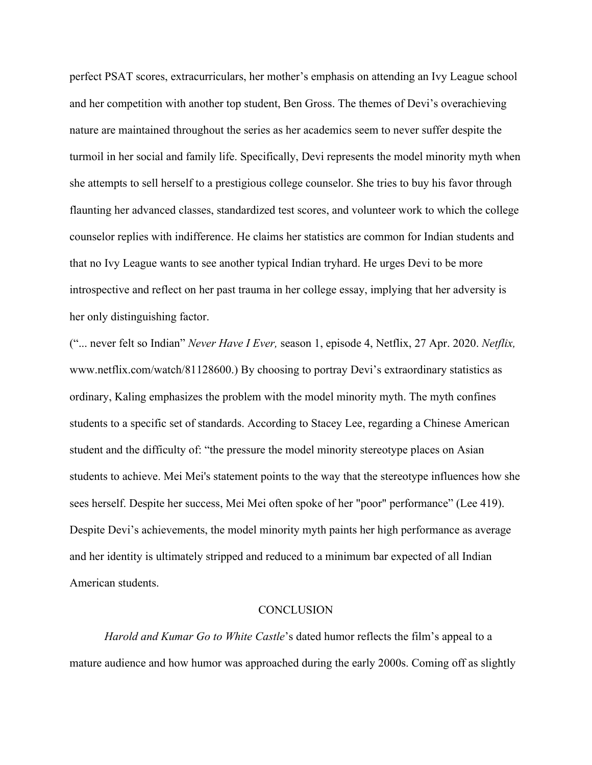perfect PSAT scores, extracurriculars, her mother's emphasis on attending an Ivy League school and her competition with another top student, Ben Gross. The themes of Devi's overachieving nature are maintained throughout the series as her academics seem to never suffer despite the turmoil in her social and family life. Specifically, Devi represents the model minority myth when she attempts to sell herself to a prestigious college counselor. She tries to buy his favor through flaunting her advanced classes, standardized test scores, and volunteer work to which the college counselor replies with indifference. He claims her statistics are common for Indian students and that no Ivy League wants to see another typical Indian tryhard. He urges Devi to be more introspective and reflect on her past trauma in her college essay, implying that her adversity is her only distinguishing factor.

("... never felt so Indian" *Never Have I Ever,* season 1, episode 4, Netflix, 27 Apr. 2020. *Netflix,* www.netflix.com/watch/81128600.) By choosing to portray Devi's extraordinary statistics as ordinary, Kaling emphasizes the problem with the model minority myth. The myth confines students to a specific set of standards. According to Stacey Lee, regarding a Chinese American student and the difficulty of: "the pressure the model minority stereotype places on Asian students to achieve. Mei Mei's statement points to the way that the stereotype influences how she sees herself. Despite her success, Mei Mei often spoke of her "poor" performance" (Lee 419). Despite Devi's achievements, the model minority myth paints her high performance as average and her identity is ultimately stripped and reduced to a minimum bar expected of all Indian American students.

## CONCLUSION

*Harold and Kumar Go to White Castle*'s dated humor reflects the film's appeal to a mature audience and how humor was approached during the early 2000s. Coming off as slightly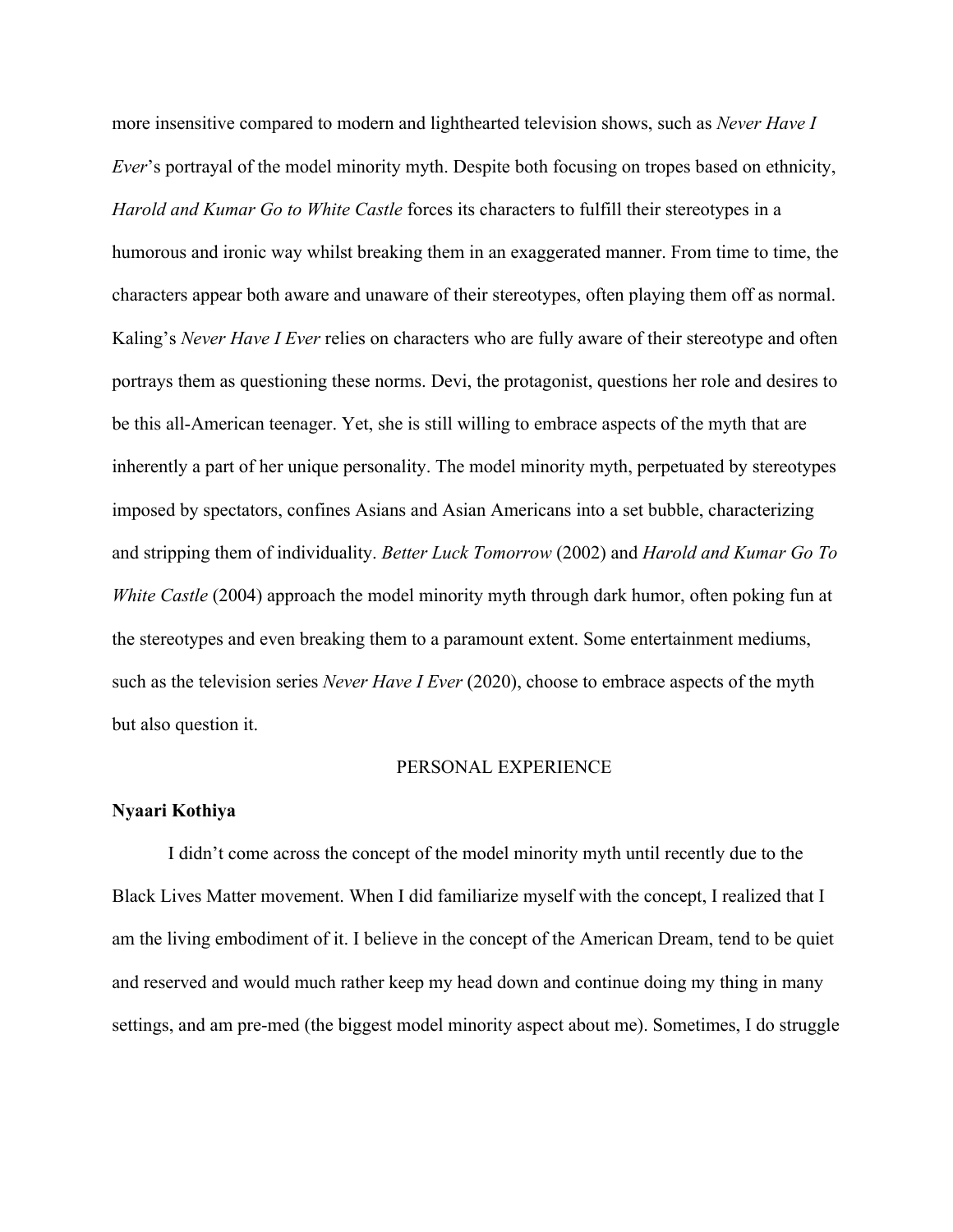more insensitive compared to modern and lighthearted television shows, such as *Never Have I Ever*'s portrayal of the model minority myth. Despite both focusing on tropes based on ethnicity, *Harold and Kumar Go to White Castle* forces its characters to fulfill their stereotypes in a humorous and ironic way whilst breaking them in an exaggerated manner. From time to time, the characters appear both aware and unaware of their stereotypes, often playing them off as normal. Kaling's *Never Have I Ever* relies on characters who are fully aware of their stereotype and often portrays them as questioning these norms. Devi, the protagonist, questions her role and desires to be this all-American teenager. Yet, she is still willing to embrace aspects of the myth that are inherently a part of her unique personality. The model minority myth, perpetuated by stereotypes imposed by spectators, confines Asians and Asian Americans into a set bubble, characterizing and stripping them of individuality. *Better Luck Tomorrow* (2002) and *Harold and Kumar Go To White Castle* (2004) approach the model minority myth through dark humor, often poking fun at the stereotypes and even breaking them to a paramount extent. Some entertainment mediums, such as the television series *Never Have I Ever* (2020), choose to embrace aspects of the myth but also question it.

## PERSONAL EXPERIENCE

**Nyaari Kothiya**

I didn't come across the concept of the model minority myth until recently due to the Black Lives Matter movement. When I did familiarize myself with the concept, I realized that I am the living embodiment of it. I believe in the concept of the American Dream, tend to be quiet and reserved and would much rather keep my head down and continue doing my thing in many settings, and am pre-med (the biggest model minority aspect about me). Sometimes, I do struggle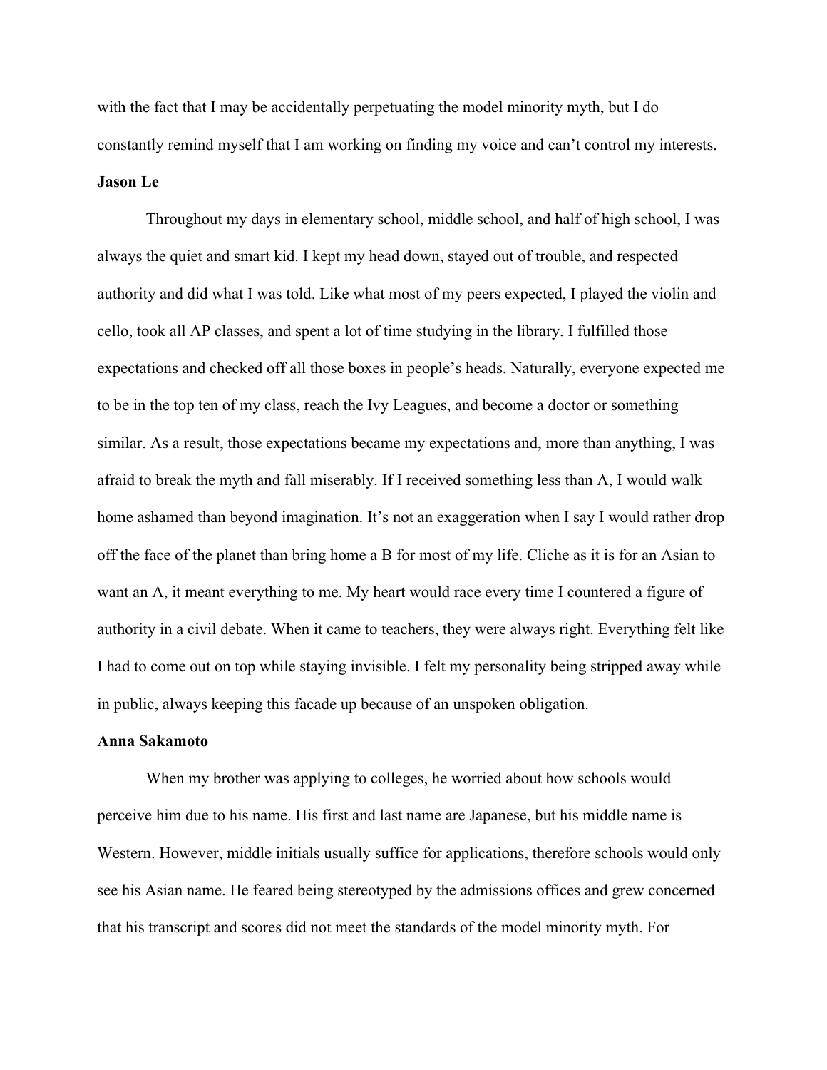with the fact that I may be accidentally perpetuating the model minority myth, but I do constantly remind myself that I am working on finding my voice and can't control my interests.

**Jason Le**

Throughout my days in elementary school, middle school, and half of high school, I was always the quiet and smart kid. I kept my head down, stayed out of trouble, and respected authority and did what I was told. Like what most of my peers expected, I played the violin and cello, took all AP classes, and spent a lot of time studying in the library. I fulfilled those expectations and checked off all those boxes in people's heads. Naturally, everyone expected me to be in the top ten of my class, reach the Ivy Leagues, and become a doctor or something similar. As a result, those expectations became my expectations and, more than anything, I was afraid to break the myth and fall miserably. If I received something less than A, I would walk home ashamed than beyond imagination. It's not an exaggeration when I say I would rather drop off the face of the planet than bring home a B for most of my life. Cliche as it is for an Asian to want an A, it meant everything to me. My heart would race every time I countered a figure of authority in a civil debate. When it came to teachers, they were always right. Everything felt like I had to come out on top while staying invisible. I felt my personality being stripped away while in public, always keeping this facade up because of an unspoken obligation.

**Anna Sakamoto**

When my brother was applying to colleges, he worried about how schools would perceive him due to his name. His first and last name are Japanese, but his middle name is Western. However, middle initials usually suffice for applications, therefore schools would only see his Asian name. He feared being stereotyped by the admissions offices and grew concerned that his transcript and scores did not meet the standards of the model minority myth. For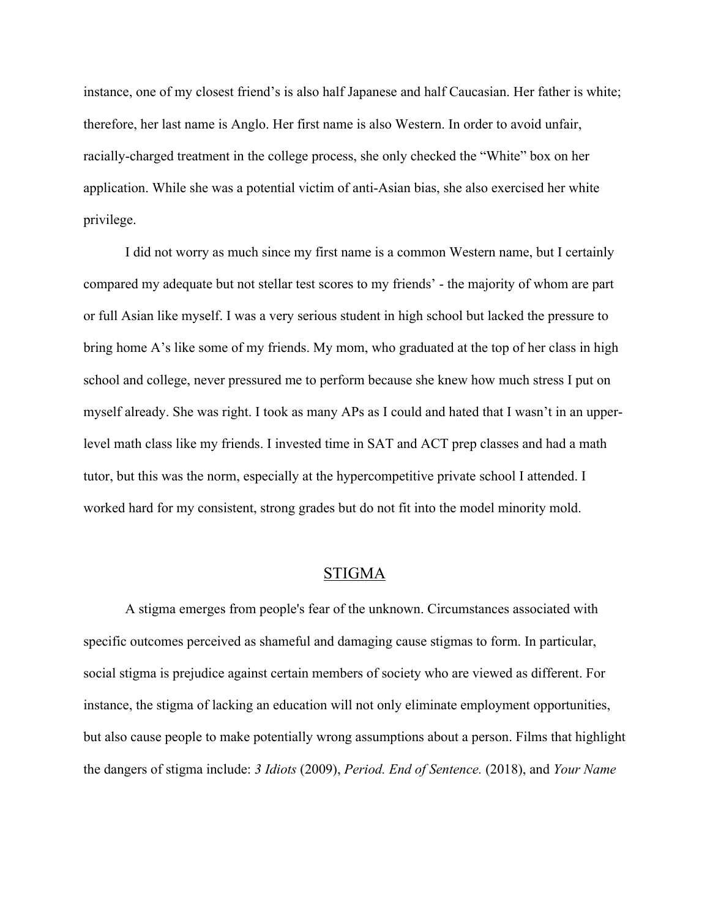instance, one of my closest friend's is also half Japanese and half Caucasian. Her father is white; therefore, her last name is Anglo. Her first name is also Western. In order to avoid unfair, racially-charged treatment in the college process, she only checked the "White" box on her application. While she was a potential victim of anti-Asian bias, she also exercised her white privilege.

I did not worry as much since my first name is a common Western name, but I certainly compared my adequate but not stellar test scores to my friends' - the majority of whom are part or full Asian like myself. I was a very serious student in high school but lacked the pressure to bring home A's like some of my friends. My mom, who graduated at the top of her class in high school and college, never pressured me to perform because she knew how much stress I put on myself already. She was right. I took as many APs as I could and hated that I wasn't in an upper-level math class like my friends. I invested time in SAT and ACT prep classes and had a math tutor, but this was the norm, especially at the hypercompetitive private school I attended. I worked hard for my consistent, strong grades but do not fit into the model minority mold.

## STIGMA

A stigma emerges from people's fear of the unknown. Circumstances associated with specific outcomes perceived as shameful and damaging cause stigmas to form. In particular, social stigma is prejudice against certain members of society who are viewed as different. For instance, the stigma of lacking an education will not only eliminate employment opportunities, but also cause people to make potentially wrong assumptions about a person. Films that highlight the dangers of stigma include: *3 Idiots* (2009), *Period. End of Sentence.* (2018), and *Your Name*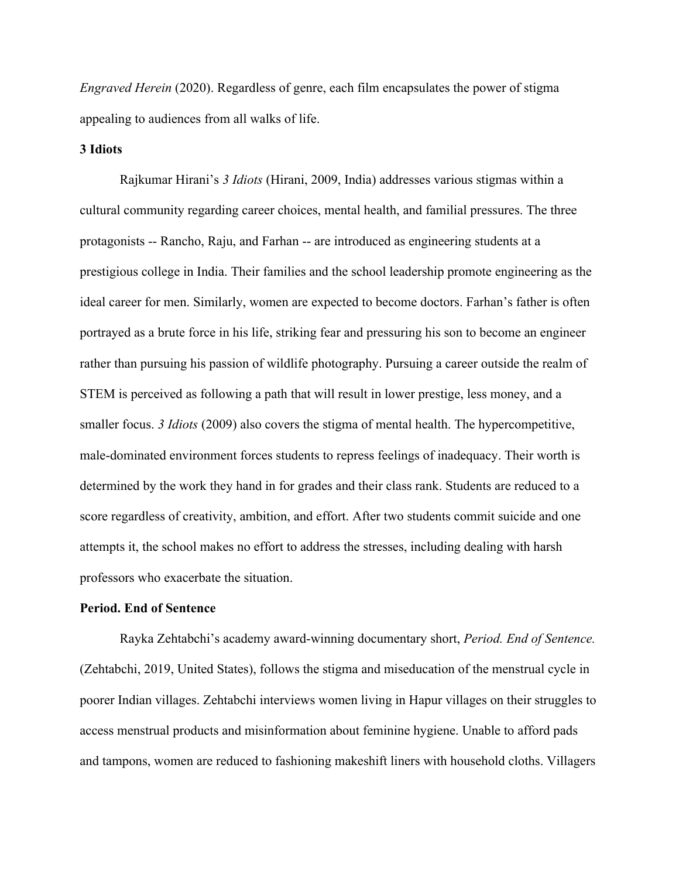*Engraved Herein* (2020). Regardless of genre, each film encapsulates the power of stigma appealing to audiences from all walks of life.

**3 Idiots**

Rajkumar Hirani's *3 Idiots* (Hirani, 2009, India) addresses various stigmas within a cultural community regarding career choices, mental health, and familial pressures. The three protagonists -- Rancho, Raju, and Farhan -- are introduced as engineering students at a prestigious college in India. Their families and the school leadership promote engineering as the ideal career for men. Similarly, women are expected to become doctors. Farhan's father is often portrayed as a brute force in his life, striking fear and pressuring his son to become an engineer rather than pursuing his passion of wildlife photography. Pursuing a career outside the realm of STEM is perceived as following a path that will result in lower prestige, less money, and a smaller focus. *3 Idiots* (2009) also covers the stigma of mental health. The hypercompetitive, male-dominated environment forces students to repress feelings of inadequacy. Their worth is determined by the work they hand in for grades and their class rank. Students are reduced to a score regardless of creativity, ambition, and effort. After two students commit suicide and one attempts it, the school makes no effort to address the stresses, including dealing with harsh professors who exacerbate the situation.

**Period. End of Sentence**

Rayka Zehtabchi's academy award-winning documentary short, *Period. End of Sentence.* (Zehtabchi, 2019, United States), follows the stigma and miseducation of the menstrual cycle in poorer Indian villages. Zehtabchi interviews women living in Hapur villages on their struggles to access menstrual products and misinformation about feminine hygiene. Unable to afford pads and tampons, women are reduced to fashioning makeshift liners with household cloths. Villagers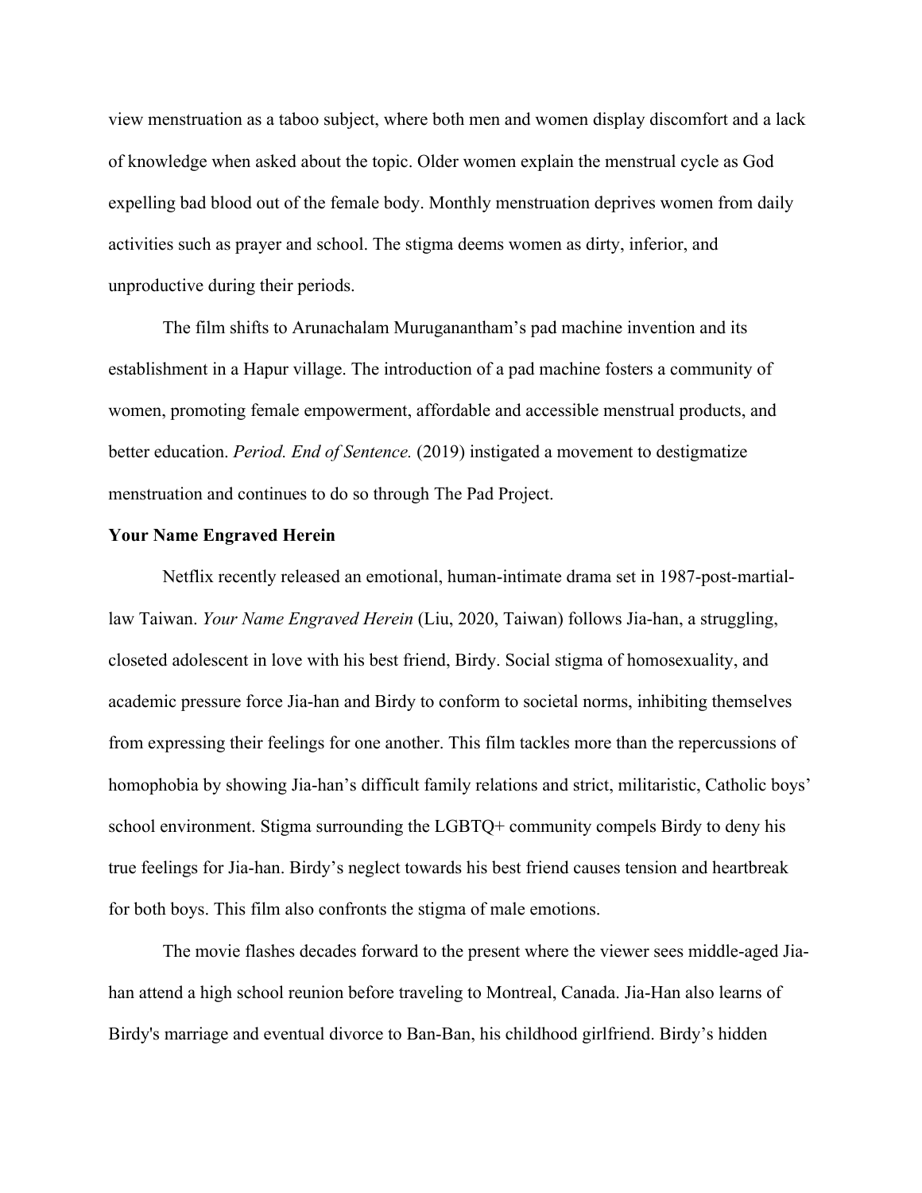view menstruation as a taboo subject, where both men and women display discomfort and a lack of knowledge when asked about the topic. Older women explain the menstrual cycle as God expelling bad blood out of the female body. Monthly menstruation deprives women from daily activities such as prayer and school. The stigma deems women as dirty, inferior, and unproductive during their periods.

The film shifts to Arunachalam Muruganantham's pad machine invention and its establishment in a Hapur village. The introduction of a pad machine fosters a community of women, promoting female empowerment, affordable and accessible menstrual products, and better education. *Period. End of Sentence.* (2019) instigated a movement to destigmatize menstruation and continues to do so through The Pad Project.

**Your Name Engraved Herein**

Netflix recently released an emotional, human-intimate drama set in 1987-post-martial-law Taiwan. *Your Name Engraved Herein* (Liu, 2020, Taiwan) follows Jia-han, a struggling, closeted adolescent in love with his best friend, Birdy. Social stigma of homosexuality, and academic pressure force Jia-han and Birdy to conform to societal norms, inhibiting themselves from expressing their feelings for one another. This film tackles more than the repercussions of homophobia by showing Jia-han's difficult family relations and strict, militaristic, Catholic boys' school environment. Stigma surrounding the LGBTQ+ community compels Birdy to deny his true feelings for Jia-han. Birdy's neglect towards his best friend causes tension and heartbreak for both boys. This film also confronts the stigma of male emotions.

The movie flashes decades forward to the present where the viewer sees middle-aged Jia-han attend a high school reunion before traveling to Montreal, Canada. Jia-Han also learns of Birdy's marriage and eventual divorce to Ban-Ban, his childhood girlfriend. Birdy's hidden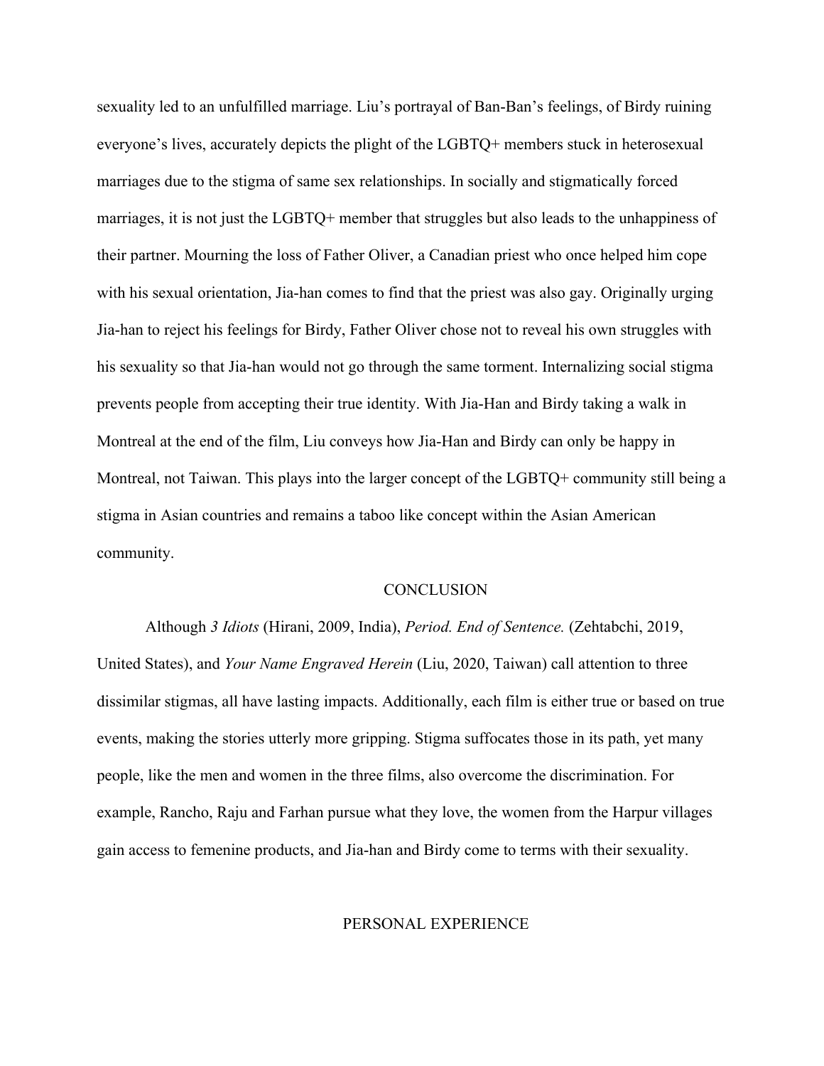sexuality led to an unfulfilled marriage. Liu's portrayal of Ban-Ban's feelings, of Birdy ruining everyone's lives, accurately depicts the plight of the LGBTQ+ members stuck in heterosexual marriages due to the stigma of same sex relationships. In socially and stigmatically forced marriages, it is not just the LGBTQ+ member that struggles but also leads to the unhappiness of their partner. Mourning the loss of Father Oliver, a Canadian priest who once helped him cope with his sexual orientation, Jia-han comes to find that the priest was also gay. Originally urging Jia-han to reject his feelings for Birdy, Father Oliver chose not to reveal his own struggles with his sexuality so that Jia-han would not go through the same torment. Internalizing social stigma prevents people from accepting their true identity. With Jia-Han and Birdy taking a walk in Montreal at the end of the film, Liu conveys how Jia-Han and Birdy can only be happy in Montreal, not Taiwan. This plays into the larger concept of the LGBTQ+ community still being a stigma in Asian countries and remains a taboo like concept within the Asian American community.

## CONCLUSION

Although *3 Idiots* (Hirani, 2009, India), *Period. End of Sentence.* (Zehtabchi, 2019, United States), and *Your Name Engraved Herein* (Liu, 2020, Taiwan) call attention to three dissimilar stigmas, all have lasting impacts. Additionally, each film is either true or based on true events, making the stories utterly more gripping. Stigma suffocates those in its path, yet many people, like the men and women in the three films, also overcome the discrimination. For example, Rancho, Raju and Farhan pursue what they love, the women from the Harpur villages gain access to femenine products, and Jia-han and Birdy come to terms with their sexuality.

## PERSONAL EXPERIENCE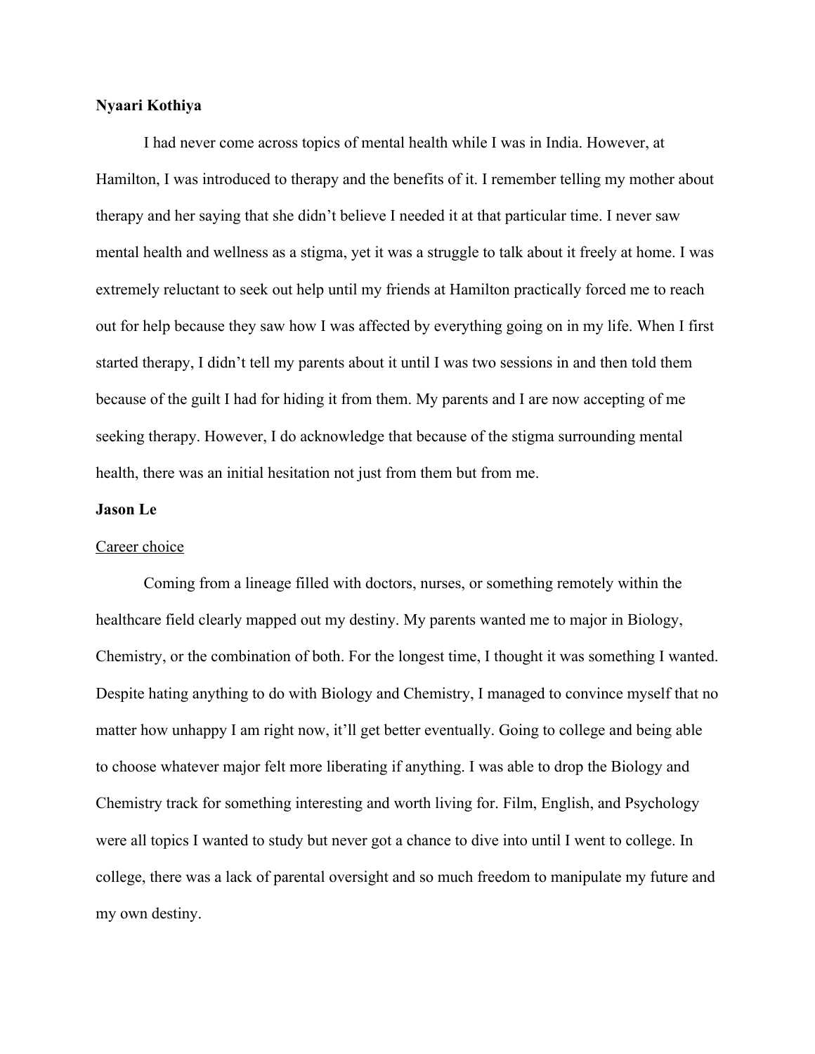**Nyaari Kothiya**

I had never come across topics of mental health while I was in India. However, at Hamilton, I was introduced to therapy and the benefits of it. I remember telling my mother about therapy and her saying that she didn't believe I needed it at that particular time. I never saw mental health and wellness as a stigma, yet it was a struggle to talk about it freely at home. I was extremely reluctant to seek out help until my friends at Hamilton practically forced me to reach out for help because they saw how I was affected by everything going on in my life. When I first started therapy, I didn't tell my parents about it until I was two sessions in and then told them because of the guilt I had for hiding it from them. My parents and I are now accepting of me seeking therapy. However, I do acknowledge that because of the stigma surrounding mental health, there was an initial hesitation not just from them but from me.

**Jason Le**

<u>Career choice</u>

Coming from a lineage filled with doctors, nurses, or something remotely within the healthcare field clearly mapped out my destiny. My parents wanted me to major in Biology, Chemistry, or the combination of both. For the longest time, I thought it was something I wanted. Despite hating anything to do with Biology and Chemistry, I managed to convince myself that no matter how unhappy I am right now, it'll get better eventually. Going to college and being able to choose whatever major felt more liberating if anything. I was able to drop the Biology and Chemistry track for something interesting and worth living for. Film, English, and Psychology were all topics I wanted to study but never got a chance to dive into until I went to college. In college, there was a lack of parental oversight and so much freedom to manipulate my future and my own destiny.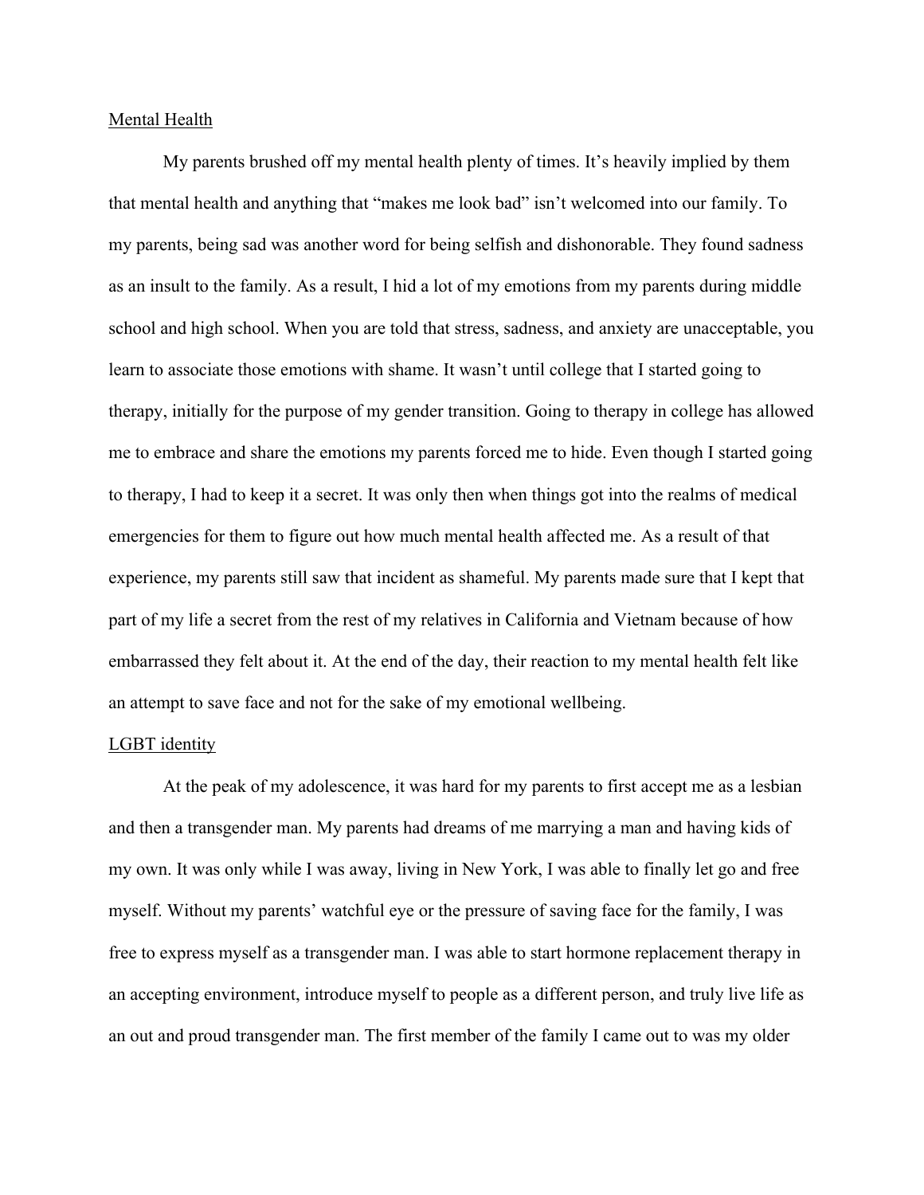<u>Mental Health</u>

My parents brushed off my mental health plenty of times. It's heavily implied by them that mental health and anything that "makes me look bad" isn't welcomed into our family. To my parents, being sad was another word for being selfish and dishonorable. They found sadness as an insult to the family. As a result, I hid a lot of my emotions from my parents during middle school and high school. When you are told that stress, sadness, and anxiety are unacceptable, you learn to associate those emotions with shame. It wasn't until college that I started going to therapy, initially for the purpose of my gender transition. Going to therapy in college has allowed me to embrace and share the emotions my parents forced me to hide. Even though I started going to therapy, I had to keep it a secret. It was only then when things got into the realms of medical emergencies for them to figure out how much mental health affected me. As a result of that experience, my parents still saw that incident as shameful. My parents made sure that I kept that part of my life a secret from the rest of my relatives in California and Vietnam because of how embarrassed they felt about it. At the end of the day, their reaction to my mental health felt like an attempt to save face and not for the sake of my emotional wellbeing.

<u>LGBT identity</u>

At the peak of my adolescence, it was hard for my parents to first accept me as a lesbian and then a transgender man. My parents had dreams of me marrying a man and having kids of my own. It was only while I was away, living in New York, I was able to finally let go and free myself. Without my parents' watchful eye or the pressure of saving face for the family, I was free to express myself as a transgender man. I was able to start hormone replacement therapy in an accepting environment, introduce myself to people as a different person, and truly live life as an out and proud transgender man. The first member of the family I came out to was my older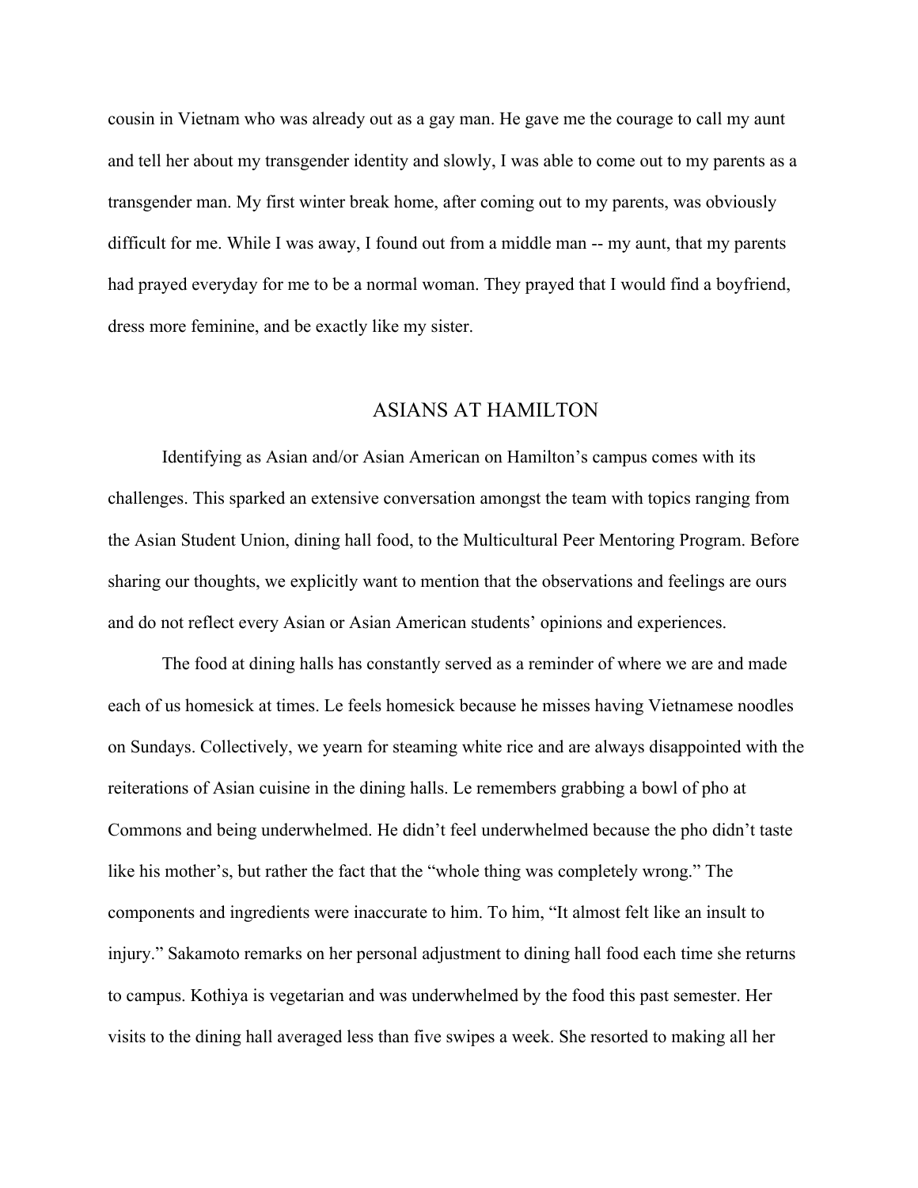cousin in Vietnam who was already out as a gay man. He gave me the courage to call my aunt and tell her about my transgender identity and slowly, I was able to come out to my parents as a transgender man. My first winter break home, after coming out to my parents, was obviously difficult for me. While I was away, I found out from a middle man -- my aunt, that my parents had prayed everyday for me to be a normal woman. They prayed that I would find a boyfriend, dress more feminine, and be exactly like my sister.

## ASIANS AT HAMILTON

Identifying as Asian and/or Asian American on Hamilton's campus comes with its challenges. This sparked an extensive conversation amongst the team with topics ranging from the Asian Student Union, dining hall food, to the Multicultural Peer Mentoring Program. Before sharing our thoughts, we explicitly want to mention that the observations and feelings are ours and do not reflect every Asian or Asian American students' opinions and experiences.

The food at dining halls has constantly served as a reminder of where we are and made each of us homesick at times. Le feels homesick because he misses having Vietnamese noodles on Sundays. Collectively, we yearn for steaming white rice and are always disappointed with the reiterations of Asian cuisine in the dining halls. Le remembers grabbing a bowl of pho at Commons and being underwhelmed. He didn't feel underwhelmed because the pho didn't taste like his mother's, but rather the fact that the "whole thing was completely wrong." The components and ingredients were inaccurate to him. To him, "It almost felt like an insult to injury." Sakamoto remarks on her personal adjustment to dining hall food each time she returns to campus. Kothiya is vegetarian and was underwhelmed by the food this past semester. Her visits to the dining hall averaged less than five swipes a week. She resorted to making all her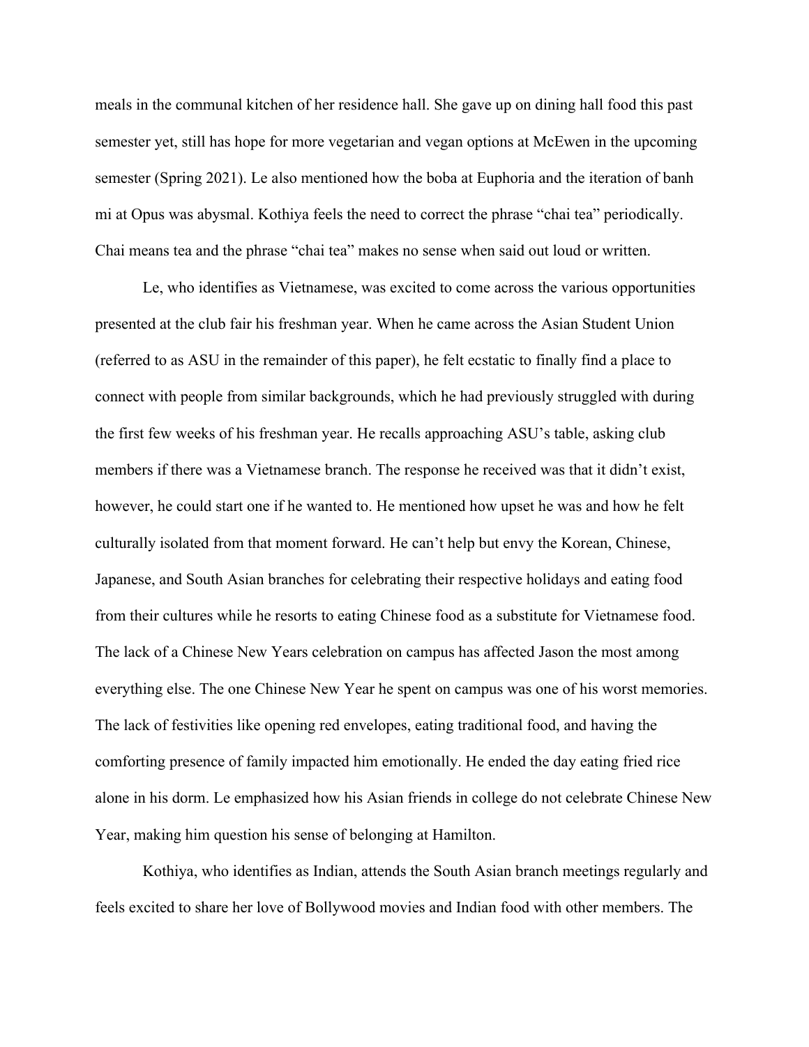meals in the communal kitchen of her residence hall. She gave up on dining hall food this past semester yet, still has hope for more vegetarian and vegan options at McEwen in the upcoming semester (Spring 2021). Le also mentioned how the boba at Euphoria and the iteration of banh mi at Opus was abysmal. Kothiya feels the need to correct the phrase "chai tea" periodically. Chai means tea and the phrase "chai tea" makes no sense when said out loud or written.

Le, who identifies as Vietnamese, was excited to come across the various opportunities presented at the club fair his freshman year. When he came across the Asian Student Union (referred to as ASU in the remainder of this paper), he felt ecstatic to finally find a place to connect with people from similar backgrounds, which he had previously struggled with during the first few weeks of his freshman year. He recalls approaching ASU's table, asking club members if there was a Vietnamese branch. The response he received was that it didn't exist, however, he could start one if he wanted to. He mentioned how upset he was and how he felt culturally isolated from that moment forward. He can't help but envy the Korean, Chinese, Japanese, and South Asian branches for celebrating their respective holidays and eating food from their cultures while he resorts to eating Chinese food as a substitute for Vietnamese food. The lack of a Chinese New Years celebration on campus has affected Jason the most among everything else. The one Chinese New Year he spent on campus was one of his worst memories. The lack of festivities like opening red envelopes, eating traditional food, and having the comforting presence of family impacted him emotionally. He ended the day eating fried rice alone in his dorm. Le emphasized how his Asian friends in college do not celebrate Chinese New Year, making him question his sense of belonging at Hamilton.

Kothiya, who identifies as Indian, attends the South Asian branch meetings regularly and feels excited to share her love of Bollywood movies and Indian food with other members. The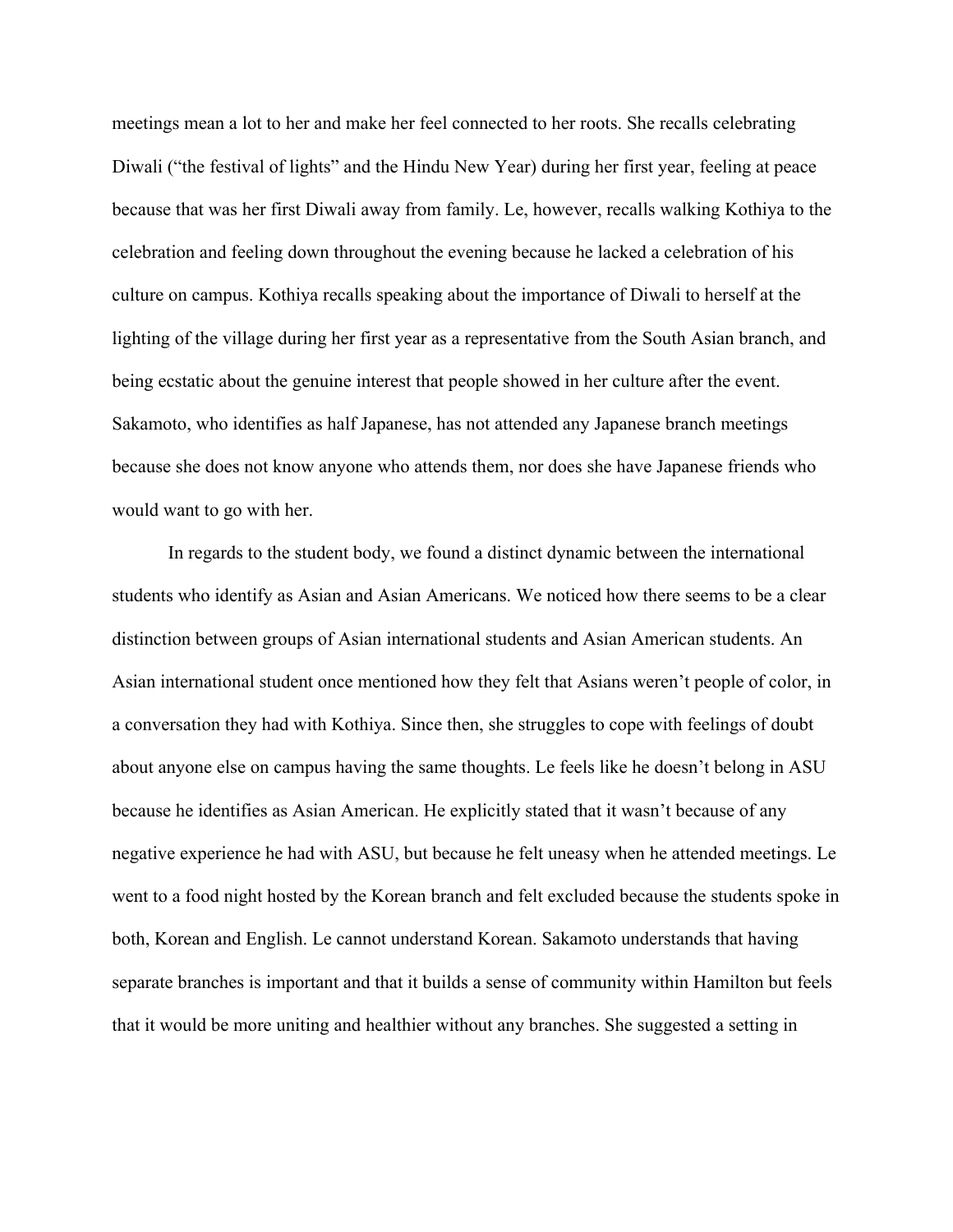meetings mean a lot to her and make her feel connected to her roots. She recalls celebrating Diwali ("the festival of lights" and the Hindu New Year) during her first year, feeling at peace because that was her first Diwali away from family. Le, however, recalls walking Kothiya to the celebration and feeling down throughout the evening because he lacked a celebration of his culture on campus. Kothiya recalls speaking about the importance of Diwali to herself at the lighting of the village during her first year as a representative from the South Asian branch, and being ecstatic about the genuine interest that people showed in her culture after the event. Sakamoto, who identifies as half Japanese, has not attended any Japanese branch meetings because she does not know anyone who attends them, nor does she have Japanese friends who would want to go with her.

In regards to the student body, we found a distinct dynamic between the international students who identify as Asian and Asian Americans. We noticed how there seems to be a clear distinction between groups of Asian international students and Asian American students. An Asian international student once mentioned how they felt that Asians weren't people of color, in a conversation they had with Kothiya. Since then, she struggles to cope with feelings of doubt about anyone else on campus having the same thoughts. Le feels like he doesn't belong in ASU because he identifies as Asian American. He explicitly stated that it wasn't because of any negative experience he had with ASU, but because he felt uneasy when he attended meetings. Le went to a food night hosted by the Korean branch and felt excluded because the students spoke in both, Korean and English. Le cannot understand Korean. Sakamoto understands that having separate branches is important and that it builds a sense of community within Hamilton but feels that it would be more uniting and healthier without any branches. She suggested a setting in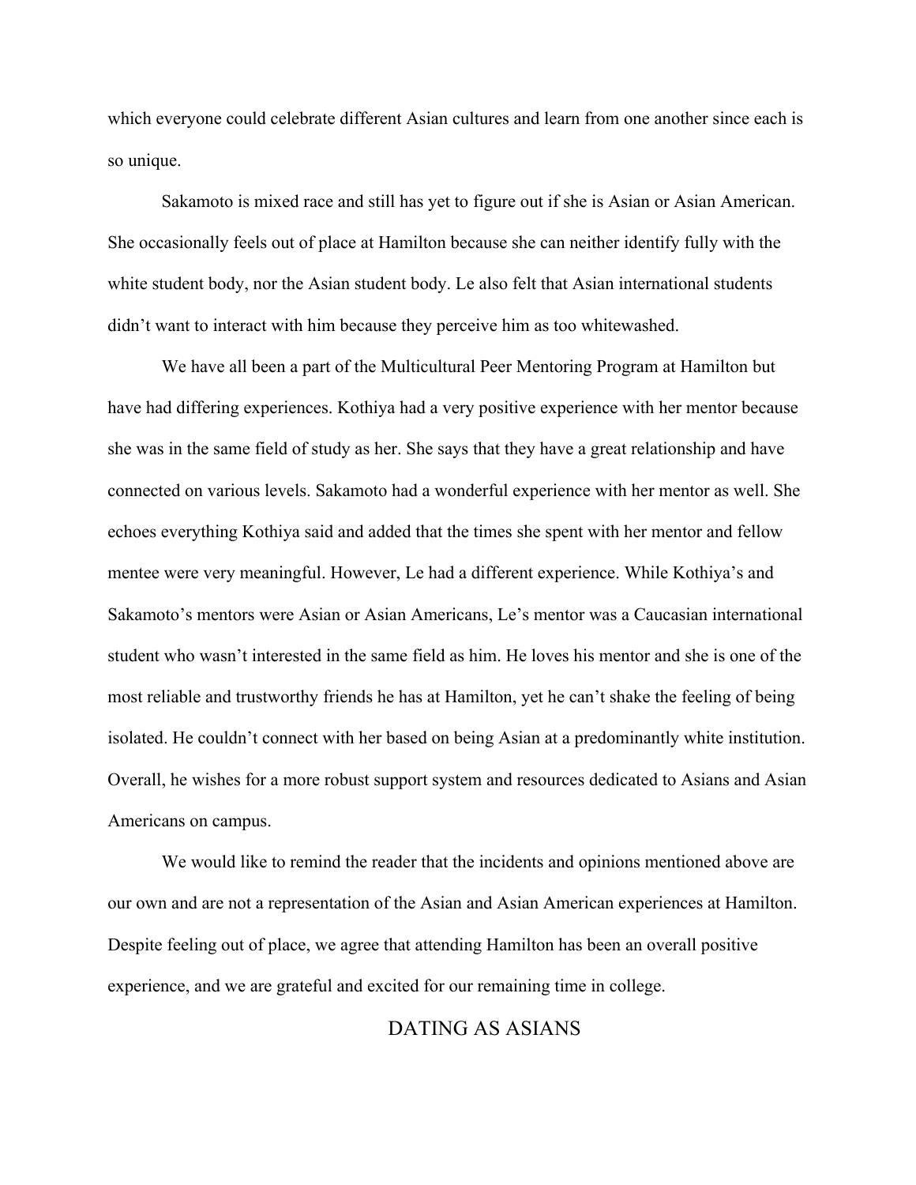which everyone could celebrate different Asian cultures and learn from one another since each is so unique.

Sakamoto is mixed race and still has yet to figure out if she is Asian or Asian American. She occasionally feels out of place at Hamilton because she can neither identify fully with the white student body, nor the Asian student body. Le also felt that Asian international students didn't want to interact with him because they perceive him as too whitewashed.

We have all been a part of the Multicultural Peer Mentoring Program at Hamilton but have had differing experiences. Kothiya had a very positive experience with her mentor because she was in the same field of study as her. She says that they have a great relationship and have connected on various levels. Sakamoto had a wonderful experience with her mentor as well. She echoes everything Kothiya said and added that the times she spent with her mentor and fellow mentee were very meaningful. However, Le had a different experience. While Kothiya's and Sakamoto's mentors were Asian or Asian Americans, Le's mentor was a Caucasian international student who wasn't interested in the same field as him. He loves his mentor and she is one of the most reliable and trustworthy friends he has at Hamilton, yet he can't shake the feeling of being isolated. He couldn't connect with her based on being Asian at a predominantly white institution. Overall, he wishes for a more robust support system and resources dedicated to Asians and Asian Americans on campus.

We would like to remind the reader that the incidents and opinions mentioned above are our own and are not a representation of the Asian and Asian American experiences at Hamilton. Despite feeling out of place, we agree that attending Hamilton has been an overall positive experience, and we are grateful and excited for our remaining time in college.

## DATING AS ASIANS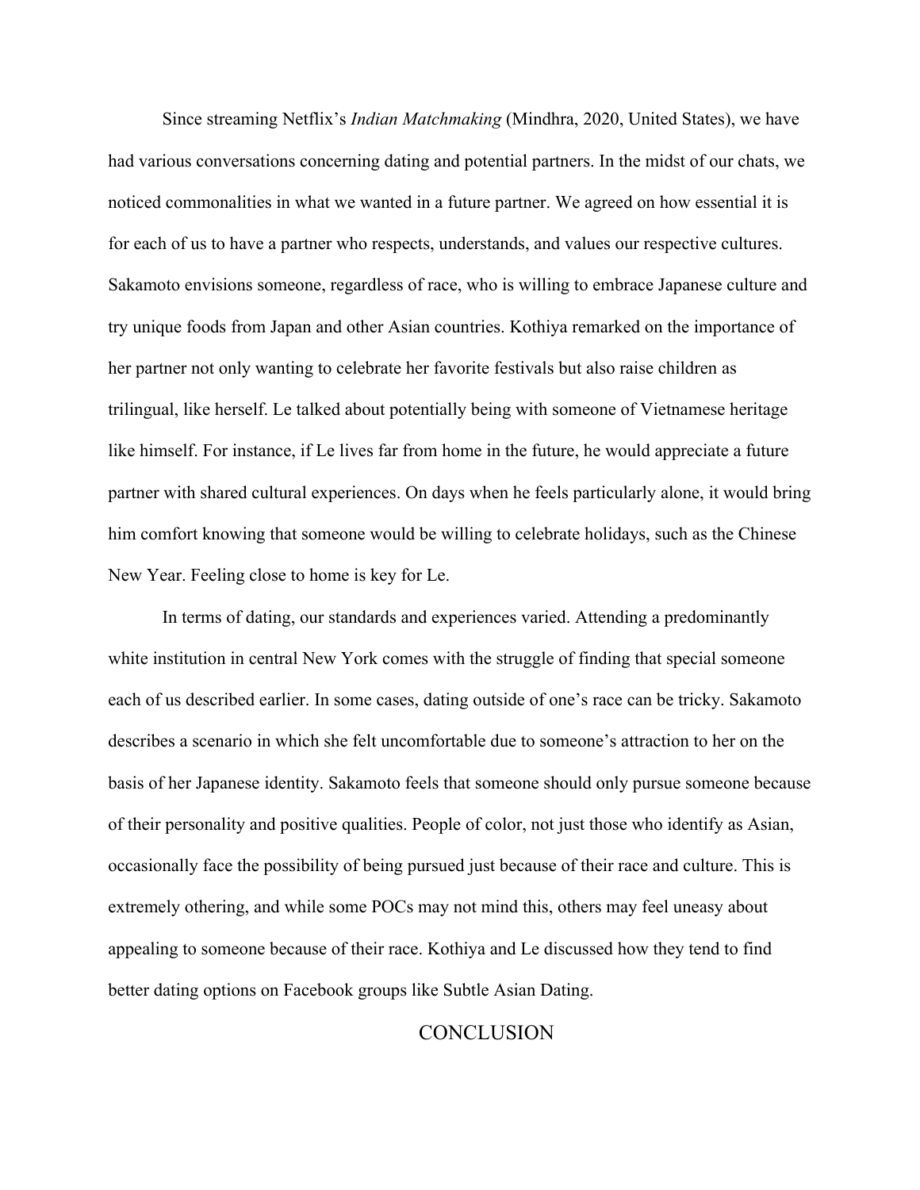Since streaming Netflix's *Indian Matchmaking* (Mindhra, 2020, United States), we have had various conversations concerning dating and potential partners. In the midst of our chats, we noticed commonalities in what we wanted in a future partner. We agreed on how essential it is for each of us to have a partner who respects, understands, and values our respective cultures. Sakamoto envisions someone, regardless of race, who is willing to embrace Japanese culture and try unique foods from Japan and other Asian countries. Kothiya remarked on the importance of her partner not only wanting to celebrate her favorite festivals but also raise children as trilingual, like herself. Le talked about potentially being with someone of Vietnamese heritage like himself. For instance, if Le lives far from home in the future, he would appreciate a future partner with shared cultural experiences. On days when he feels particularly alone, it would bring him comfort knowing that someone would be willing to celebrate holidays, such as the Chinese New Year. Feeling close to home is key for Le.

In terms of dating, our standards and experiences varied. Attending a predominantly white institution in central New York comes with the struggle of finding that special someone each of us described earlier. In some cases, dating outside of one's race can be tricky. Sakamoto describes a scenario in which she felt uncomfortable due to someone's attraction to her on the basis of her Japanese identity. Sakamoto feels that someone should only pursue someone because of their personality and positive qualities. People of color, not just those who identify as Asian, occasionally face the possibility of being pursued just because of their race and culture. This is extremely othering, and while some POCs may not mind this, others may feel uneasy about appealing to someone because of their race. Kothiya and Le discussed how they tend to find better dating options on Facebook groups like Subtle Asian Dating.

## CONCLUSION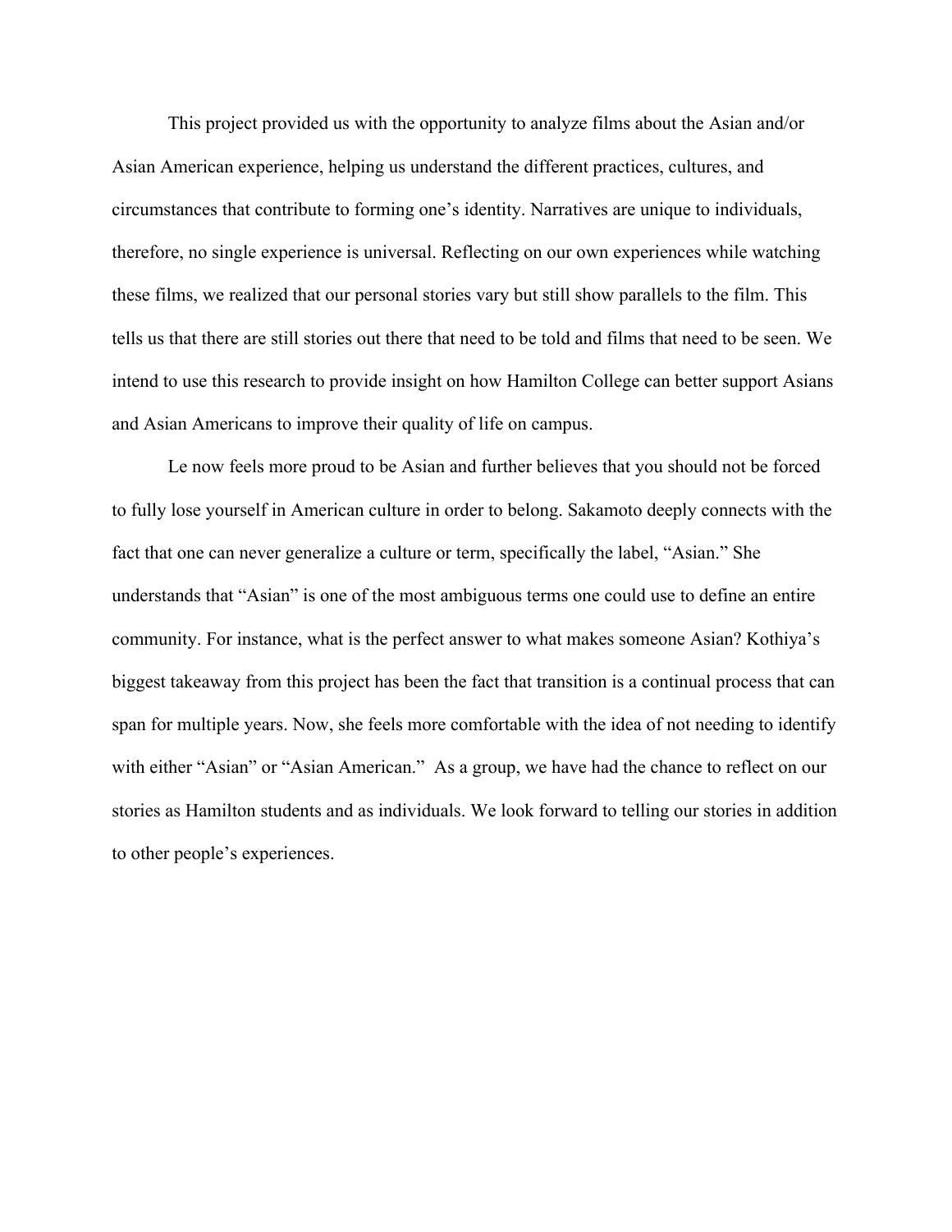This project provided us with the opportunity to analyze films about the Asian and/or Asian American experience, helping us understand the different practices, cultures, and circumstances that contribute to forming one's identity. Narratives are unique to individuals, therefore, no single experience is universal. Reflecting on our own experiences while watching these films, we realized that our personal stories vary but still show parallels to the film. This tells us that there are still stories out there that need to be told and films that need to be seen. We intend to use this research to provide insight on how Hamilton College can better support Asians and Asian Americans to improve their quality of life on campus.

Le now feels more proud to be Asian and further believes that you should not be forced to fully lose yourself in American culture in order to belong. Sakamoto deeply connects with the fact that one can never generalize a culture or term, specifically the label, "Asian." She understands that "Asian" is one of the most ambiguous terms one could use to define an entire community. For instance, what is the perfect answer to what makes someone Asian? Kothiya's biggest takeaway from this project has been the fact that transition is a continual process that can span for multiple years. Now, she feels more comfortable with the idea of not needing to identify with either "Asian" or "Asian American." As a group, we have had the chance to reflect on our stories as Hamilton students and as individuals. We look forward to telling our stories in addition to other people's experiences.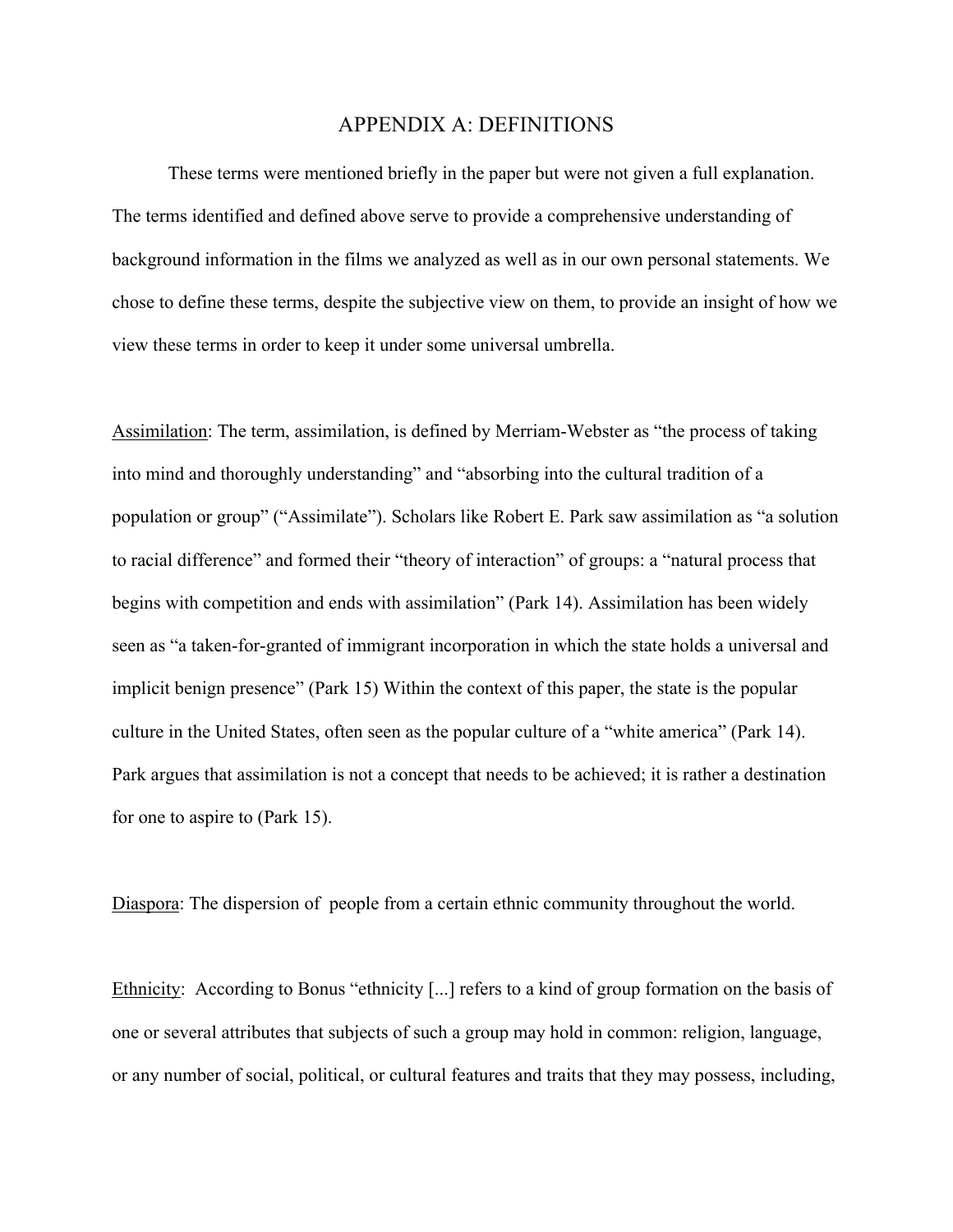# APPENDIX A: DEFINITIONS

These terms were mentioned briefly in the paper but were not given a full explanation. The terms identified and defined above serve to provide a comprehensive understanding of background information in the films we analyzed as well as in our own personal statements. We chose to define these terms, despite the subjective view on them, to provide an insight of how we view these terms in order to keep it under some universal umbrella.

<u>Assimilation</u>: The term, assimilation, is defined by Merriam-Webster as "the process of taking into mind and thoroughly understanding" and "absorbing into the cultural tradition of a population or group" ("Assimilate"). Scholars like Robert E. Park saw assimilation as "a solution to racial difference" and formed their "theory of interaction" of groups: a "natural process that begins with competition and ends with assimilation" (Park 14). Assimilation has been widely seen as "a taken-for-granted of immigrant incorporation in which the state holds a universal and implicit benign presence" (Park 15) Within the context of this paper, the state is the popular culture in the United States, often seen as the popular culture of a "white america" (Park 14). Park argues that assimilation is not a concept that needs to be achieved; it is rather a destination for one to aspire to (Park 15).

<u>Diaspora</u>: The dispersion of people from a certain ethnic community throughout the world.

<u>Ethnicity</u>: According to Bonus "ethnicity [...] refers to a kind of group formation on the basis of one or several attributes that subjects of such a group may hold in common: religion, language, or any number of social, political, or cultural features and traits that they may possess, including,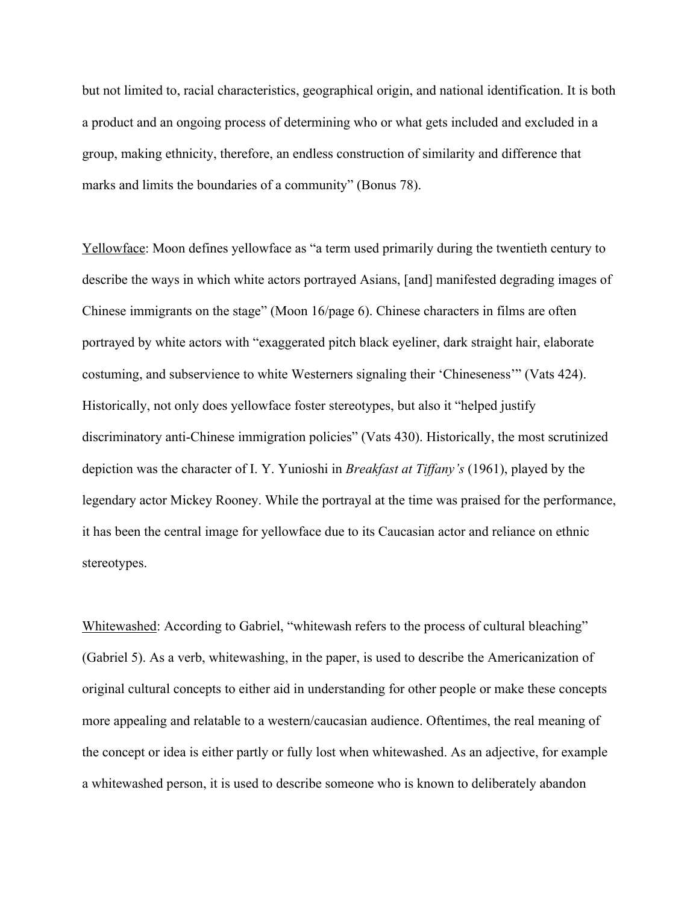but not limited to, racial characteristics, geographical origin, and national identification. It is both a product and an ongoing process of determining who or what gets included and excluded in a group, making ethnicity, therefore, an endless construction of similarity and difference that marks and limits the boundaries of a community" (Bonus 78).

<u>Yellowface</u>: Moon defines yellowface as "a term used primarily during the twentieth century to describe the ways in which white actors portrayed Asians, [and] manifested degrading images of Chinese immigrants on the stage" (Moon 16/page 6). Chinese characters in films are often portrayed by white actors with "exaggerated pitch black eyeliner, dark straight hair, elaborate costuming, and subservience to white Westerners signaling their 'Chineseness'" (Vats 424). Historically, not only does yellowface foster stereotypes, but also it "helped justify discriminatory anti-Chinese immigration policies" (Vats 430). Historically, the most scrutinized depiction was the character of I. Y. Yunioshi in *Breakfast at Tiffany's* (1961), played by the legendary actor Mickey Rooney. While the portrayal at the time was praised for the performance, it has been the central image for yellowface due to its Caucasian actor and reliance on ethnic stereotypes.

<u>Whitewashed</u>: According to Gabriel, "whitewash refers to the process of cultural bleaching" (Gabriel 5). As a verb, whitewashing, in the paper, is used to describe the Americanization of original cultural concepts to either aid in understanding for other people or make these concepts more appealing and relatable to a western/caucasian audience. Oftentimes, the real meaning of the concept or idea is either partly or fully lost when whitewashed. As an adjective, for example a whitewashed person, it is used to describe someone who is known to deliberately abandon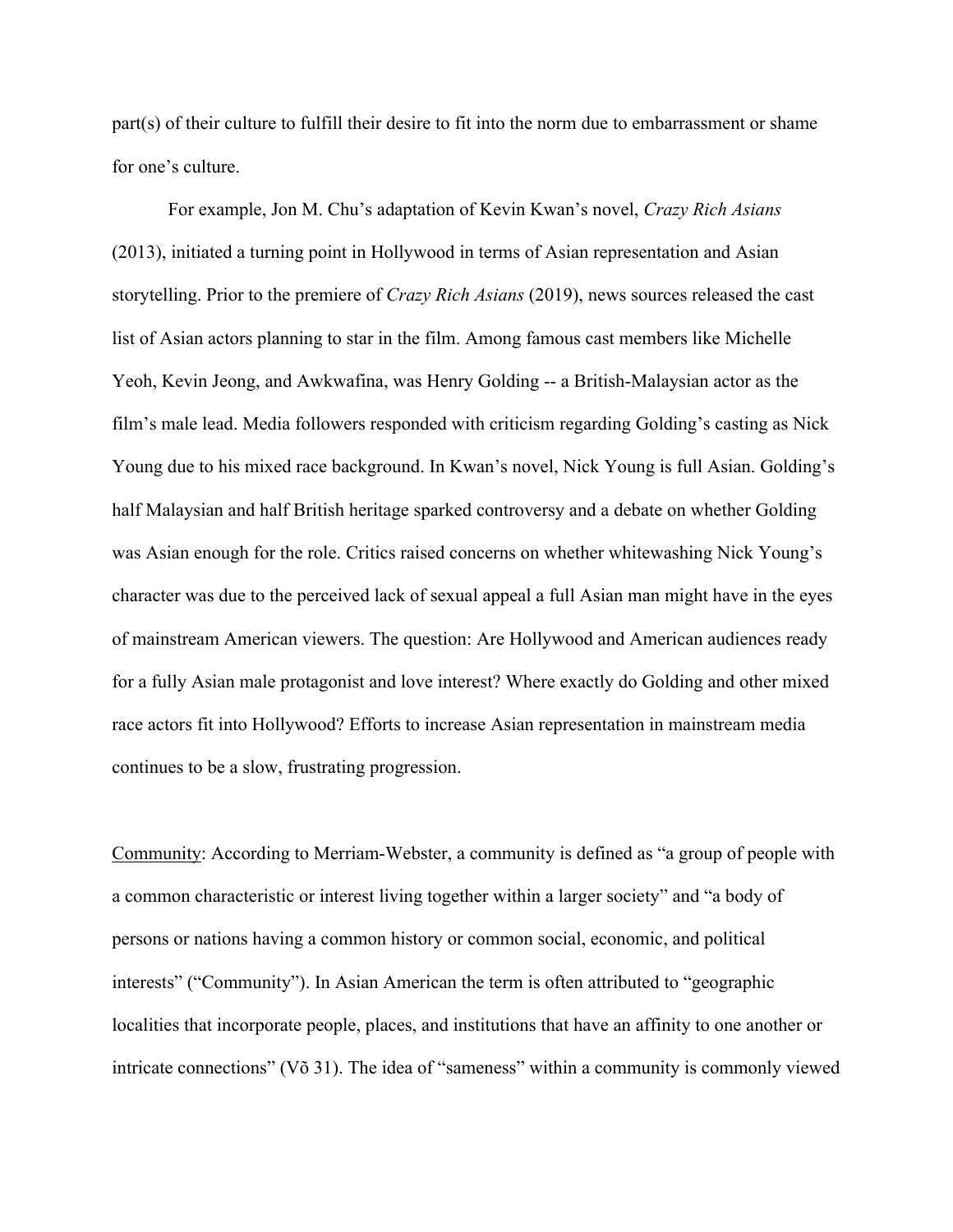part(s) of their culture to fulfill their desire to fit into the norm due to embarrassment or shame for one's culture.

For example, Jon M. Chu's adaptation of Kevin Kwan's novel, *Crazy Rich Asians* (2013), initiated a turning point in Hollywood in terms of Asian representation and Asian storytelling. Prior to the premiere of *Crazy Rich Asians* (2019), news sources released the cast list of Asian actors planning to star in the film. Among famous cast members like Michelle Yeoh, Kevin Jeong, and Awkwafina, was Henry Golding -- a British-Malaysian actor as the film's male lead. Media followers responded with criticism regarding Golding's casting as Nick Young due to his mixed race background. In Kwan's novel, Nick Young is full Asian. Golding's half Malaysian and half British heritage sparked controversy and a debate on whether Golding was Asian enough for the role. Critics raised concerns on whether whitewashing Nick Young's character was due to the perceived lack of sexual appeal a full Asian man might have in the eyes of mainstream American viewers. The question: Are Hollywood and American audiences ready for a fully Asian male protagonist and love interest? Where exactly do Golding and other mixed race actors fit into Hollywood? Efforts to increase Asian representation in mainstream media continues to be a slow, frustrating progression.

<u>Community</u>: According to Merriam-Webster, a community is defined as "a group of people with a common characteristic or interest living together within a larger society" and "a body of persons or nations having a common history or common social, economic, and political interests" ("Community"). In Asian American the term is often attributed to "geographic localities that incorporate people, places, and institutions that have an affinity to one another or intricate connections" (Võ 31). The idea of "sameness" within a community is commonly viewed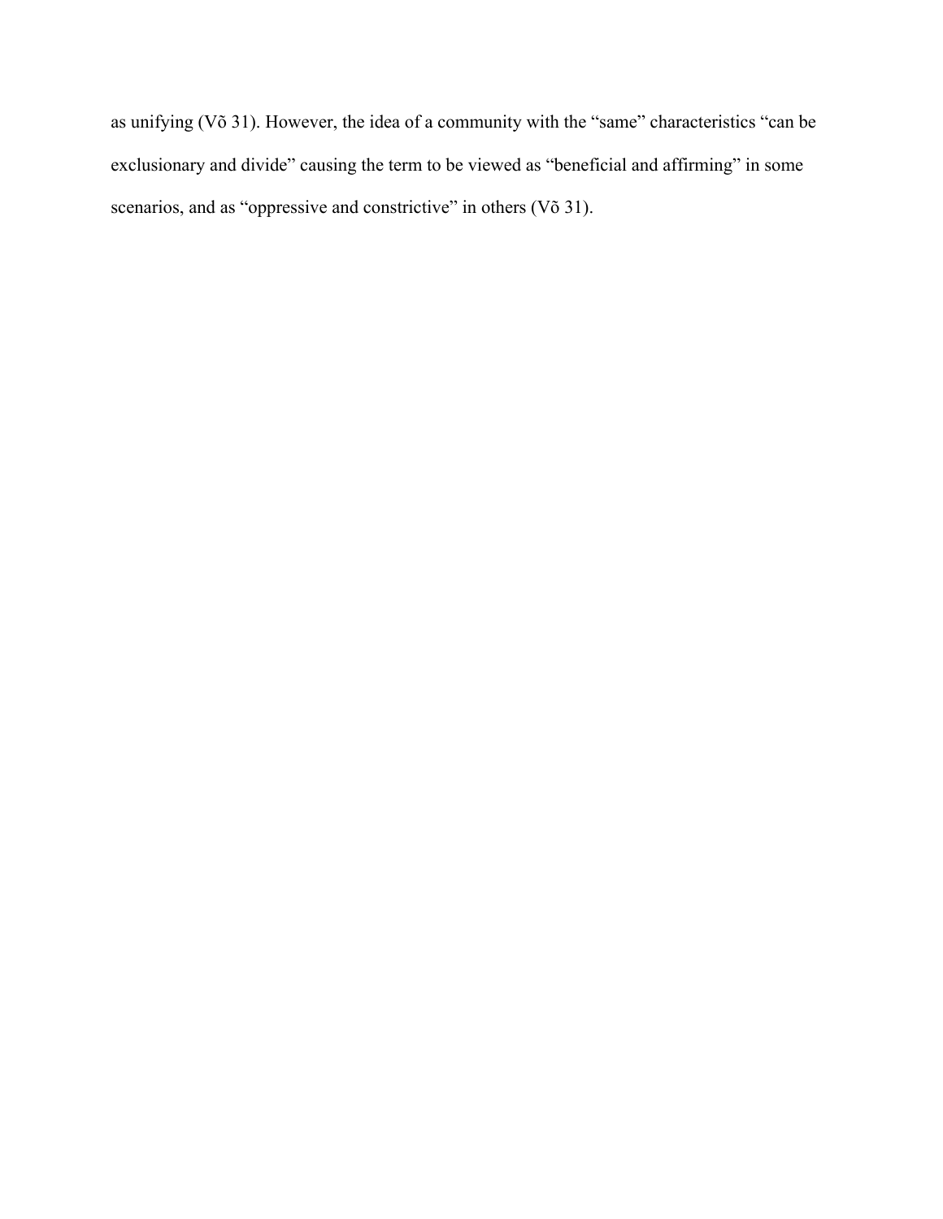as unifying (Võ 31). However, the idea of a community with the "same" characteristics "can be exclusionary and divide" causing the term to be viewed as "beneficial and affirming" in some scenarios, and as "oppressive and constrictive" in others (Võ 31).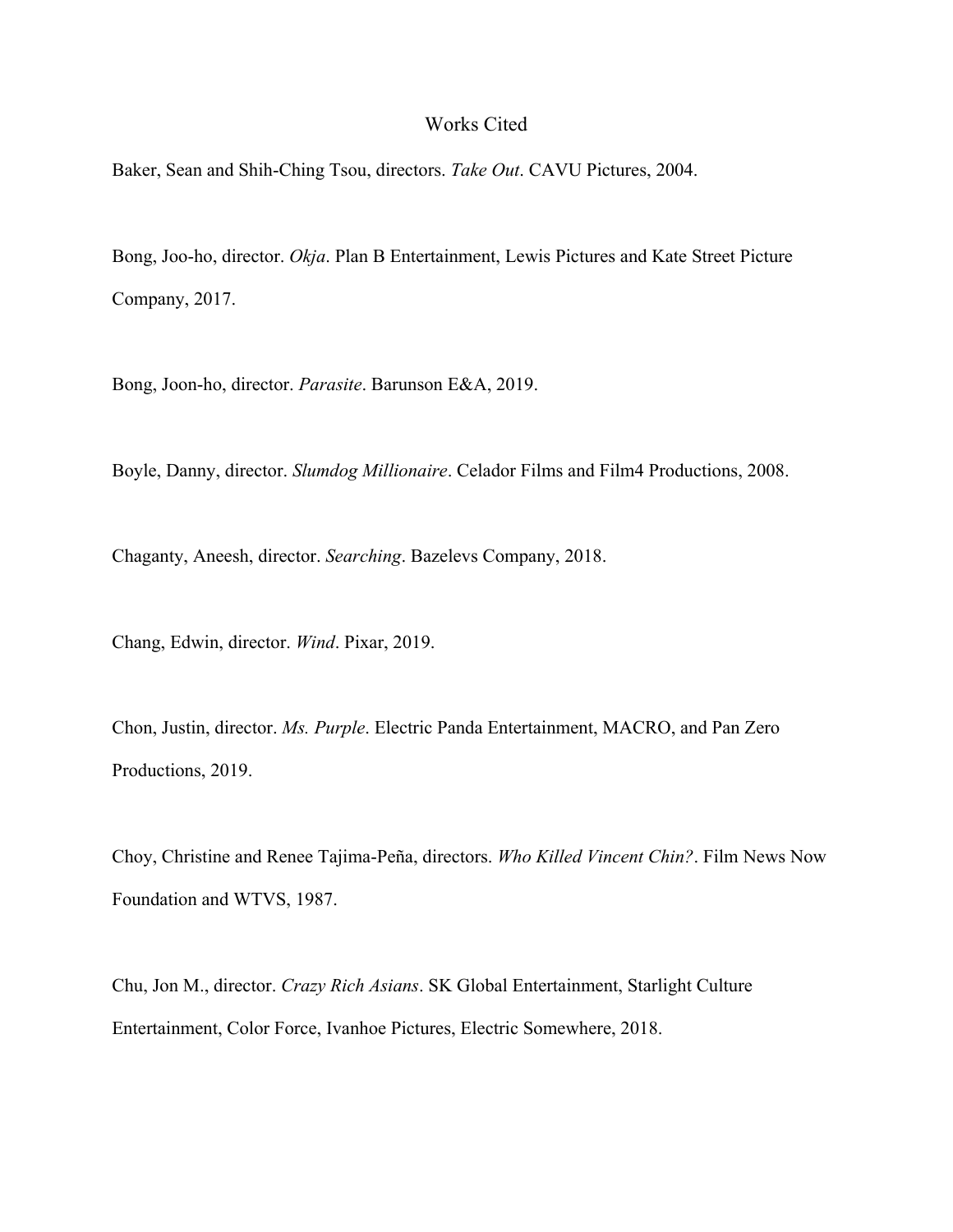# Works Cited

Baker, Sean and Shih-Ching Tsou, directors. *Take Out*. CAVU Pictures, 2004.

Bong, Joo-ho, director. *Okja*. Plan B Entertainment, Lewis Pictures and Kate Street Picture Company, 2017.

Bong, Joon-ho, director. *Parasite*. Barunson E&A, 2019.

Boyle, Danny, director. *Slumdog Millionaire*. Celador Films and Film4 Productions, 2008.

Chaganty, Aneesh, director. *Searching*. Bazelevs Company, 2018.

Chang, Edwin, director. *Wind*. Pixar, 2019.

Chon, Justin, director. *Ms. Purple*. Electric Panda Entertainment, MACRO, and Pan Zero Productions, 2019.

Choy, Christine and Renee Tajima-Peña, directors. *Who Killed Vincent Chin?*. Film News Now Foundation and WTVS, 1987.

Chu, Jon M., director. *Crazy Rich Asians*. SK Global Entertainment, Starlight Culture Entertainment, Color Force, Ivanhoe Pictures, Electric Somewhere, 2018.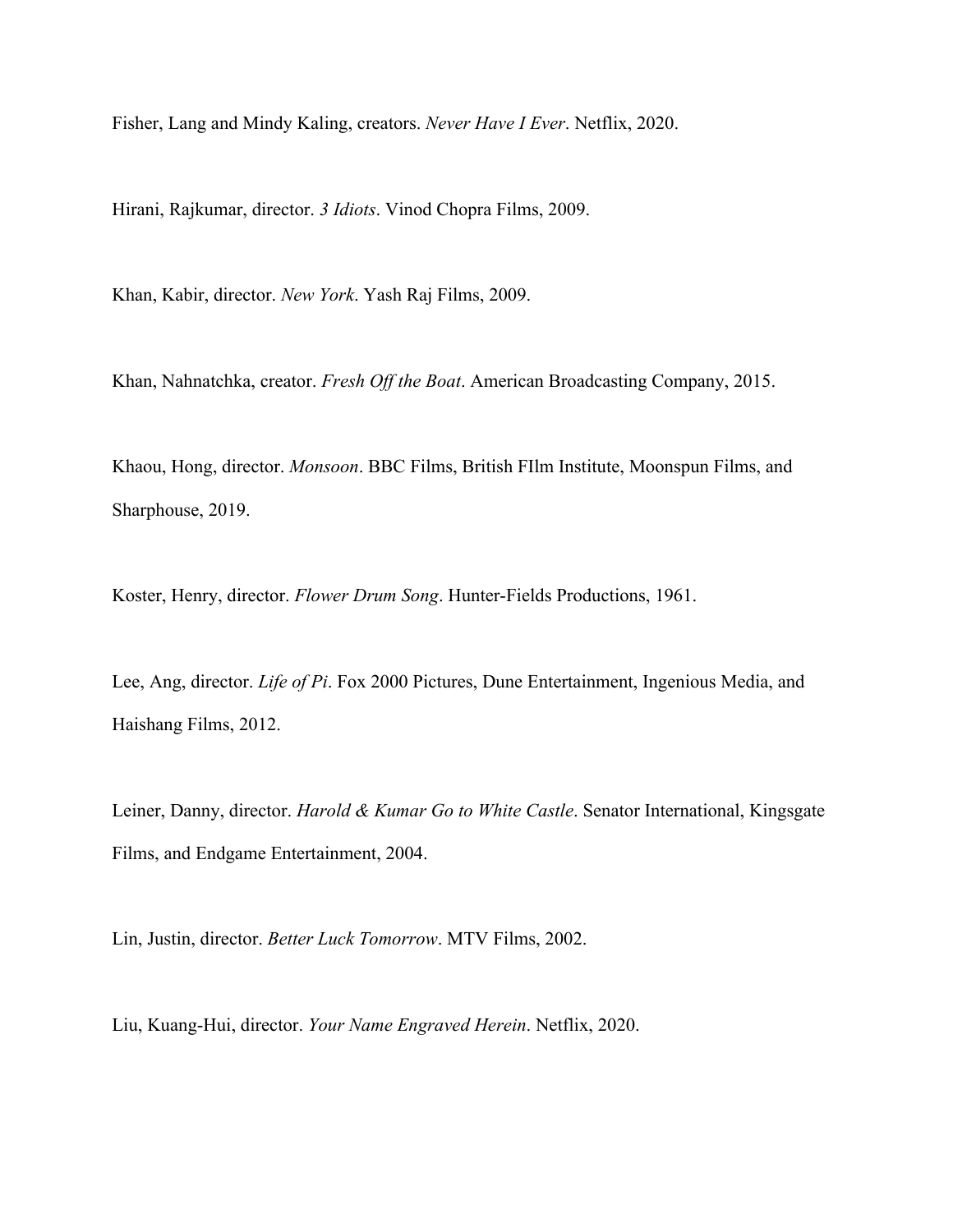Fisher, Lang and Mindy Kaling, creators. *Never Have I Ever*. Netflix, 2020.

Hirani, Rajkumar, director. *3 Idiots*. Vinod Chopra Films, 2009.

Khan, Kabir, director. *New York*. Yash Raj Films, 2009.

Khan, Nahnatchka, creator. *Fresh Off the Boat*. American Broadcasting Company, 2015.

Khaou, Hong, director. *Monsoon*. BBC Films, British FIlm Institute, Moonspun Films, and Sharphouse, 2019.

Koster, Henry, director. *Flower Drum Song*. Hunter-Fields Productions, 1961.

Lee, Ang, director. *Life of Pi*. Fox 2000 Pictures, Dune Entertainment, Ingenious Media, and Haishang Films, 2012.

Leiner, Danny, director. *Harold & Kumar Go to White Castle*. Senator International, Kingsgate Films, and Endgame Entertainment, 2004.

Lin, Justin, director. *Better Luck Tomorrow*. MTV Films, 2002.

Liu, Kuang-Hui, director. *Your Name Engraved Herein*. Netflix, 2020.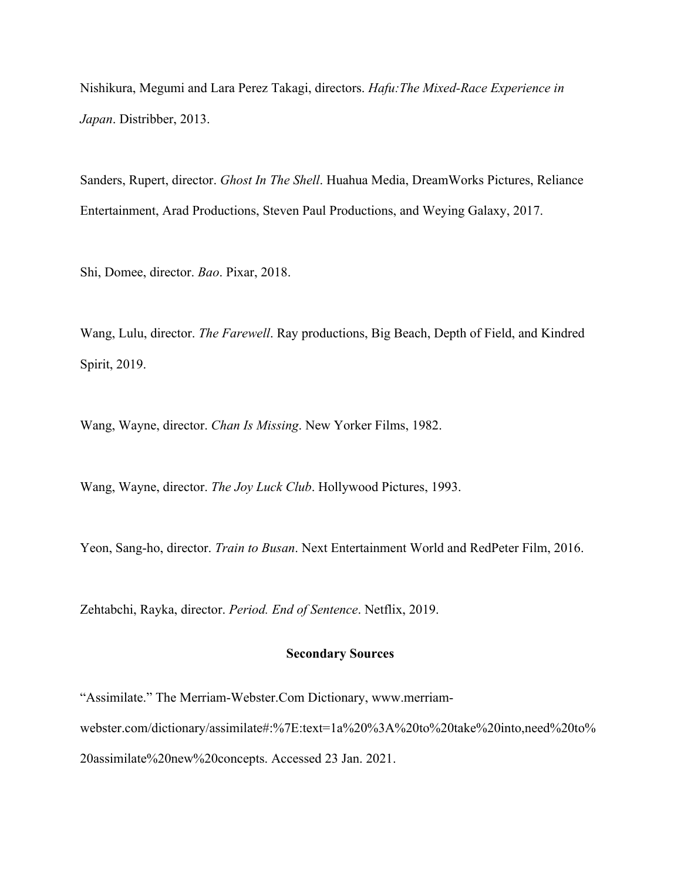Nishikura, Megumi and Lara Perez Takagi, directors. *Hafu:The Mixed-Race Experience in Japan*. Distribber, 2013.

Sanders, Rupert, director. *Ghost In The Shell*. Huahua Media, DreamWorks Pictures, Reliance Entertainment, Arad Productions, Steven Paul Productions, and Weying Galaxy, 2017.

Shi, Domee, director. *Bao*. Pixar, 2018.

Wang, Lulu, director. *The Farewell*. Ray productions, Big Beach, Depth of Field, and Kindred Spirit, 2019.

Wang, Wayne, director. *Chan Is Missing*. New Yorker Films, 1982.

Wang, Wayne, director. *The Joy Luck Club*. Hollywood Pictures, 1993.

Yeon, Sang-ho, director. *Train to Busan*. Next Entertainment World and RedPeter Film, 2016.

Zehtabchi, Rayka, director. *Period. End of Sentence*. Netflix, 2019.

## Secondary Sources

"Assimilate." The Merriam-Webster.Com Dictionary, www.merriam-webster.com/dictionary/assimilate#:%7E:text=1a%20%3A%20to%20take%20into,need%20to%20assimilate%20new%20concepts. Accessed 23 Jan. 2021.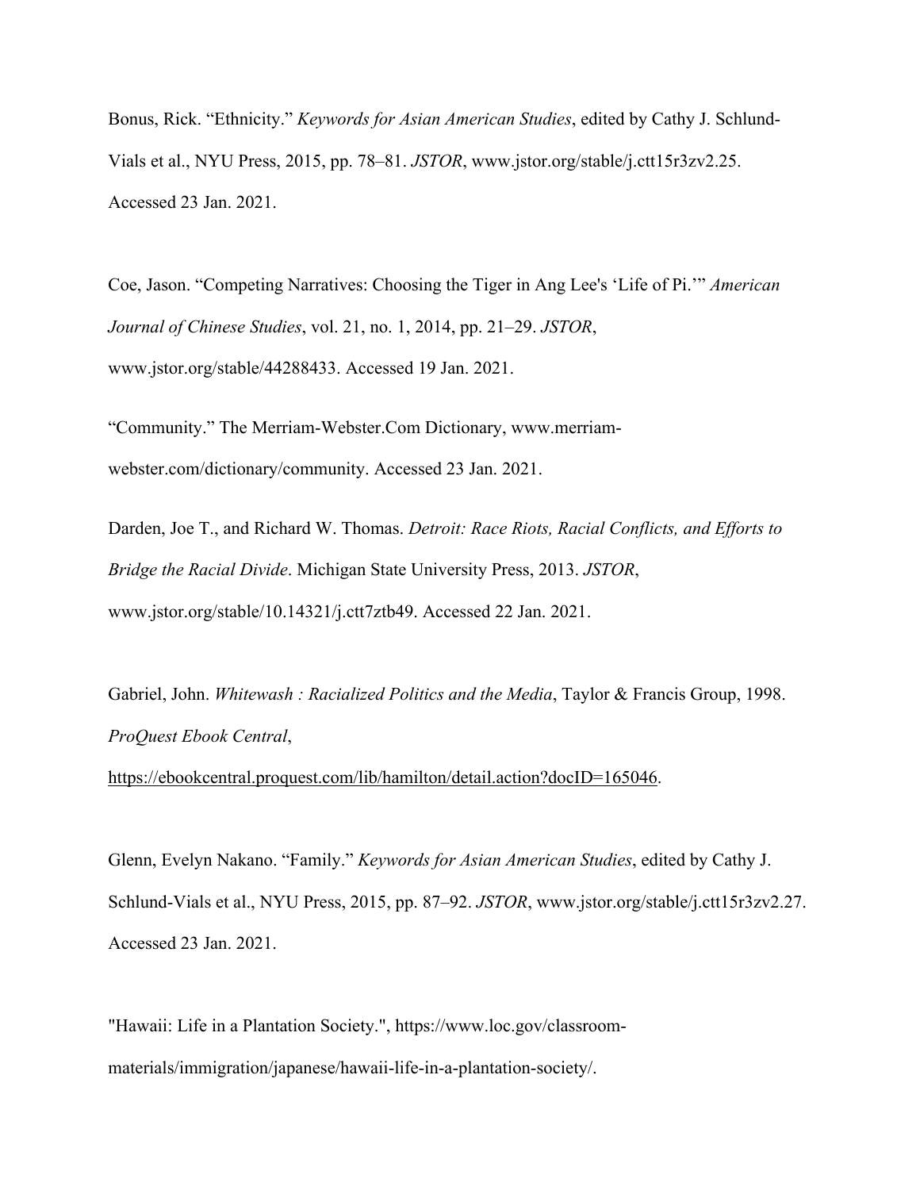Bonus, Rick. “Ethnicity.” *Keywords for Asian American Studies*, edited by Cathy J. Schlund-Vials et al., NYU Press, 2015, pp. 78–81. *JSTOR*, www.jstor.org/stable/j.ctt15r3zv2.25. Accessed 23 Jan. 2021.

Coe, Jason. “Competing Narratives: Choosing the Tiger in Ang Lee's ‘Life of Pi.’” *American Journal of Chinese Studies*, vol. 21, no. 1, 2014, pp. 21–29. *JSTOR*, www.jstor.org/stable/44288433. Accessed 19 Jan. 2021.

“Community.” The Merriam-Webster.Com Dictionary, www.merriam-webster.com/dictionary/community. Accessed 23 Jan. 2021.

Darden, Joe T., and Richard W. Thomas. *Detroit: Race Riots, Racial Conflicts, and Efforts to Bridge the Racial Divide*. Michigan State University Press, 2013. *JSTOR*, www.jstor.org/stable/10.14321/j.ctt7ztb49. Accessed 22 Jan. 2021.

Gabriel, John. *Whitewash : Racialized Politics and the Media*, Taylor & Francis Group, 1998. *ProQuest Ebook Central*, https://ebookcentral.proquest.com/lib/hamilton/detail.action?docID=165046.

Glenn, Evelyn Nakano. “Family.” *Keywords for Asian American Studies*, edited by Cathy J. Schlund-Vials et al., NYU Press, 2015, pp. 87–92. *JSTOR*, www.jstor.org/stable/j.ctt15r3zv2.27. Accessed 23 Jan. 2021.

"Hawaii: Life in a Plantation Society.", https://www.loc.gov/classroom-materials/immigration/japanese/hawaii-life-in-a-plantation-society/.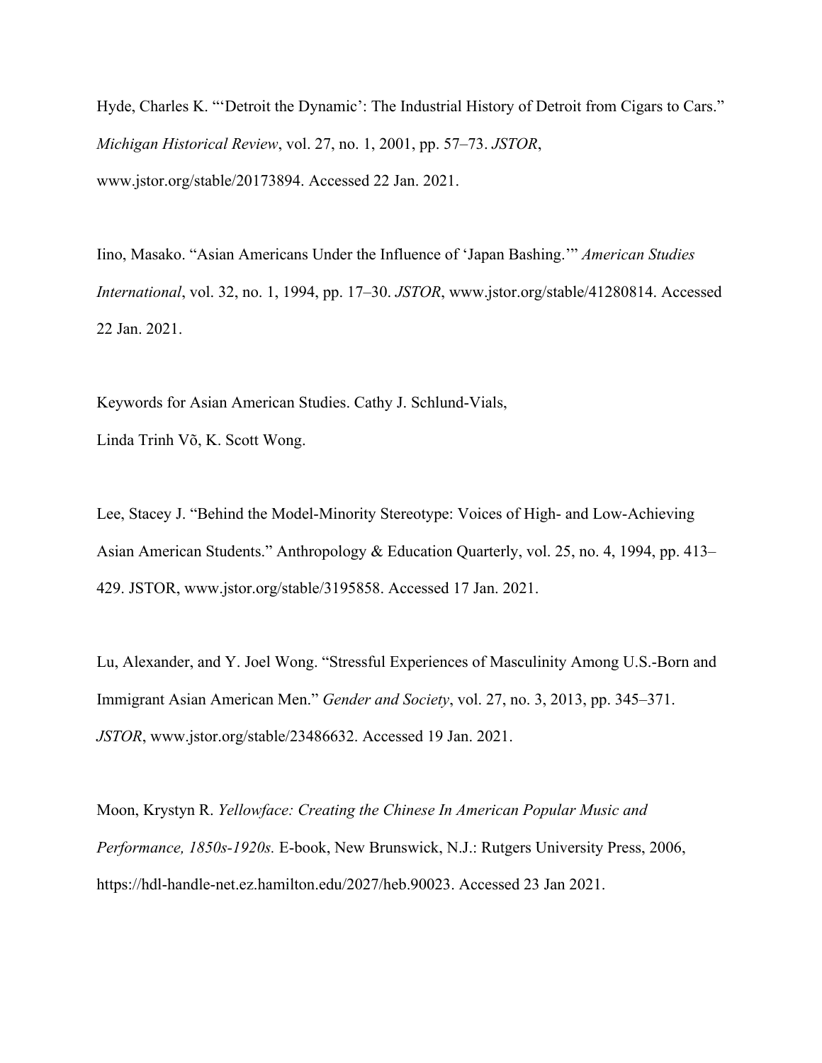Hyde, Charles K. "'Detroit the Dynamic': The Industrial History of Detroit from Cigars to Cars." *Michigan Historical Review*, vol. 27, no. 1, 2001, pp. 57–73. *JSTOR*, www.jstor.org/stable/20173894. Accessed 22 Jan. 2021.

Iino, Masako. "Asian Americans Under the Influence of 'Japan Bashing.'" *American Studies International*, vol. 32, no. 1, 1994, pp. 17–30. *JSTOR*, www.jstor.org/stable/41280814. Accessed 22 Jan. 2021.

Keywords for Asian American Studies. Cathy J. Schlund-Vials, Linda Trinh Võ, K. Scott Wong.

Lee, Stacey J. "Behind the Model-Minority Stereotype: Voices of High- and Low-Achieving Asian American Students." Anthropology & Education Quarterly, vol. 25, no. 4, 1994, pp. 413–429. JSTOR, www.jstor.org/stable/3195858. Accessed 17 Jan. 2021.

Lu, Alexander, and Y. Joel Wong. "Stressful Experiences of Masculinity Among U.S.-Born and Immigrant Asian American Men." *Gender and Society*, vol. 27, no. 3, 2013, pp. 345–371. *JSTOR*, www.jstor.org/stable/23486632. Accessed 19 Jan. 2021.

Moon, Krystyn R. *Yellowface: Creating the Chinese In American Popular Music and Performance, 1850s-1920s.* E-book, New Brunswick, N.J.: Rutgers University Press, 2006, https://hdl-handle-net.ez.hamilton.edu/2027/heb.90023. Accessed 23 Jan 2021.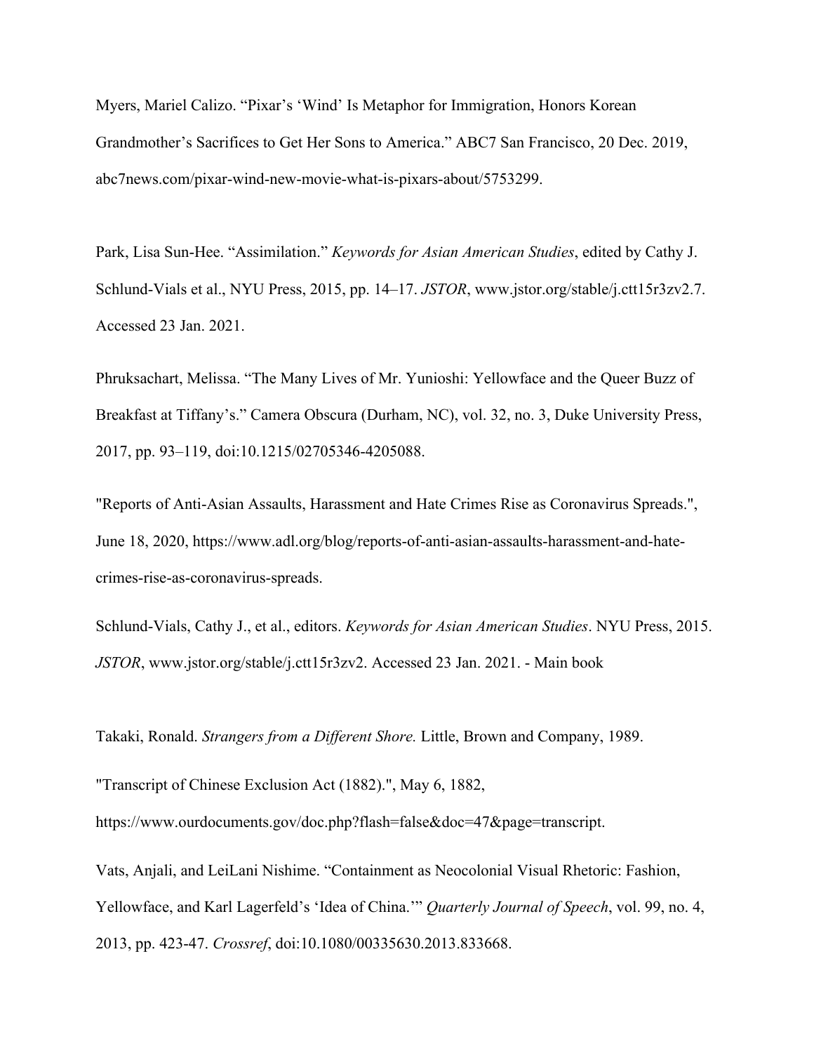Myers, Mariel Calizo. "Pixar's 'Wind' Is Metaphor for Immigration, Honors Korean Grandmother's Sacrifices to Get Her Sons to America." ABC7 San Francisco, 20 Dec. 2019, abc7news.com/pixar-wind-new-movie-what-is-pixars-about/5753299.

Park, Lisa Sun-Hee. "Assimilation." *Keywords for Asian American Studies*, edited by Cathy J. Schlund-Vials et al., NYU Press, 2015, pp. 14–17. *JSTOR*, www.jstor.org/stable/j.ctt15r3zv2.7. Accessed 23 Jan. 2021.

Phruksachart, Melissa. "The Many Lives of Mr. Yunioshi: Yellowface and the Queer Buzz of Breakfast at Tiffany's." Camera Obscura (Durham, NC), vol. 32, no. 3, Duke University Press, 2017, pp. 93–119, doi:10.1215/02705346-4205088.

"Reports of Anti-Asian Assaults, Harassment and Hate Crimes Rise as Coronavirus Spreads.", June 18, 2020, https://www.adl.org/blog/reports-of-anti-asian-assaults-harassment-and-hate-crimes-rise-as-coronavirus-spreads.

Schlund-Vials, Cathy J., et al., editors. *Keywords for Asian American Studies*. NYU Press, 2015. *JSTOR*, www.jstor.org/stable/j.ctt15r3zv2. Accessed 23 Jan. 2021. - Main book

Takaki, Ronald. *Strangers from a Different Shore.* Little, Brown and Company, 1989.

"Transcript of Chinese Exclusion Act (1882).", May 6, 1882, https://www.ourdocuments.gov/doc.php?flash=false&doc=47&page=transcript.

Vats, Anjali, and LeiLani Nishime. "Containment as Neocolonial Visual Rhetoric: Fashion, Yellowface, and Karl Lagerfeld's 'Idea of China.'" *Quarterly Journal of Speech*, vol. 99, no. 4, 2013, pp. 423-47. *Crossref*, doi:10.1080/00335630.2013.833668.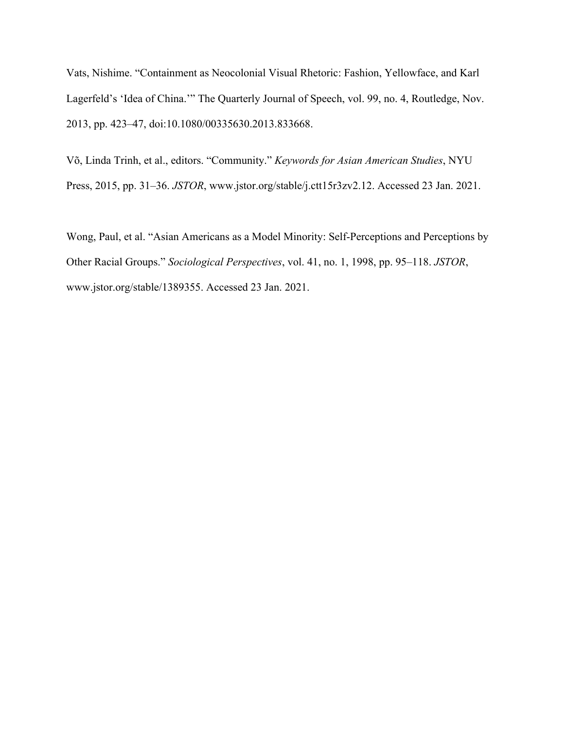Vats, Nishime. “Containment as Neocolonial Visual Rhetoric: Fashion, Yellowface, and Karl Lagerfeld’s ‘Idea of China.’” The Quarterly Journal of Speech, vol. 99, no. 4, Routledge, Nov. 2013, pp. 423–47, doi:10.1080/00335630.2013.833668.

Võ, Linda Trinh, et al., editors. “Community.” *Keywords for Asian American Studies*, NYU Press, 2015, pp. 31–36. *JSTOR*, www.jstor.org/stable/j.ctt15r3zv2.12. Accessed 23 Jan. 2021.

Wong, Paul, et al. “Asian Americans as a Model Minority: Self-Perceptions and Perceptions by Other Racial Groups.” *Sociological Perspectives*, vol. 41, no. 1, 1998, pp. 95–118. *JSTOR*, www.jstor.org/stable/1389355. Accessed 23 Jan. 2021.